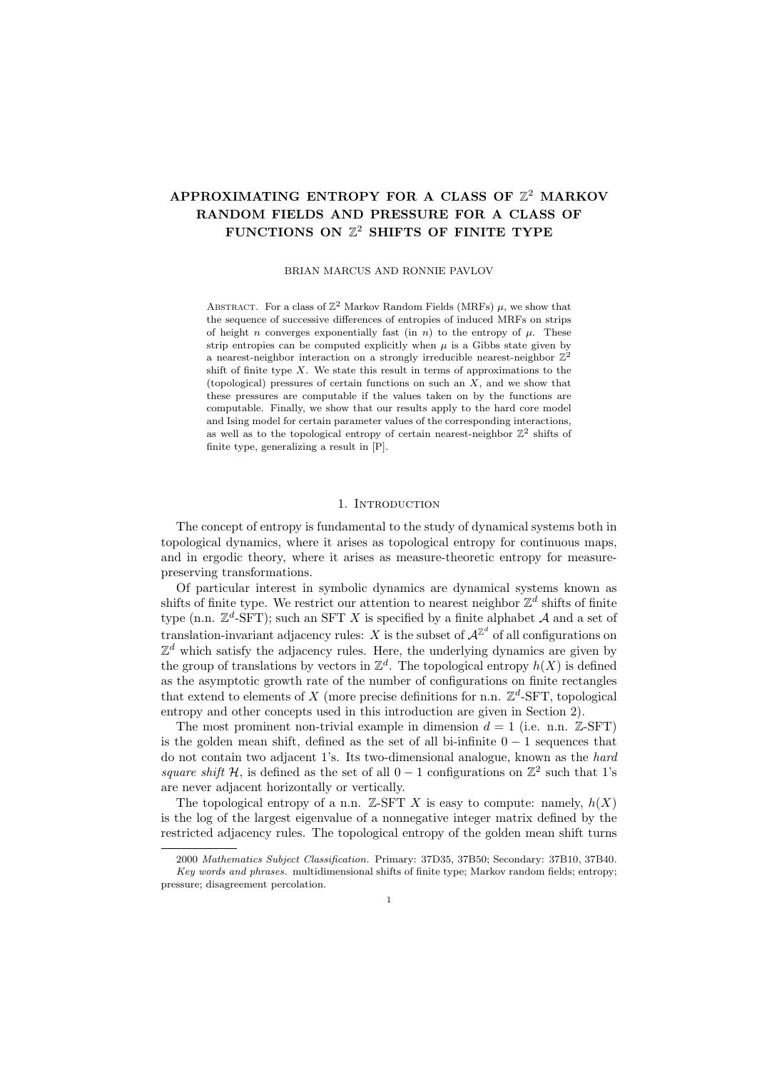# APPROXIMATING ENTROPY FOR A CLASS OF $\mathbb{Z}^2$ MARKOV RANDOM FIELDS AND PRESSURE FOR A CLASS OF FUNCTIONS ON $\mathbb{Z}^2$ SHIFTS OF FINITE TYPE

BRIAN MARCUS AND RONNIE PAVLOV

ABSTRACT. For a class of $\mathbb{Z}^2$ Markov Random Fields (MRFs) $\mu$, we show that the sequence of successive differences of entropies of induced MRFs on strips of height $n$ converges exponentially fast (in $n$) to the entropy of $\mu$. These strip entropies can be computed explicitly when $\mu$ is a Gibbs state given by a nearest-neighbor interaction on a strongly irreducible nearest-neighbor $\mathbb{Z}^2$ shift of finite type $X$. We state this result in terms of approximations to the (topological) pressures of certain functions on such an $X$, and we show that these pressures are computable if the values taken on by the functions are computable. Finally, we show that our results apply to the hard core model and Ising model for certain parameter values of the corresponding interactions, as well as to the topological entropy of certain nearest-neighbor $\mathbb{Z}^2$ shifts of finite type, generalizing a result in [P].

## 1. Introduction

The concept of entropy is fundamental to the study of dynamical systems both in topological dynamics, where it arises as topological entropy for continuous maps, and in ergodic theory, where it arises as measure-theoretic entropy for measure-preserving transformations.

Of particular interest in symbolic dynamics are dynamical systems known as shifts of finite type. We restrict our attention to nearest neighbor $\mathbb{Z}^d$ shifts of finite type (n.n. $\mathbb{Z}^d$-SFT); such an SFT $X$ is specified by a finite alphabet $\mathcal{A}$ and a set of translation-invariant adjacency rules: $X$ is the subset of $\mathcal{A}^{\mathbb{Z}^d}$ of all configurations on $\mathbb{Z}^d$ which satisfy the adjacency rules. Here, the underlying dynamics are given by the group of translations by vectors in $\mathbb{Z}^d$. The topological entropy $h(X)$ is defined as the asymptotic growth rate of the number of configurations on finite rectangles that extend to elements of $X$ (more precise definitions for n.n. $\mathbb{Z}^d$-SFT, topological entropy and other concepts used in this introduction are given in Section 2).

The most prominent non-trivial example in dimension $d = 1$ (i.e. n.n. $\mathbb{Z}$-SFT) is the golden mean shift, defined as the set of all bi-infinite $0-1$ sequences that do not contain two adjacent 1's. Its two-dimensional analogue, known as the *hard square shift* $\mathcal{H}$, is defined as the set of all $0-1$ configurations on $\mathbb{Z}^2$ such that 1's are never adjacent horizontally or vertically.

The topological entropy of a n.n. $\mathbb{Z}$-SFT $X$ is easy to compute: namely, $h(X)$ is the log of the largest eigenvalue of a nonnegative integer matrix defined by the restricted adjacency rules. The topological entropy of the golden mean shift turns

2000 *Mathematics Subject Classification.* Primary: 37D35, 37B50; Secondary: 37B10, 37B40.

*Key words and phrases.* multidimensional shifts of finite type; Markov random fields; entropy; pressure; disagreement percolation.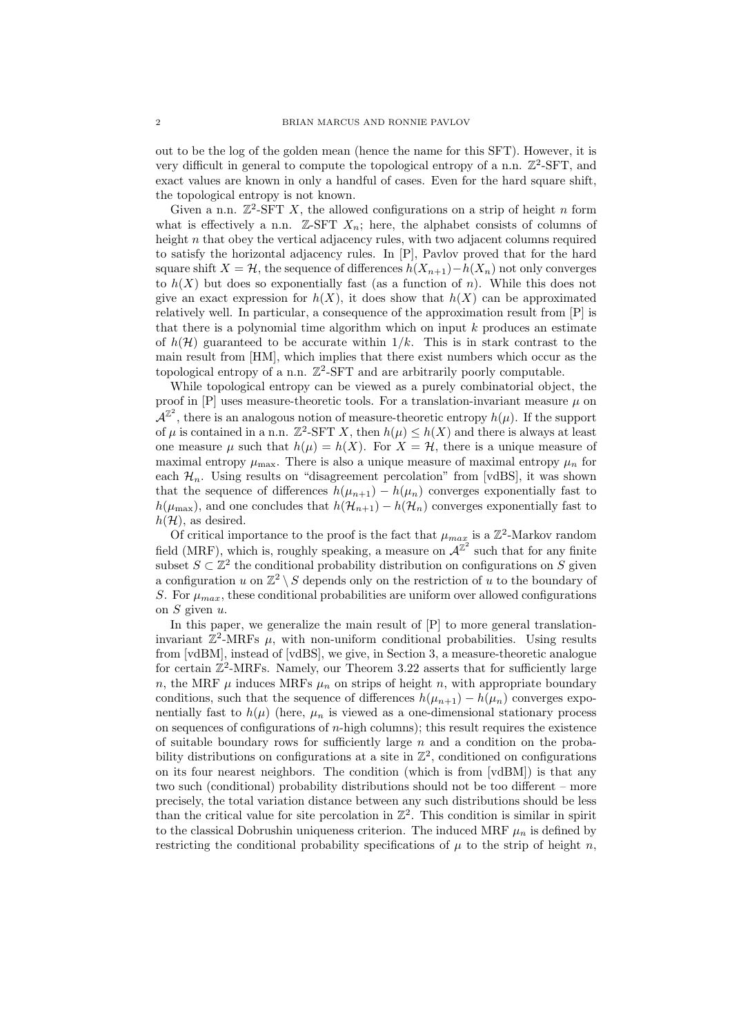out to be the log of the golden mean (hence the name for this SFT). However, it is very difficult in general to compute the topological entropy of a n.n. $\mathbb{Z}^2$-SFT, and exact values are known in only a handful of cases. Even for the hard square shift, the topological entropy is not known.

Given a n.n. $\mathbb{Z}^2$-SFT $X$, the allowed configurations on a strip of height $n$ form what is effectively a n.n. $\mathbb{Z}$-SFT $X_n$; here, the alphabet consists of columns of height $n$ that obey the vertical adjacency rules, with two adjacent columns required to satisfy the horizontal adjacency rules. In [P], Pavlov proved that for the hard square shift $X = \mathcal{H}$, the sequence of differences $h(X_{n+1}) - h(X_n)$ not only converges to $h(X)$ but does so exponentially fast (as a function of $n$). While this does not give an exact expression for $h(X)$, it does show that $h(X)$ can be approximated relatively well. In particular, a consequence of the approximation result from [P] is that there is a polynomial time algorithm which on input $k$ produces an estimate of $h(\mathcal{H})$ guaranteed to be accurate within $1/k$. This is in stark contrast to the main result from [HM], which implies that there exist numbers which occur as the topological entropy of a n.n. $\mathbb{Z}^2$-SFT and are arbitrarily poorly computable.

While topological entropy can be viewed as a purely combinatorial object, the proof in [P] uses measure-theoretic tools. For a translation-invariant measure $\mu$ on $\mathcal{A}^{\mathbb{Z}^2}$, there is an analogous notion of measure-theoretic entropy $h(\mu)$. If the support of $\mu$ is contained in a n.n. $\mathbb{Z}^2$-SFT $X$, then $h(\mu) \leq h(X)$ and there is always at least one measure $\mu$ such that $h(\mu) = h(X)$. For $X = \mathcal{H}$, there is a unique measure of maximal entropy $\mu_{\max}$. There is also a unique measure of maximal entropy $\mu_n$ for each $\mathcal{H}_n$. Using results on "disagreement percolation" from [vdBS], it was shown that the sequence of differences $h(\mu_{n+1}) - h(\mu_n)$ converges exponentially fast to $h(\mu_{\max})$, and one concludes that $h(\mathcal{H}_{n+1}) - h(\mathcal{H}_n)$ converges exponentially fast to $h(\mathcal{H})$, as desired.

Of critical importance to the proof is the fact that $\mu_{max}$ is a $\mathbb{Z}^2$-Markov random field (MRF), which is, roughly speaking, a measure on $\mathcal{A}^{\mathbb{Z}^2}$ such that for any finite subset $S \subset \mathbb{Z}^2$ the conditional probability distribution on configurations on $S$ given a configuration $u$ on $\mathbb{Z}^2 \setminus S$ depends only on the restriction of $u$ to the boundary of $S$. For $\mu_{max}$, these conditional probabilities are uniform over allowed configurations on $S$ given $u$.

In this paper, we generalize the main result of [P] to more general translation-invariant $\mathbb{Z}^2$-MRFs $\mu$, with non-uniform conditional probabilities. Using results from [vdBM], instead of [vdBS], we give, in Section 3, a measure-theoretic analogue for certain $\mathbb{Z}^2$-MRFs. Namely, our Theorem 3.22 asserts that for sufficiently large $n$, the MRF $\mu$ induces MRFs $\mu_n$ on strips of height $n$, with appropriate boundary conditions, such that the sequence of differences $h(\mu_{n+1}) - h(\mu_n)$ converges exponentially fast to $h(\mu)$ (here, $\mu_n$ is viewed as a one-dimensional stationary process on sequences of configurations of $n$-high columns); this result requires the existence of suitable boundary rows for sufficiently large $n$ and a condition on the probability distributions on configurations at a site in $\mathbb{Z}^2$, conditioned on configurations on its four nearest neighbors. The condition (which is from [vdBM]) is that any two such (conditional) probability distributions should not be too different – more precisely, the total variation distance between any such distributions should be less than the critical value for site percolation in $\mathbb{Z}^2$. This condition is similar in spirit to the classical Dobrushin uniqueness criterion. The induced MRF $\mu_n$ is defined by restricting the conditional probability specifications of $\mu$ to the strip of height $n$,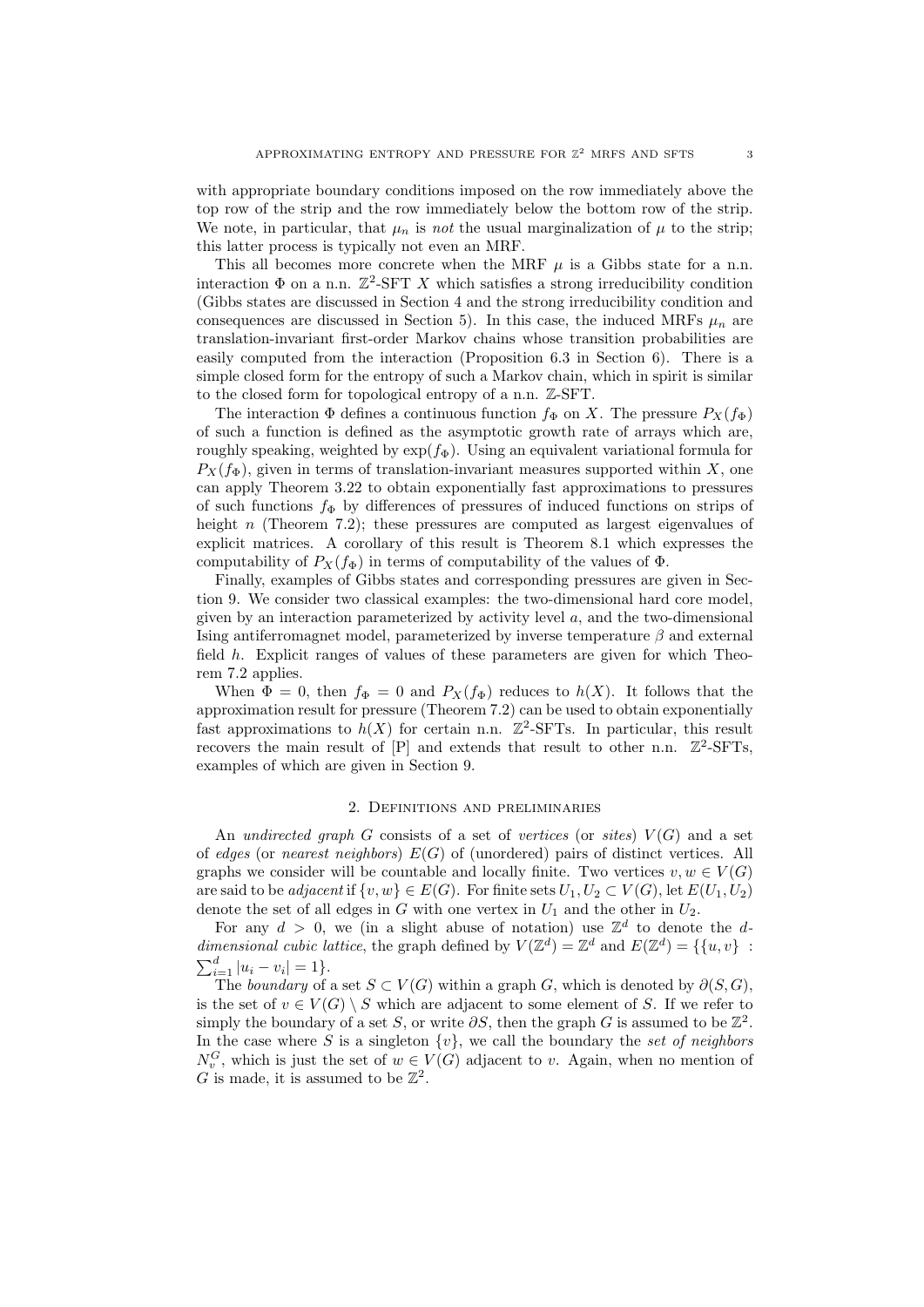with appropriate boundary conditions imposed on the row immediately above the top row of the strip and the row immediately below the bottom row of the strip. We note, in particular, that $\mu_n$ is *not* the usual marginalization of $\mu$ to the strip; this latter process is typically not even an MRF.

This all becomes more concrete when the MRF $\mu$ is a Gibbs state for a n.n. interaction $\Phi$ on a n.n. $\mathbb{Z}^2$-SFT $X$ which satisfies a strong irreducibility condition (Gibbs states are discussed in Section 4 and the strong irreducibility condition and consequences are discussed in Section 5). In this case, the induced MRFs $\mu_n$ are translation-invariant first-order Markov chains whose transition probabilities are easily computed from the interaction (Proposition 6.3 in Section 6). There is a simple closed form for the entropy of such a Markov chain, which in spirit is similar to the closed form for topological entropy of a n.n. $\mathbb{Z}$-SFT.

The interaction $\Phi$ defines a continuous function $f_\Phi$ on $X$. The pressure $P_X(f_\Phi)$ of such a function is defined as the asymptotic growth rate of arrays which are, roughly speaking, weighted by $\exp(f_\Phi)$. Using an equivalent variational formula for $P_X(f_\Phi)$, given in terms of translation-invariant measures supported within $X$, one can apply Theorem 3.22 to obtain exponentially fast approximations to pressures of such functions $f_\Phi$ by differences of pressures of induced functions on strips of height $n$ (Theorem 7.2); these pressures are computed as largest eigenvalues of explicit matrices. A corollary of this result is Theorem 8.1 which expresses the computability of $P_X(f_\Phi)$ in terms of computability of the values of $\Phi$.

Finally, examples of Gibbs states and corresponding pressures are given in Section 9. We consider two classical examples: the two-dimensional hard core model, given by an interaction parameterized by activity level $a$, and the two-dimensional Ising antiferromagnet model, parameterized by inverse temperature $\beta$ and external field $h$. Explicit ranges of values of these parameters are given for which Theorem 7.2 applies.

When $\Phi = 0$, then $f_\Phi = 0$ and $P_X(f_\Phi)$ reduces to $h(X)$. It follows that the approximation result for pressure (Theorem 7.2) can be used to obtain exponentially fast approximations to $h(X)$ for certain n.n. $\mathbb{Z}^2$-SFTs. In particular, this result recovers the main result of [P] and extends that result to other n.n. $\mathbb{Z}^2$-SFTs, examples of which are given in Section 9.

## 2. Definitions and preliminaries

An *undirected graph* $G$ consists of a set of *vertices* (or *sites*) $V(G)$ and a set of *edges* (or *nearest neighbors*) $E(G)$ of (unordered) pairs of distinct vertices. All graphs we consider will be countable and locally finite. Two vertices $v, w \in V(G)$ are said to be *adjacent* if $\{v, w\} \in E(G)$. For finite sets $U_1, U_2 \subset V(G)$, let $E(U_1, U_2)$ denote the set of all edges in $G$ with one vertex in $U_1$ and the other in $U_2$.

For any $d > 0$, we (in a slight abuse of notation) use $\mathbb{Z}^d$ to denote the *$d$-dimensional cubic lattice*, the graph defined by $V(\mathbb{Z}^d) = \mathbb{Z}^d$ and $E(\mathbb{Z}^d) = \{\{u, v\} : \sum_{i=1}^d |u_i - v_i| = 1\}$.

The *boundary* of a set $S \subset V(G)$ within a graph $G$, which is denoted by $\partial(S, G)$, is the set of $v \in V(G) \setminus S$ which are adjacent to some element of $S$. If we refer to simply the boundary of a set $S$, or write $\partial S$, then the graph $G$ is assumed to be $\mathbb{Z}^2$. In the case where $S$ is a singleton $\{v\}$, we call the boundary the *set of neighbors* $N_v^G$, which is just the set of $w \in V(G)$ adjacent to $v$. Again, when no mention of $G$ is made, it is assumed to be $\mathbb{Z}^2$.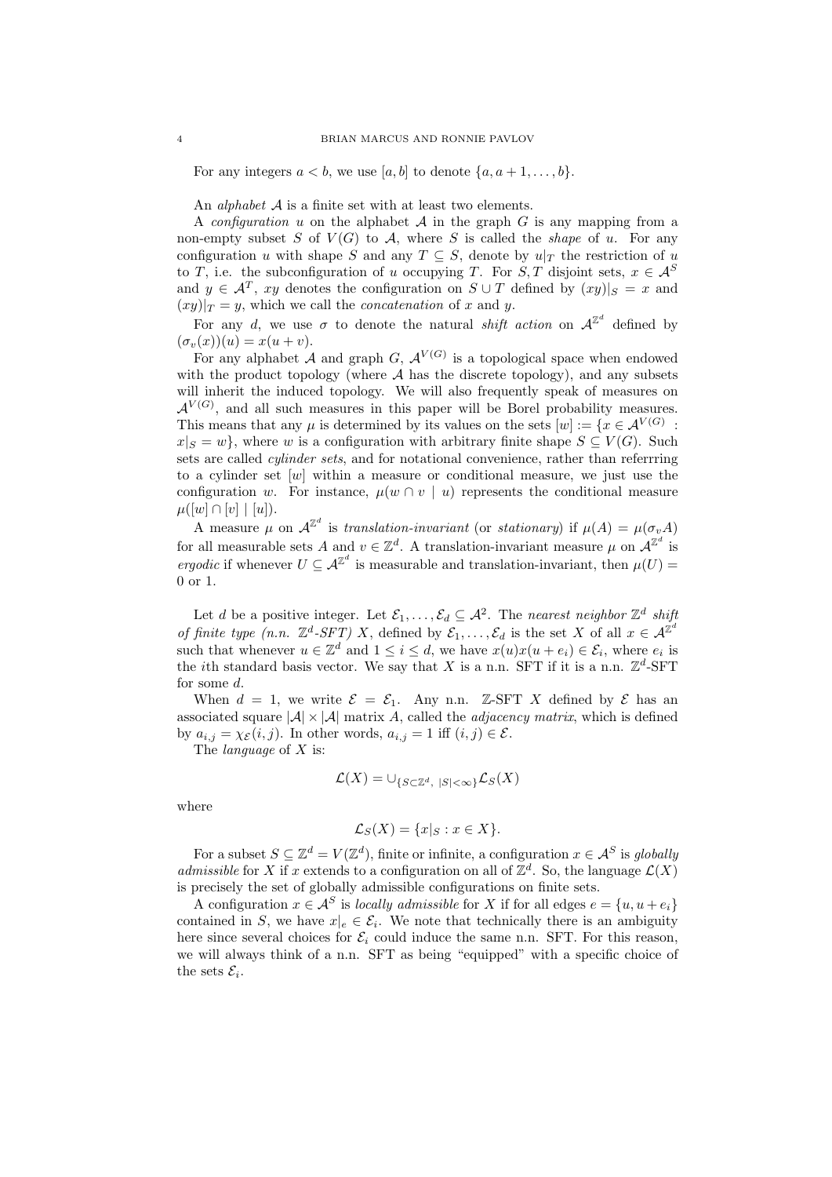For any integers $a < b$, we use $[a, b]$ to denote $\{a, a + 1, \dots, b\}$.

An *alphabet* $\mathcal{A}$ is a finite set with at least two elements.

A *configuration* $u$ on the alphabet $\mathcal{A}$ in the graph $G$ is any mapping from a non-empty subset $S$ of $V(G)$ to $\mathcal{A}$, where $S$ is called the *shape* of $u$. For any configuration $u$ with shape $S$ and any $T \subseteq S$, denote by $u|_T$ the restriction of $u$ to $T$, i.e. the subconfiguration of $u$ occupying $T$. For $S, T$ disjoint sets, $x \in \mathcal{A}^S$ and $y \in \mathcal{A}^T$, $xy$ denotes the configuration on $S \cup T$ defined by $(xy)|_S = x$ and $(xy)|_T = y$, which we call the *concatenation* of $x$ and $y$.

For any $d$, we use $\sigma$ to denote the natural *shift action* on $\mathcal{A}^{\mathbb{Z}^d}$ defined by $(\sigma_v(x))(u) = x(u + v)$.

For any alphabet $\mathcal{A}$ and graph $G$, $\mathcal{A}^{V(G)}$ is a topological space when endowed with the product topology (where $\mathcal{A}$ has the discrete topology), and any subsets will inherit the induced topology. We will also frequently speak of measures on $\mathcal{A}^{V(G)}$, and all such measures in this paper will be Borel probability measures. This means that any $\mu$ is determined by its values on the sets $[w] := \{x \in \mathcal{A}^{V(G)} : x|_S = w\}$, where $w$ is a configuration with arbitrary finite shape $S \subseteq V(G)$. Such sets are called *cylinder sets*, and for notational convenience, rather than referrring to a cylinder set $[w]$ within a measure or conditional measure, we just use the configuration $w$. For instance, $\mu(w \cap v \mid u)$ represents the conditional measure $\mu([w] \cap [v] \mid [u])$.

A measure $\mu$ on $\mathcal{A}^{\mathbb{Z}^d}$ is *translation-invariant* (or *stationary*) if $\mu(A) = \mu(\sigma_v A)$ for all measurable sets $A$ and $v \in \mathbb{Z}^d$. A translation-invariant measure $\mu$ on $\mathcal{A}^{\mathbb{Z}^d}$ is *ergodic* if whenever $U \subseteq \mathcal{A}^{\mathbb{Z}^d}$ is measurable and translation-invariant, then $\mu(U) = 0$ or $1$.

Let $d$ be a positive integer. Let $\mathcal{E}_1, \dots, \mathcal{E}_d \subseteq \mathcal{A}^2$. The *nearest neighbor $\mathbb{Z}^d$ shift of finite type (n.n. $\mathbb{Z}^d$-SFT)* $X$, defined by $\mathcal{E}_1, \dots, \mathcal{E}_d$ is the set $X$ of all $x \in \mathcal{A}^{\mathbb{Z}^d}$ such that whenever $u \in \mathbb{Z}^d$ and $1 \leq i \leq d$, we have $x(u)x(u + e_i) \in \mathcal{E}_i$, where $e_i$ is the $i$th standard basis vector. We say that $X$ is a n.n. SFT if it is a n.n. $\mathbb{Z}^d$-SFT for some $d$.

When $d = 1$, we write $\mathcal{E} = \mathcal{E}_1$. Any n.n. $\mathbb{Z}$-SFT $X$ defined by $\mathcal{E}$ has an associated square $|\mathcal{A}| \times |\mathcal{A}|$ matrix $A$, called the *adjacency matrix*, which is defined by $a_{i,j} = \chi_{\mathcal{E}}(i, j)$. In other words, $a_{i,j} = 1$ iff $(i, j) \in \mathcal{E}$.

The *language* of $X$ is:

$$\mathcal{L}(X) = \cup_{\{S \subset \mathbb{Z}^d, \ |S| < \infty\}} \mathcal{L}_S(X)$$

where

$$\mathcal{L}_S(X) = \{x|_S : x \in X\}.$$

For a subset $S \subseteq \mathbb{Z}^d = V(\mathbb{Z}^d)$, finite or infinite, a configuration $x \in \mathcal{A}^S$ is *globally admissible* for $X$ if $x$ extends to a configuration on all of $\mathbb{Z}^d$. So, the language $\mathcal{L}(X)$ is precisely the set of globally admissible configurations on finite sets.

A configuration $x \in \mathcal{A}^S$ is *locally admissible* for $X$ if for all edges $e = \{u, u + e_i\}$ contained in $S$, we have $x|_e \in \mathcal{E}_i$. We note that technically there is an ambiguity here since several choices for $\mathcal{E}_i$ could induce the same n.n. SFT. For this reason, we will always think of a n.n. SFT as being "equipped" with a specific choice of the sets $\mathcal{E}_i$.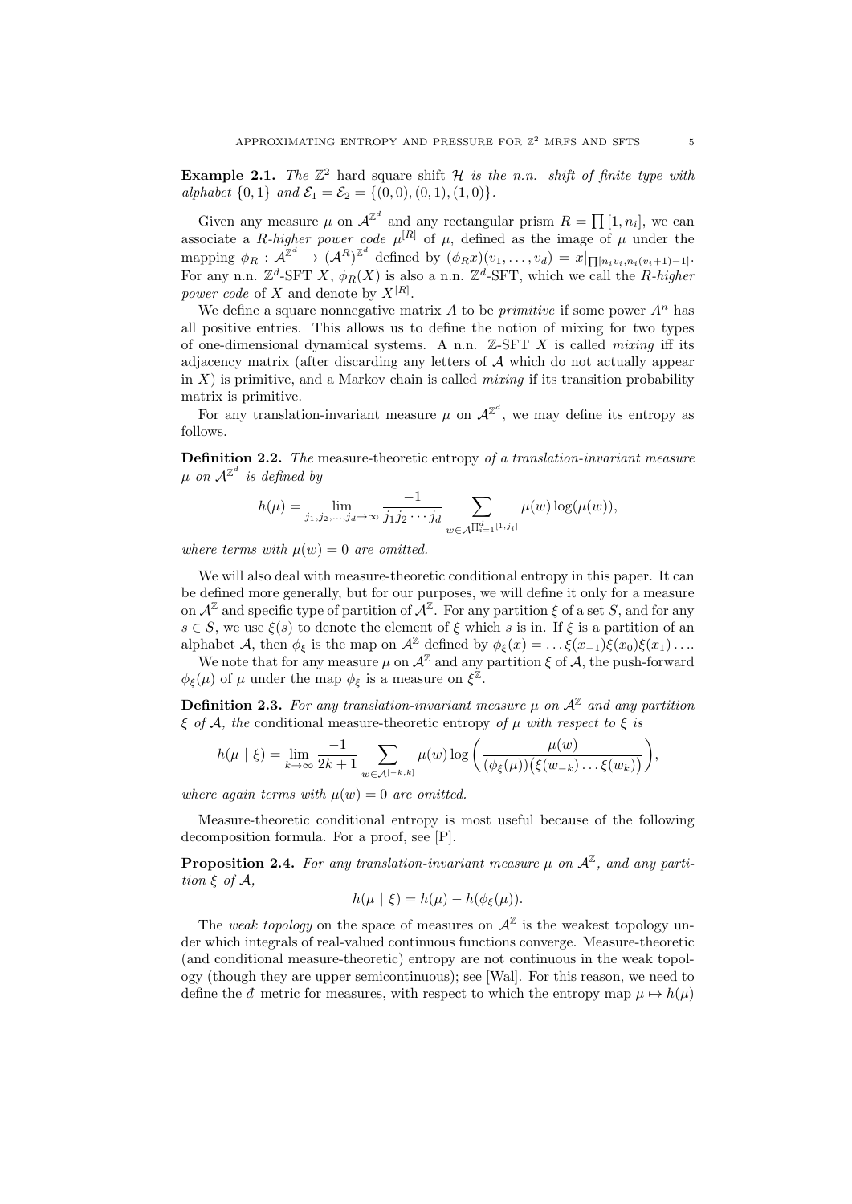**Example 2.1.** *The $\mathbb{Z}^2$ hard square shift $\mathcal{H}$ is the n.n. shift of finite type with alphabet $\{0,1\}$ and $\mathcal{E}_1 = \mathcal{E}_2 = \{(0,0),(0,1),(1,0)\}$.*

Given any measure $\mu$ on $\mathcal{A}^{\mathbb{Z}^d}$ and any rectangular prism $R = \prod [1, n_i]$, we can associate a *$R$-higher power code* $\mu^{[R]}$ of $\mu$, defined as the image of $\mu$ under the mapping $\phi_R : \mathcal{A}^{\mathbb{Z}^d} \to (\mathcal{A}^R)^{\mathbb{Z}^d}$ defined by $(\phi_R x)(v_1, \ldots, v_d) = x|_{\prod [n_i v_i, n_i(v_i+1)-1]}$. For any n.n. $\mathbb{Z}^d$-SFT $X$, $\phi_R(X)$ is also a n.n. $\mathbb{Z}^d$-SFT, which we call the *$R$-higher power code* of $X$ and denote by $X^{[R]}$.

We define a square nonnegative matrix $A$ to be *primitive* if some power $A^n$ has all positive entries. This allows us to define the notion of mixing for two types of one-dimensional dynamical systems. A n.n. $\mathbb{Z}$-SFT $X$ is called *mixing* iff its adjacency matrix (after discarding any letters of $\mathcal{A}$ which do not actually appear in $X$) is primitive, and a Markov chain is called *mixing* if its transition probability matrix is primitive.

For any translation-invariant measure $\mu$ on $\mathcal{A}^{\mathbb{Z}^d}$, we may define its entropy as follows.

**Definition 2.2.** *The* measure-theoretic entropy *of a translation-invariant measure $\mu$ on $\mathcal{A}^{\mathbb{Z}^d}$ is defined by*

$$h(\mu) = \lim_{j_1, j_2, \ldots, j_d \to \infty} \frac{-1}{j_1 j_2 \cdots j_d} \sum_{w \in \mathcal{A}^{\prod_{i=1}^{d}[1,j_i]}} \mu(w) \log(\mu(w)),$$

*where terms with $\mu(w) = 0$ are omitted.*

We will also deal with measure-theoretic conditional entropy in this paper. It can be defined more generally, but for our purposes, we will define it only for a measure on $\mathcal{A}^{\mathbb{Z}}$ and specific type of partition of $\mathcal{A}^{\mathbb{Z}}$. For any partition $\xi$ of a set $S$, and for any $s \in S$, we use $\xi(s)$ to denote the element of $\xi$ which $s$ is in. If $\xi$ is a partition of an alphabet $\mathcal{A}$, then $\phi_\xi$ is the map on $\mathcal{A}^{\mathbb{Z}}$ defined by $\phi_\xi(x) = \ldots \xi(x_{-1})\xi(x_0)\xi(x_1)\ldots$.

We note that for any measure $\mu$ on $\mathcal{A}^{\mathbb{Z}}$ and any partition $\xi$ of $\mathcal{A}$, the push-forward $\phi_\xi(\mu)$ of $\mu$ under the map $\phi_\xi$ is a measure on $\xi^{\mathbb{Z}}$.

**Definition 2.3.** *For any translation-invariant measure $\mu$ on $\mathcal{A}^{\mathbb{Z}}$ and any partition $\xi$ of $\mathcal{A}$, the* conditional measure-theoretic entropy *of $\mu$ with respect to $\xi$ is*

$$h(\mu \mid \xi) = \lim_{k \to \infty} \frac{-1}{2k+1} \sum_{w \in \mathcal{A}^{[-k,k]}} \mu(w) \log\left( \frac{\mu(w)}{(\phi_\xi(\mu))\big(\xi(w_{-k}) \ldots \xi(w_k)\big)} \right),$$

*where again terms with $\mu(w) = 0$ are omitted.*

Measure-theoretic conditional entropy is most useful because of the following decomposition formula. For a proof, see [P].

**Proposition 2.4.** *For any translation-invariant measure $\mu$ on $\mathcal{A}^{\mathbb{Z}}$, and any partition $\xi$ of $\mathcal{A}$,*

$$h(\mu \mid \xi) = h(\mu) - h(\phi_\xi(\mu)).$$

The *weak topology* on the space of measures on $\mathcal{A}^{\mathbb{Z}}$ is the weakest topology under which integrals of real-valued continuous functions converge. Measure-theoretic (and conditional measure-theoretic) entropy are not continuous in the weak topology (though they are upper semicontinuous); see [Wal]. For this reason, we need to define the $\bar{d}$ metric for measures, with respect to which the entropy map $\mu \mapsto h(\mu)$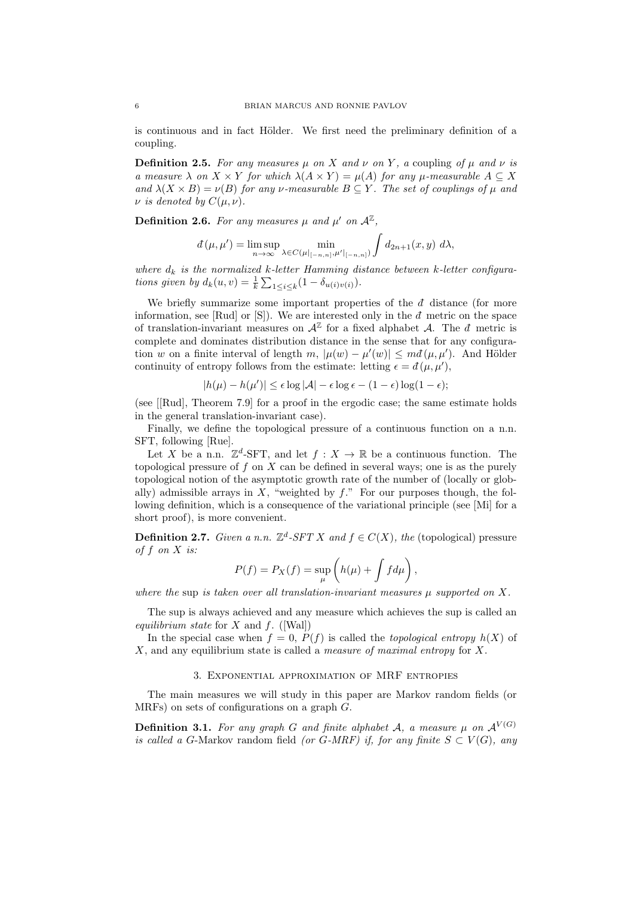is continuous and in fact Hölder. We first need the preliminary definition of a coupling.

**Definition 2.5.** *For any measures $\mu$ on $X$ and $\nu$ on $Y$, a* coupling *of $\mu$ and $\nu$ is a measure $\lambda$ on $X \times Y$ for which $\lambda(A \times Y) = \mu(A)$ for any $\mu$-measurable $A \subseteq X$ and $\lambda(X \times B) = \nu(B)$ for any $\nu$-measurable $B \subseteq Y$. The set of couplings of $\mu$ and $\nu$ is denoted by $C(\mu, \nu)$.*

**Definition 2.6.** *For any measures $\mu$ and $\mu'$ on $\mathcal{A}^{\mathbb{Z}}$,*

$$\bar{d}(\mu, \mu') = \limsup_{n \to \infty} \min_{\lambda \in C(\mu|_{[-n,n]}, \mu'|_{[-n,n]})} \int d_{2n+1}(x, y)\ d\lambda,$$

*where $d_k$ is the normalized $k$-letter Hamming distance between $k$-letter configurations given by $d_k(u, v) = \frac{1}{k} \sum_{1 \leq i \leq k} (1 - \delta_{u(i)v(i)})$.*

We briefly summarize some important properties of the $\bar{d}$ distance (for more information, see [Rud] or [S]). We are interested only in the $\bar{d}$ metric on the space of translation-invariant measures on $\mathcal{A}^{\mathbb{Z}}$ for a fixed alphabet $\mathcal{A}$. The $\bar{d}$ metric is complete and dominates distribution distance in the sense that for any configuration $w$ on a finite interval of length $m$, $|\mu(w) - \mu'(w)| \leq m\bar{d}(\mu, \mu')$. And Hölder continuity of entropy follows from the estimate: letting $\epsilon = \bar{d}(\mu, \mu')$,

$$|h(\mu) - h(\mu')| \leq \epsilon \log |\mathcal{A}| - \epsilon \log \epsilon - (1 - \epsilon) \log(1 - \epsilon);$$

(see [[Rud], Theorem 7.9] for a proof in the ergodic case; the same estimate holds in the general translation-invariant case).

Finally, we define the topological pressure of a continuous function on a n.n. SFT, following [Rue].

Let $X$ be a n.n. $\mathbb{Z}^d$-SFT, and let $f : X \to \mathbb{R}$ be a continuous function. The topological pressure of $f$ on $X$ can be defined in several ways; one is as the purely topological notion of the asymptotic growth rate of the number of (locally or globally) admissible arrays in $X$, "weighted by $f$." For our purposes though, the following definition, which is a consequence of the variational principle (see [Mi] for a short proof), is more convenient.

**Definition 2.7.** *Given a n.n. $\mathbb{Z}^d$-SFT $X$ and $f \in C(X)$, the* (topological) pressure *of $f$ on $X$ is:*

$$P(f) = P_X(f) = \sup_{\mu} \left( h(\mu) + \int f d\mu \right),$$

*where the* sup *is taken over all translation-invariant measures $\mu$ supported on $X$.*

The sup is always achieved and any measure which achieves the sup is called an *equilibrium state* for $X$ and $f$. ([Wal])

In the special case when $f = 0$, $P(f)$ is called the *topological entropy* $h(X)$ of $X$, and any equilibrium state is called a *measure of maximal entropy* for $X$.

## 3. Exponential approximation of MRF entropies

The main measures we will study in this paper are Markov random fields (or MRFs) on sets of configurations on a graph $G$.

**Definition 3.1.** *For any graph $G$ and finite alphabet $\mathcal{A}$, a measure $\mu$ on $\mathcal{A}^{V(G)}$ is called a $G$-*Markov random field *(or $G$-MRF) if, for any finite $S \subset V(G)$, any*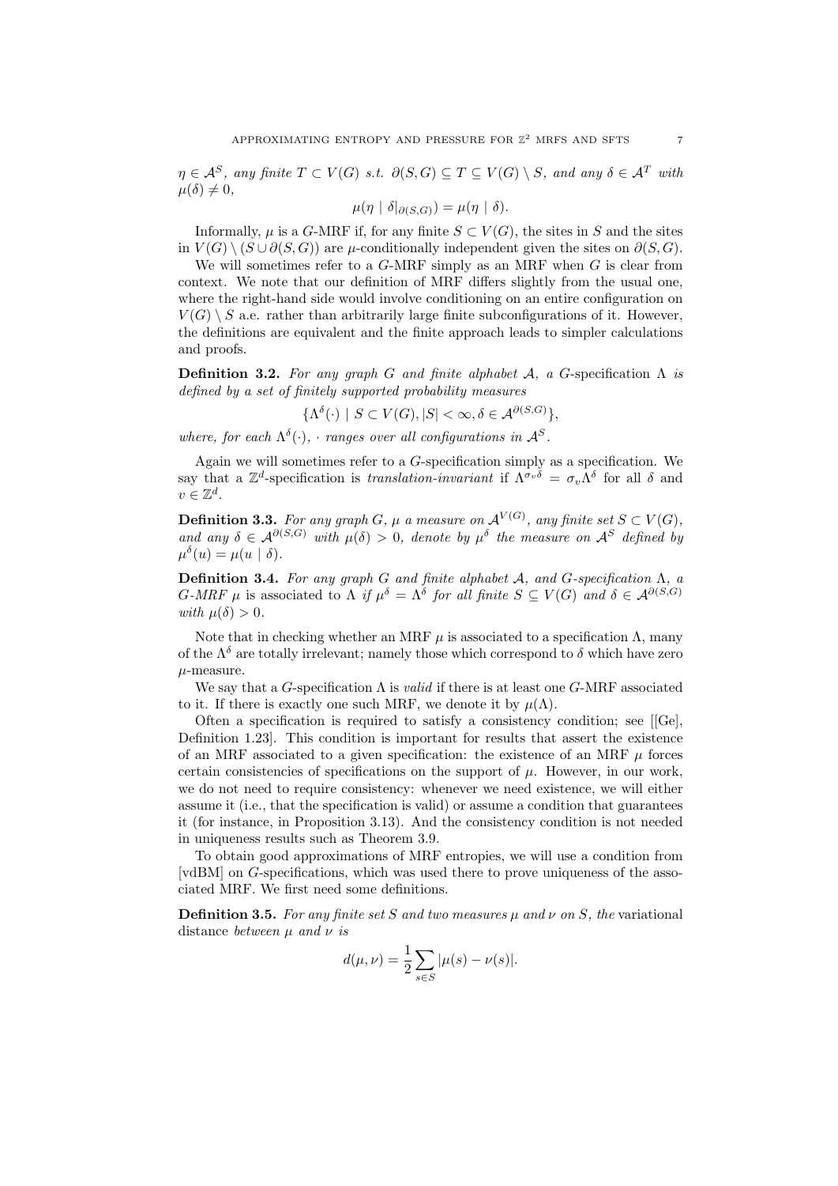$\eta \in \mathcal{A}^S$, *any finite* $T \subset V(G)$ *s.t.* $\partial(S,G) \subseteq T \subseteq V(G) \setminus S$, *and any* $\delta \in \mathcal{A}^T$ *with* $\mu(\delta) \neq 0$,

$$\mu(\eta \mid \delta|_{\partial(S,G)}) = \mu(\eta \mid \delta).$$

Informally, $\mu$ is a $G$-MRF if, for any finite $S \subset V(G)$, the sites in $S$ and the sites in $V(G) \setminus (S \cup \partial(S,G))$ are $\mu$-conditionally independent given the sites on $\partial(S,G)$.

We will sometimes refer to a $G$-MRF simply as an MRF when $G$ is clear from context. We note that our definition of MRF differs slightly from the usual one, where the right-hand side would involve conditioning on an entire configuration on $V(G) \setminus S$ a.e. rather than arbitrarily large finite subconfigurations of it. However, the definitions are equivalent and the finite approach leads to simpler calculations and proofs.

**Definition 3.2.** *For any graph* $G$ *and finite alphabet* $\mathcal{A}$, *a* $G$-specification $\Lambda$ *is defined by a set of finitely supported probability measures*

$$\{\Lambda^\delta(\cdot) \mid S \subset V(G), |S| < \infty, \delta \in \mathcal{A}^{\partial(S,G)}\},$$

*where, for each* $\Lambda^\delta(\cdot)$, $\cdot$ *ranges over all configurations in* $\mathcal{A}^S$.

Again we will sometimes refer to a $G$-specification simply as a specification. We say that a $\mathbb{Z}^d$-specification is *translation-invariant* if $\Lambda^{\sigma_v \delta} = \sigma_v \Lambda^\delta$ for all $\delta$ and $v \in \mathbb{Z}^d$.

**Definition 3.3.** *For any graph* $G$, $\mu$ *a measure on* $\mathcal{A}^{V(G)}$, *any finite set* $S \subset V(G)$, *and any* $\delta \in \mathcal{A}^{\partial(S,G)}$ *with* $\mu(\delta) > 0$, *denote by* $\mu^\delta$ *the measure on* $\mathcal{A}^S$ *defined by* $\mu^\delta(u) = \mu(u \mid \delta)$.

**Definition 3.4.** *For any graph* $G$ *and finite alphabet* $\mathcal{A}$, *and* $G$-*specification* $\Lambda$, *a* $G$-*MRF* $\mu$ is associated to $\Lambda$ *if* $\mu^\delta = \Lambda^\delta$ *for all finite* $S \subseteq V(G)$ *and* $\delta \in \mathcal{A}^{\partial(S,G)}$ *with* $\mu(\delta) > 0$.

Note that in checking whether an MRF $\mu$ is associated to a specification $\Lambda$, many of the $\Lambda^\delta$ are totally irrelevant; namely those which correspond to $\delta$ which have zero $\mu$-measure.

We say that a $G$-specification $\Lambda$ is *valid* if there is at least one $G$-MRF associated to it. If there is exactly one such MRF, we denote it by $\mu(\Lambda)$.

Often a specification is required to satisfy a consistency condition; see [[Ge], Definition 1.23]. This condition is important for results that assert the existence of an MRF associated to a given specification: the existence of an MRF $\mu$ forces certain consistencies of specifications on the support of $\mu$. However, in our work, we do not need to require consistency: whenever we need existence, we will either assume it (i.e., that the specification is valid) or assume a condition that guarantees it (for instance, in Proposition 3.13). And the consistency condition is not needed in uniqueness results such as Theorem 3.9.

To obtain good approximations of MRF entropies, we will use a condition from [vdBM] on $G$-specifications, which was used there to prove uniqueness of the associated MRF. We first need some definitions.

**Definition 3.5.** *For any finite set* $S$ *and two measures* $\mu$ *and* $\nu$ *on* $S$, *the* variational distance *between* $\mu$ *and* $\nu$ *is*

$$d(\mu, \nu) = \frac{1}{2} \sum_{s \in S} |\mu(s) - \nu(s)|.$$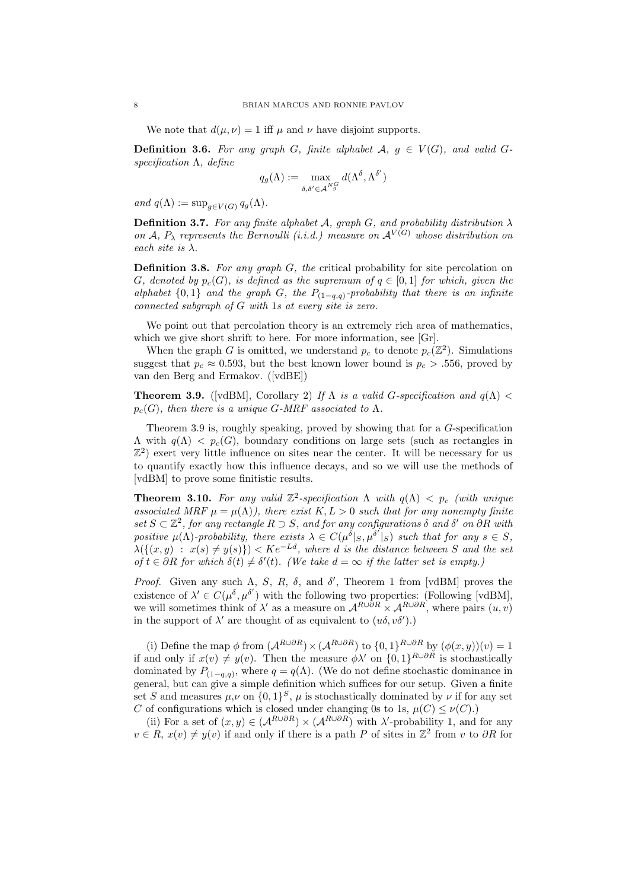We note that $d(\mu, \nu) = 1$ iff $\mu$ and $\nu$ have disjoint supports.

**Definition 3.6.** *For any graph $G$, finite alphabet $\mathcal{A}$, $g \in V(G)$, and valid $G$-specification $\Lambda$, define*

$$q_g(\Lambda) := \max_{\delta, \delta' \in \mathcal{A}^{N_g^G}} d(\Lambda^\delta, \Lambda^{\delta'})$$

*and $q(\Lambda) := \sup_{g \in V(G)} q_g(\Lambda)$.*

**Definition 3.7.** *For any finite alphabet $\mathcal{A}$, graph $G$, and probability distribution $\lambda$ on $\mathcal{A}$, $P_\lambda$ represents the Bernoulli (i.i.d.) measure on $\mathcal{A}^{V(G)}$ whose distribution on each site is $\lambda$.*

**Definition 3.8.** *For any graph $G$, the* critical probability for site percolation *on $G$, denoted by $p_c(G)$, is defined as the supremum of $q \in [0, 1]$ for which, given the alphabet $\{0, 1\}$ and the graph $G$, the $P_{(1-q,q)}$-probability that there is an infinite connected subgraph of $G$ with 1s at every site is zero.*

We point out that percolation theory is an extremely rich area of mathematics, which we give short shrift to here. For more information, see [Gr].

When the graph $G$ is omitted, we understand $p_c$ to denote $p_c(\mathbb{Z}^2)$. Simulations suggest that $p_c \approx 0.593$, but the best known lower bound is $p_c > .556$, proved by van den Berg and Ermakov. ([vdBE])

**Theorem 3.9.** ([vdBM], Corollary 2) *If $\Lambda$ is a valid $G$-specification and $q(\Lambda) < p_c(G)$, then there is a unique $G$-MRF associated to $\Lambda$.*

Theorem 3.9 is, roughly speaking, proved by showing that for a $G$-specification $\Lambda$ with $q(\Lambda) < p_c(G)$, boundary conditions on large sets (such as rectangles in $\mathbb{Z}^2$) exert very little influence on sites near the center. It will be necessary for us to quantify exactly how this influence decays, and so we will use the methods of [vdBM] to prove some finitistic results.

**Theorem 3.10.** *For any valid $\mathbb{Z}^2$-specification $\Lambda$ with $q(\Lambda) < p_c$ (with unique associated MRF $\mu = \mu(\Lambda)$), there exist $K, L > 0$ such that for any nonempty finite set $S \subset \mathbb{Z}^2$, for any rectangle $R \supset S$, and for any configurations $\delta$ and $\delta'$ on $\partial R$ with positive $\mu(\Lambda)$-probability, there exists $\lambda \in C(\mu^\delta|_S, \mu^{\delta'}|_S)$ such that for any $s \in S$, $\lambda(\{(x, y) : x(s) \neq y(s)\}) < Ke^{-Ld}$, where $d$ is the distance between $S$ and the set of $t \in \partial R$ for which $\delta(t) \neq \delta'(t)$. (We take $d = \infty$ if the latter set is empty.)*

*Proof.* Given any such $\Lambda$, $S$, $R$, $\delta$, and $\delta'$, Theorem 1 from [vdBM] proves the existence of $\lambda' \in C(\mu^\delta, \mu^{\delta'})$ with the following two properties: (Following [vdBM], we will sometimes think of $\lambda'$ as a measure on $\mathcal{A}^{R \cup \partial R} \times \mathcal{A}^{R \cup \partial R}$, where pairs $(u, v)$ in the support of $\lambda'$ are thought of as equivalent to $(u\delta, v\delta')$.)

(i) Define the map $\phi$ from $(\mathcal{A}^{R \cup \partial R}) \times (\mathcal{A}^{R \cup \partial R})$ to $\{0, 1\}^{R \cup \partial R}$ by $(\phi(x, y))(v) = 1$ if and only if $x(v) \neq y(v)$. Then the measure $\phi\lambda'$ on $\{0, 1\}^{R \cup \partial R}$ is stochastically dominated by $P_{(1-q,q)}$, where $q = q(\Lambda)$. (We do not define stochastic dominance in general, but can give a simple definition which suffices for our setup. Given a finite set $S$ and measures $\mu$,$\nu$ on $\{0, 1\}^S$, $\mu$ is stochastically dominated by $\nu$ if for any set $C$ of configurations which is closed under changing 0s to 1s, $\mu(C) \leq \nu(C)$.)

(ii) For a set of $(x, y) \in (\mathcal{A}^{R \cup \partial R}) \times (\mathcal{A}^{R \cup \partial R})$ with $\lambda'$-probability 1, and for any $v \in R$, $x(v) \neq y(v)$ if and only if there is a path $P$ of sites in $\mathbb{Z}^2$ from $v$ to $\partial R$ for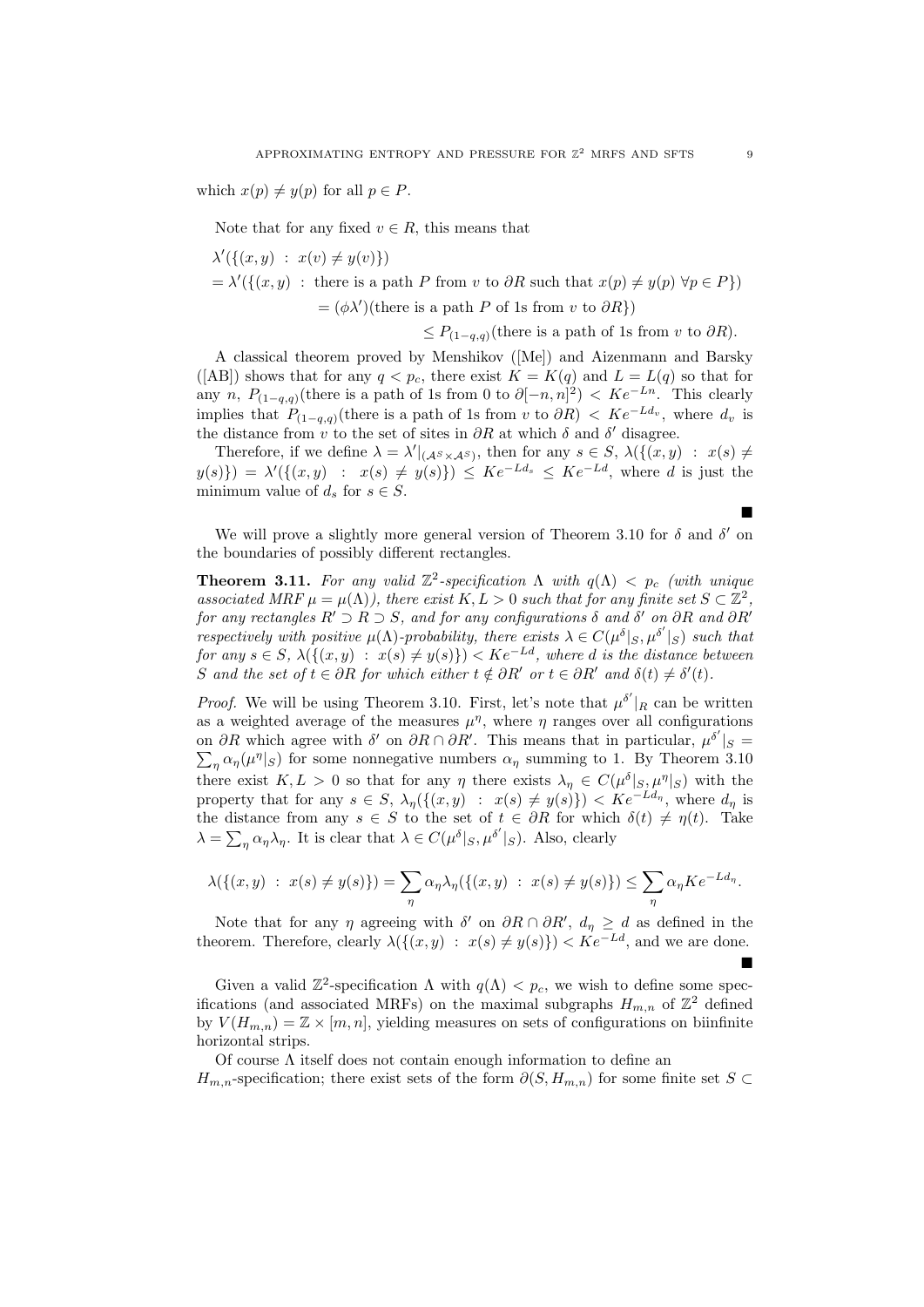which $x(p) \neq y(p)$ for all $p \in P$.

Note that for any fixed $v \in R$, this means that

$$
\begin{aligned}
&\lambda'(\{(x,y)\ :\ x(v) \neq y(v)\}) \\
&= \lambda'(\{(x,y)\ :\ \text{there is a path } P \text{ from } v \text{ to } \partial R \text{ such that } x(p) \neq y(p)\ \forall p \in P\}) \\
&\qquad\qquad = (\phi\lambda')(\text{there is a path } P \text{ of 1s from } v \text{ to } \partial R\}) \\
&\qquad\qquad\qquad \leq P_{(1-q,q)}(\text{there is a path of 1s from } v \text{ to } \partial R).
\end{aligned}
$$

A classical theorem proved by Menshikov ([Me]) and Aizenmann and Barsky ([AB]) shows that for any $q < p_c$, there exist $K = K(q)$ and $L = L(q)$ so that for any $n$, $P_{(1-q,q)}(\text{there is a path of 1s from 0 to } \partial[-n,n]^2) < Ke^{-Ln}$. This clearly implies that $P_{(1-q,q)}(\text{there is a path of 1s from } v \text{ to } \partial R) < Ke^{-Ld_v}$, where $d_v$ is the distance from $v$ to the set of sites in $\partial R$ at which $\delta$ and $\delta'$ disagree.

Therefore, if we define $\lambda = \lambda'|_{(\mathcal{A}^S \times \mathcal{A}^S)}$, then for any $s \in S$, $\lambda(\{(x,y)\ :\ x(s) \neq y(s)\}) = \lambda'(\{(x,y)\ :\ x(s) \neq y(s)\}) \leq Ke^{-Ld_s} \leq Ke^{-Ld}$, where $d$ is just the minimum value of $d_s$ for $s \in S$.

∎

We will prove a slightly more general version of Theorem 3.10 for $\delta$ and $\delta'$ on the boundaries of possibly different rectangles.

**Theorem 3.11.** *For any valid $\mathbb{Z}^2$-specification $\Lambda$ with $q(\Lambda) < p_c$ (with unique associated MRF $\mu = \mu(\Lambda)$), there exist $K, L > 0$ such that for any finite set $S \subset \mathbb{Z}^2$, for any rectangles $R' \supset R \supset S$, and for any configurations $\delta$ and $\delta'$ on $\partial R$ and $\partial R'$ respectively with positive $\mu(\Lambda)$-probability, there exists $\lambda \in C(\mu^\delta|_S, \mu^{\delta'}|_S)$ such that for any $s \in S$, $\lambda(\{(x,y)\ :\ x(s) \neq y(s)\}) < Ke^{-Ld}$, where $d$ is the distance between $S$ and the set of $t \in \partial R$ for which either $t \notin \partial R'$ or $t \in \partial R'$ and $\delta(t) \neq \delta'(t)$.*

*Proof.* We will be using Theorem 3.10. First, let's note that $\mu^{\delta'}|_R$ can be written as a weighted average of the measures $\mu^\eta$, where $\eta$ ranges over all configurations on $\partial R$ which agree with $\delta'$ on $\partial R \cap \partial R'$. This means that in particular, $\mu^{\delta'}|_S = \sum_\eta \alpha_\eta(\mu^\eta|_S)$ for some nonnegative numbers $\alpha_\eta$ summing to 1. By Theorem 3.10 there exist $K, L > 0$ so that for any $\eta$ there exists $\lambda_\eta \in C(\mu^\delta|_S, \mu^\eta|_S)$ with the property that for any $s \in S$, $\lambda_\eta(\{(x,y)\ :\ x(s) \neq y(s)\}) < Ke^{-Ld_\eta}$, where $d_\eta$ is the distance from any $s \in S$ to the set of $t \in \partial R$ for which $\delta(t) \neq \eta(t)$. Take $\lambda = \sum_\eta \alpha_\eta \lambda_\eta$. It is clear that $\lambda \in C(\mu^\delta|_S, \mu^{\delta'}|_S)$. Also, clearly

$$
\lambda(\{(x,y)\ :\ x(s) \neq y(s)\}) = \sum_\eta \alpha_\eta \lambda_\eta(\{(x,y)\ :\ x(s) \neq y(s)\}) \leq \sum_\eta \alpha_\eta K e^{-Ld_\eta}.
$$

Note that for any $\eta$ agreeing with $\delta'$ on $\partial R \cap \partial R'$, $d_\eta \geq d$ as defined in the theorem. Therefore, clearly $\lambda(\{(x,y)\ :\ x(s) \neq y(s)\}) < Ke^{-Ld}$, and we are done.

∎

Given a valid $\mathbb{Z}^2$-specification $\Lambda$ with $q(\Lambda) < p_c$, we wish to define some specifications (and associated MRFs) on the maximal subgraphs $H_{m,n}$ of $\mathbb{Z}^2$ defined by $V(H_{m,n}) = \mathbb{Z} \times [m,n]$, yielding measures on sets of configurations on biinfinite horizontal strips.

Of course $\Lambda$ itself does not contain enough information to define an $H_{m,n}$-specification; there exist sets of the form $\partial(S, H_{m,n})$ for some finite set $S \subset$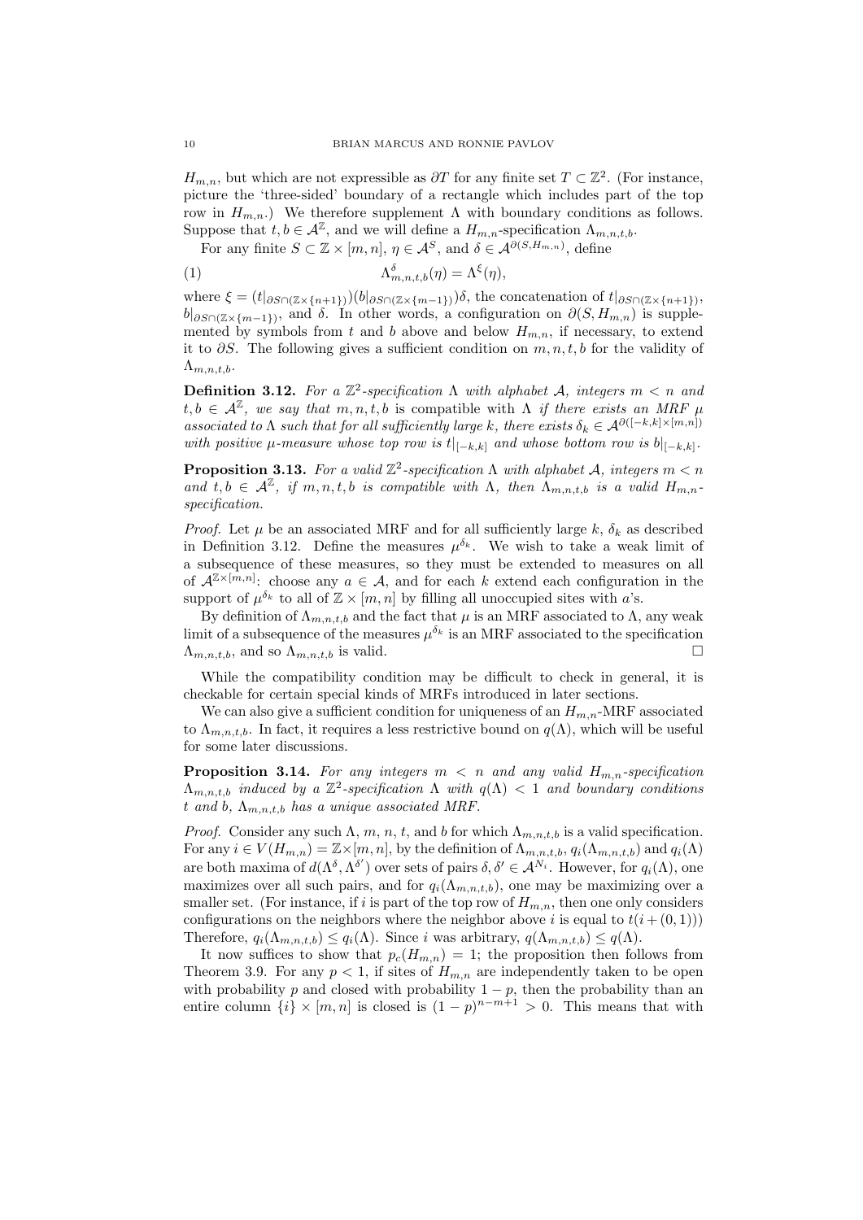$H_{m,n}$, but which are not expressible as $\partial T$ for any finite set $T \subset \mathbb{Z}^2$. (For instance, picture the 'three-sided' boundary of a rectangle which includes part of the top row in $H_{m,n}$.) We therefore supplement $\Lambda$ with boundary conditions as follows. Suppose that $t, b \in \mathcal{A}^{\mathbb{Z}}$, and we will define a $H_{m,n}$-specification $\Lambda_{m,n,t,b}$.

For any finite $S \subset \mathbb{Z} \times [m,n]$, $\eta \in \mathcal{A}^S$, and $\delta \in \mathcal{A}^{\partial(S,H_{m,n})}$, define

$$\Lambda^{\delta}_{m,n,t,b}(\eta) = \Lambda^{\xi}(\eta), \tag{1}$$

where $\xi = (t|_{\partial S \cap (\mathbb{Z} \times \{n+1\})})(b|_{\partial S \cap (\mathbb{Z} \times \{m-1\})})\delta$, the concatenation of $t|_{\partial S \cap (\mathbb{Z} \times \{n+1\})}$, $b|_{\partial S \cap (\mathbb{Z} \times \{m-1\})}$, and $\delta$. In other words, a configuration on $\partial(S, H_{m,n})$ is supplemented by symbols from $t$ and $b$ above and below $H_{m,n}$, if necessary, to extend it to $\partial S$. The following gives a sufficient condition on $m, n, t, b$ for the validity of $\Lambda_{m,n,t,b}$.

**Definition 3.12.** *For a $\mathbb{Z}^2$-specification $\Lambda$ with alphabet $\mathcal{A}$, integers $m < n$ and $t, b \in \mathcal{A}^{\mathbb{Z}}$, we say that $m, n, t, b$ is* compatible with $\Lambda$ *if there exists an MRF $\mu$ associated to $\Lambda$ such that for all sufficiently large $k$, there exists $\delta_k \in \mathcal{A}^{\partial([-k,k] \times [m,n])}$ with positive $\mu$-measure whose top row is $t|_{[-k,k]}$ and whose bottom row is $b|_{[-k,k]}$.*

**Proposition 3.13.** *For a valid $\mathbb{Z}^2$-specification $\Lambda$ with alphabet $\mathcal{A}$, integers $m < n$ and $t, b \in \mathcal{A}^{\mathbb{Z}}$, if $m, n, t, b$ is compatible with $\Lambda$, then $\Lambda_{m,n,t,b}$ is a valid $H_{m,n}$-specification.*

*Proof.* Let $\mu$ be an associated MRF and for all sufficiently large $k$, $\delta_k$ as described in Definition 3.12. Define the measures $\mu^{\delta_k}$. We wish to take a weak limit of a subsequence of these measures, so they must be extended to measures on all of $\mathcal{A}^{\mathbb{Z} \times [m,n]}$: choose any $a \in \mathcal{A}$, and for each $k$ extend each configuration in the support of $\mu^{\delta_k}$ to all of $\mathbb{Z} \times [m,n]$ by filling all unoccupied sites with $a$'s.

By definition of $\Lambda_{m,n,t,b}$ and the fact that $\mu$ is an MRF associated to $\Lambda$, any weak limit of a subsequence of the measures $\mu^{\delta_k}$ is an MRF associated to the specification $\Lambda_{m,n,t,b}$, and so $\Lambda_{m,n,t,b}$ is valid. $\square$

While the compatibility condition may be difficult to check in general, it is checkable for certain special kinds of MRFs introduced in later sections.

We can also give a sufficient condition for uniqueness of an $H_{m,n}$-MRF associated to $\Lambda_{m,n,t,b}$. In fact, it requires a less restrictive bound on $q(\Lambda)$, which will be useful for some later discussions.

**Proposition 3.14.** *For any integers $m < n$ and any valid $H_{m,n}$-specification $\Lambda_{m,n,t,b}$ induced by a $\mathbb{Z}^2$-specification $\Lambda$ with $q(\Lambda) < 1$ and boundary conditions $t$ and $b$, $\Lambda_{m,n,t,b}$ has a unique associated MRF.*

*Proof.* Consider any such $\Lambda$, $m$, $n$, $t$, and $b$ for which $\Lambda_{m,n,t,b}$ is a valid specification. For any $i \in V(H_{m,n}) = \mathbb{Z} \times [m,n]$, by the definition of $\Lambda_{m,n,t,b}$, $q_i(\Lambda_{m,n,t,b})$ and $q_i(\Lambda)$ are both maxima of $d(\Lambda^{\delta}, \Lambda^{\delta'})$ over sets of pairs $\delta, \delta' \in \mathcal{A}^{N_i}$. However, for $q_i(\Lambda)$, one maximizes over all such pairs, and for $q_i(\Lambda_{m,n,t,b})$, one may be maximizing over a smaller set. (For instance, if $i$ is part of the top row of $H_{m,n}$, then one only considers configurations on the neighbors where the neighbor above $i$ is equal to $t(i + (0,1))$) Therefore, $q_i(\Lambda_{m,n,t,b}) \leq q_i(\Lambda)$. Since $i$ was arbitrary, $q(\Lambda_{m,n,t,b}) \leq q(\Lambda)$.

It now suffices to show that $p_c(H_{m,n}) = 1$; the proposition then follows from Theorem 3.9. For any $p < 1$, if sites of $H_{m,n}$ are independently taken to be open with probability $p$ and closed with probability $1 - p$, then the probability than an entire column $\{i\} \times [m,n]$ is closed is $(1-p)^{n-m+1} > 0$. This means that with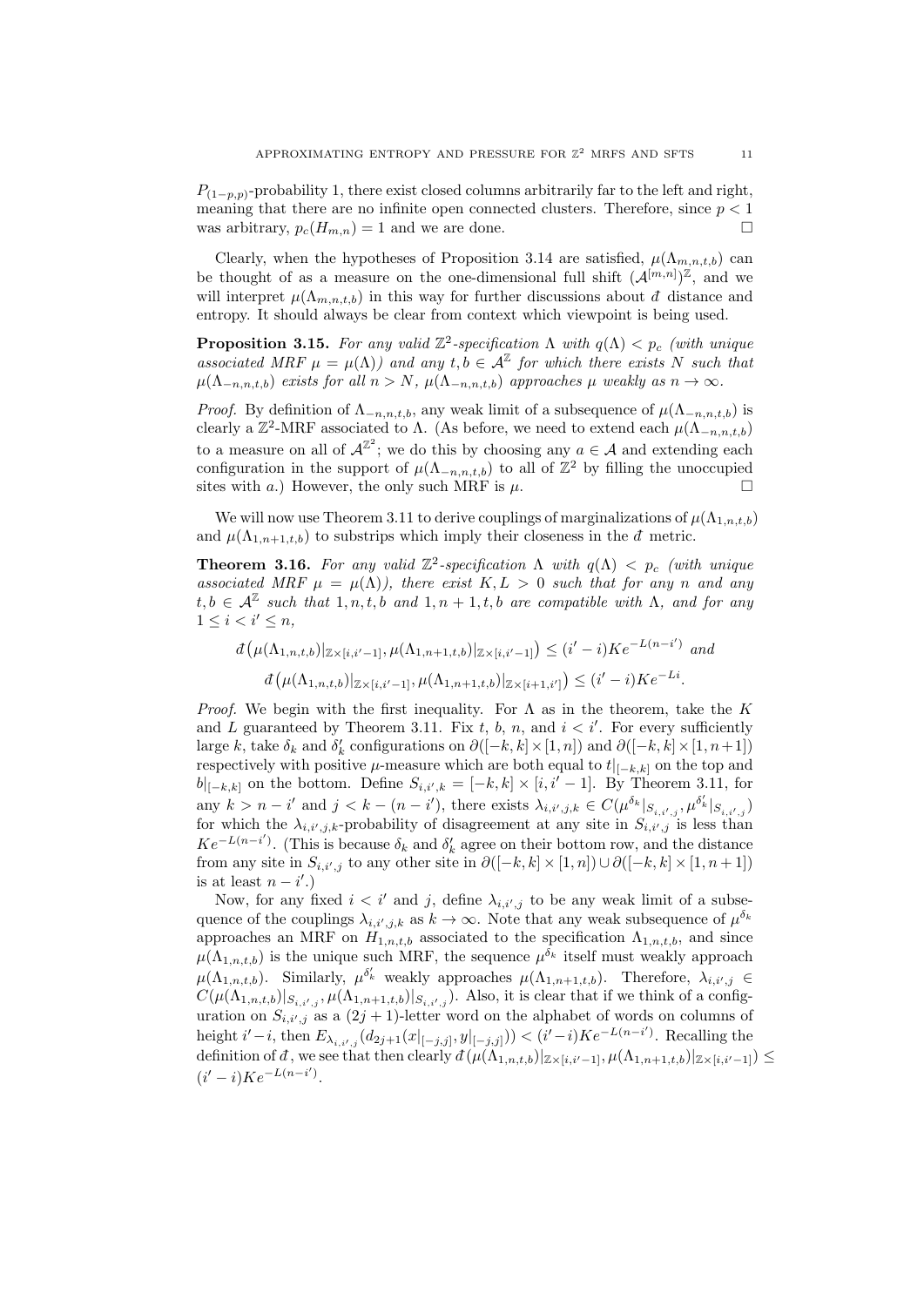$P_{(1-p,p)}$-probability 1, there exist closed columns arbitrarily far to the left and right, meaning that there are no infinite open connected clusters. Therefore, since $p < 1$ was arbitrary, $p_c(H_{m,n}) = 1$ and we are done. $\square$

Clearly, when the hypotheses of Proposition 3.14 are satisfied, $\mu(\Lambda_{m,n,t,b})$ can be thought of as a measure on the one-dimensional full shift $(\mathcal{A}^{[m,n]})^{\mathbb{Z}}$, and we will interpret $\mu(\Lambda_{m,n,t,b})$ in this way for further discussions about $\bar{d}$ distance and entropy. It should always be clear from context which viewpoint is being used.

**Proposition 3.15.** *For any valid $\mathbb{Z}^2$-specification $\Lambda$ with $q(\Lambda) < p_c$ (with unique associated MRF $\mu = \mu(\Lambda)$) and any $t, b \in \mathcal{A}^{\mathbb{Z}}$ for which there exists $N$ such that $\mu(\Lambda_{-n,n,t,b})$ exists for all $n > N$, $\mu(\Lambda_{-n,n,t,b})$ approaches $\mu$ weakly as $n \to \infty$.*

*Proof.* By definition of $\Lambda_{-n,n,t,b}$, any weak limit of a subsequence of $\mu(\Lambda_{-n,n,t,b})$ is clearly a $\mathbb{Z}^2$-MRF associated to $\Lambda$. (As before, we need to extend each $\mu(\Lambda_{-n,n,t,b})$ to a measure on all of $\mathcal{A}^{\mathbb{Z}^2}$; we do this by choosing any $a \in \mathcal{A}$ and extending each configuration in the support of $\mu(\Lambda_{-n,n,t,b})$ to all of $\mathbb{Z}^2$ by filling the unoccupied sites with $a$.) However, the only such MRF is $\mu$. $\square$

We will now use Theorem 3.11 to derive couplings of marginalizations of $\mu(\Lambda_{1,n,t,b})$ and $\mu(\Lambda_{1,n+1,t,b})$ to substrips which imply their closeness in the $\bar{d}$ metric.

**Theorem 3.16.** *For any valid $\mathbb{Z}^2$-specification $\Lambda$ with $q(\Lambda) < p_c$ (with unique associated MRF $\mu = \mu(\Lambda)$), there exist $K, L > 0$ such that for any $n$ and any $t, b \in \mathcal{A}^{\mathbb{Z}}$ such that $1, n, t, b$ and $1, n+1, t, b$ are compatible with $\Lambda$, and for any $1 \leq i < i' \leq n$,*

$$\bar{d}\big(\mu(\Lambda_{1,n,t,b})|_{\mathbb{Z}\times[i,i'-1]}, \mu(\Lambda_{1,n+1,t,b})|_{\mathbb{Z}\times[i,i'-1]}\big) \leq (i'-i)Ke^{-L(n-i')} \text{ and}$$

$$\bar{d}\big(\mu(\Lambda_{1,n,t,b})|_{\mathbb{Z}\times[i,i'-1]}, \mu(\Lambda_{1,n+1,t,b})|_{\mathbb{Z}\times[i+1,i']}\big) \leq (i'-i)Ke^{-Li}.$$

*Proof.* We begin with the first inequality. For $\Lambda$ as in the theorem, take the $K$ and $L$ guaranteed by Theorem 3.11. Fix $t$, $b$, $n$, and $i < i'$. For every sufficiently large $k$, take $\delta_k$ and $\delta'_k$ configurations on $\partial([-k,k]\times[1,n])$ and $\partial([-k,k]\times[1,n+1])$ respectively with positive $\mu$-measure which are both equal to $t|_{[-k,k]}$ on the top and $b|_{[-k,k]}$ on the bottom. Define $S_{i,i',k} = [-k,k] \times [i, i'-1]$. By Theorem 3.11, for any $k > n - i'$ and $j < k - (n - i')$, there exists $\lambda_{i,i',j,k} \in C(\mu^{\delta_k}|_{S_{i,i',j}}, \mu^{\delta'_k}|_{S_{i,i',j}})$ for which the $\lambda_{i,i',j,k}$-probability of disagreement at any site in $S_{i,i',j}$ is less than $Ke^{-L(n-i')}$. (This is because $\delta_k$ and $\delta'_k$ agree on their bottom row, and the distance from any site in $S_{i,i',j}$ to any other site in $\partial([-k,k]\times[1,n]) \cup \partial([-k,k]\times[1,n+1])$ is at least $n - i'$.)

Now, for any fixed $i < i'$ and $j$, define $\lambda_{i,i',j}$ to be any weak limit of a subsequence of the couplings $\lambda_{i,i',j,k}$ as $k \to \infty$. Note that any weak subsequence of $\mu^{\delta_k}$ approaches an MRF on $H_{1,n,t,b}$ associated to the specification $\Lambda_{1,n,t,b}$, and since $\mu(\Lambda_{1,n,t,b})$ is the unique such MRF, the sequence $\mu^{\delta_k}$ itself must weakly approach $\mu(\Lambda_{1,n,t,b})$. Similarly, $\mu^{\delta'_k}$ weakly approaches $\mu(\Lambda_{1,n+1,t,b})$. Therefore, $\lambda_{i,i',j} \in C(\mu(\Lambda_{1,n,t,b})|_{S_{i,i',j}}, \mu(\Lambda_{1,n+1,t,b})|_{S_{i,i',j}})$. Also, it is clear that if we think of a configuration on $S_{i,i',j}$ as a $(2j+1)$-letter word on the alphabet of words on columns of height $i'-i$, then $E_{\lambda_{i,i',j}}(d_{2j+1}(x|_{[-j,j]}, y|_{[-j,j]})) < (i'-i)Ke^{-L(n-i')}$. Recalling the definition of $\bar{d}$, we see that then clearly $\bar{d}(\mu(\Lambda_{1,n,t,b})|_{\mathbb{Z}\times[i,i'-1]}, \mu(\Lambda_{1,n+1,t,b})|_{\mathbb{Z}\times[i,i'-1]}) \leq (i'-i)Ke^{-L(n-i')}$.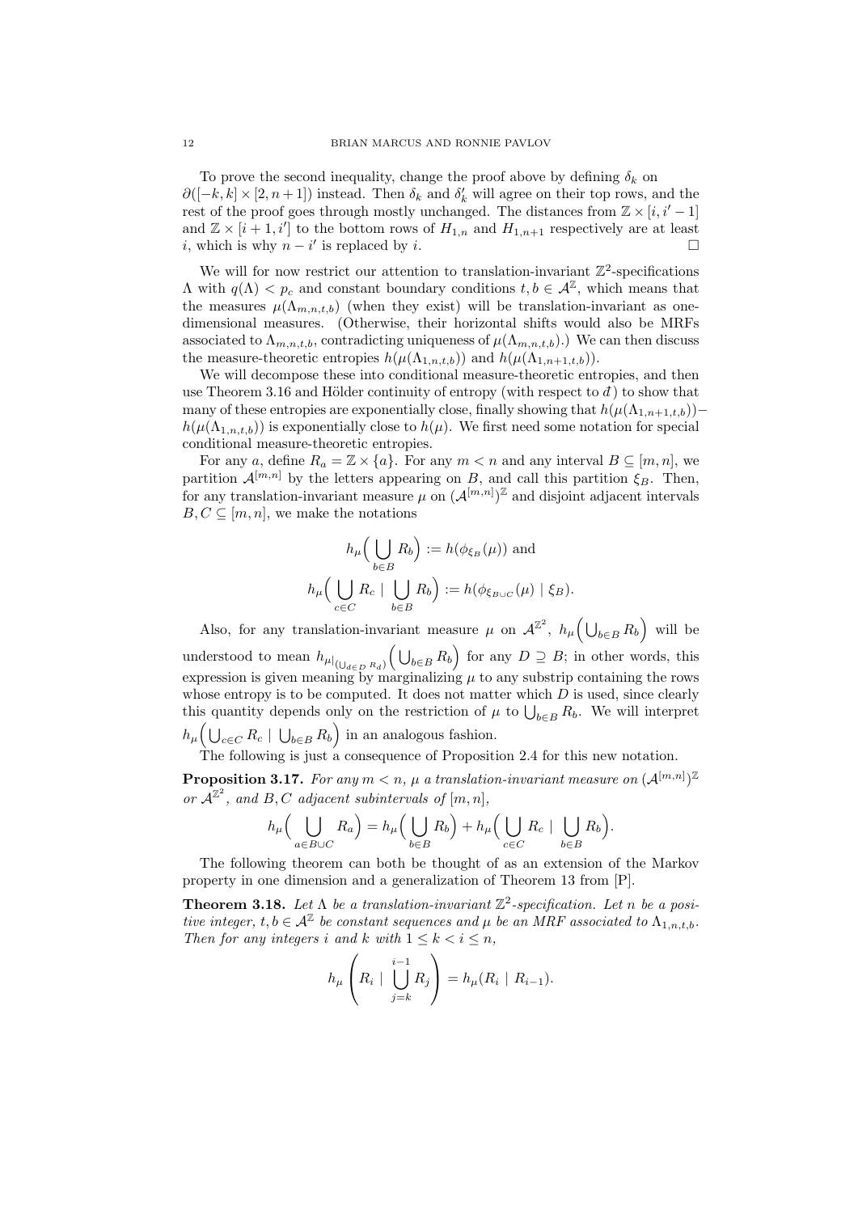To prove the second inequality, change the proof above by defining $\delta_k$ on $\partial([-k,k] \times [2, n+1])$ instead. Then $\delta_k$ and $\delta'_k$ will agree on their top rows, and the rest of the proof goes through mostly unchanged. The distances from $\mathbb{Z} \times [i, i'-1]$ and $\mathbb{Z} \times [i+1, i']$ to the bottom rows of $H_{1,n}$ and $H_{1,n+1}$ respectively are at least $i$, which is why $n - i'$ is replaced by $i$. □

We will for now restrict our attention to translation-invariant $\mathbb{Z}^2$-specifications $\Lambda$ with $q(\Lambda) < p_c$ and constant boundary conditions $t, b \in \mathcal{A}^{\mathbb{Z}}$, which means that the measures $\mu(\Lambda_{m,n,t,b})$ (when they exist) will be translation-invariant as one-dimensional measures. (Otherwise, their horizontal shifts would also be MRFs associated to $\Lambda_{m,n,t,b}$, contradicting uniqueness of $\mu(\Lambda_{m,n,t,b})$.) We can then discuss the measure-theoretic entropies $h(\mu(\Lambda_{1,n,t,b}))$ and $h(\mu(\Lambda_{1,n+1,t,b}))$.

We will decompose these into conditional measure-theoretic entropies, and then use Theorem 3.16 and Hölder continuity of entropy (with respect to $\bar{d}$) to show that many of these entropies are exponentially close, finally showing that $h(\mu(\Lambda_{1,n+1,t,b})) - h(\mu(\Lambda_{1,n,t,b}))$ is exponentially close to $h(\mu)$. We first need some notation for special conditional measure-theoretic entropies.

For any $a$, define $R_a = \mathbb{Z} \times \{a\}$. For any $m < n$ and any interval $B \subseteq [m,n]$, we partition $\mathcal{A}^{[m,n]}$ by the letters appearing on $B$, and call this partition $\xi_B$. Then, for any translation-invariant measure $\mu$ on $(\mathcal{A}^{[m,n]})^{\mathbb{Z}}$ and disjoint adjacent intervals $B, C \subseteq [m,n]$, we make the notations

$$h_\mu\Big(\bigcup_{b \in B} R_b\Big) := h(\phi_{\xi_B}(\mu)) \text{ and}$$

$$h_\mu\Big(\bigcup_{c \in C} R_c \mid \bigcup_{b \in B} R_b\Big) := h(\phi_{\xi_{B \cup C}}(\mu) \mid \xi_B).$$

Also, for any translation-invariant measure $\mu$ on $\mathcal{A}^{\mathbb{Z}^2}$, $h_\mu\Big(\bigcup_{b \in B} R_b\Big)$ will be understood to mean $h_{\mu|_{(\bigcup_{d \in D} R_d)}}\Big(\bigcup_{b \in B} R_b\Big)$ for any $D \supseteq B$; in other words, this expression is given meaning by marginalizing $\mu$ to any substrip containing the rows whose entropy is to be computed. It does not matter which $D$ is used, since clearly this quantity depends only on the restriction of $\mu$ to $\bigcup_{b \in B} R_b$. We will interpret $h_\mu\Big(\bigcup_{c \in C} R_c \mid \bigcup_{b \in B} R_b\Big)$ in an analogous fashion.

The following is just a consequence of Proposition 2.4 for this new notation.

**Proposition 3.17.** *For any $m < n$, $\mu$ a translation-invariant measure on $(\mathcal{A}^{[m,n]})^{\mathbb{Z}}$ or $\mathcal{A}^{\mathbb{Z}^2}$, and $B, C$ adjacent subintervals of $[m,n]$,*

$$h_\mu\Big(\bigcup_{a \in B \cup C} R_a\Big) = h_\mu\Big(\bigcup_{b \in B} R_b\Big) + h_\mu\Big(\bigcup_{c \in C} R_c \mid \bigcup_{b \in B} R_b\Big).$$

The following theorem can both be thought of as an extension of the Markov property in one dimension and a generalization of Theorem 13 from [P].

**Theorem 3.18.** *Let $\Lambda$ be a translation-invariant $\mathbb{Z}^2$-specification. Let $n$ be a positive integer, $t, b \in \mathcal{A}^{\mathbb{Z}}$ be constant sequences and $\mu$ be an MRF associated to $\Lambda_{1,n,t,b}$. Then for any integers $i$ and $k$ with $1 \leq k < i \leq n$,*

$$h_\mu\left(R_i \mid \bigcup_{j=k}^{i-1} R_j\right) = h_\mu(R_i \mid R_{i-1}).$$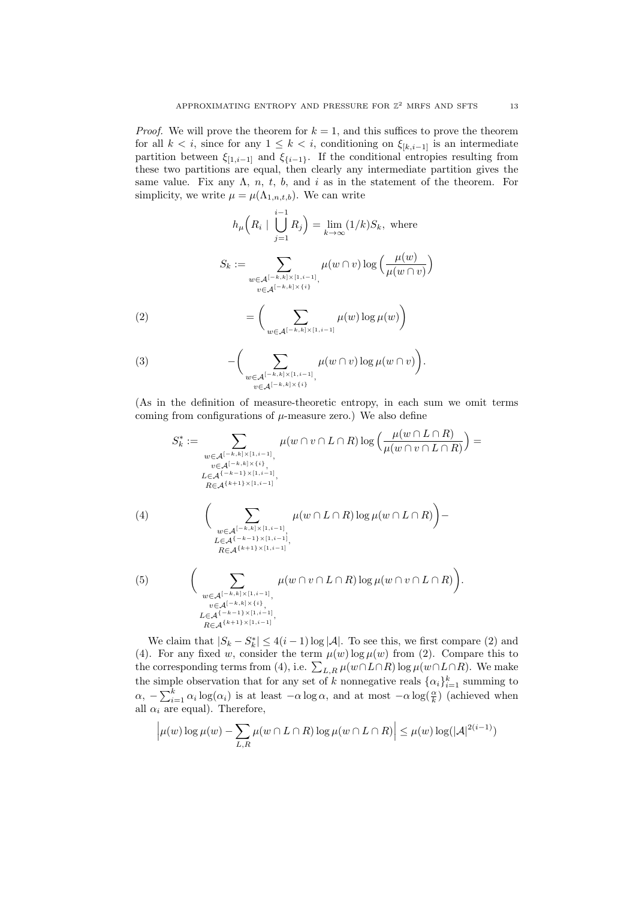*Proof.* We will prove the theorem for $k = 1$, and this suffices to prove the theorem for all $k < i$, since for any $1 \leq k < i$, conditioning on $\xi_{[k,i-1]}$ is an intermediate partition between $\xi_{[1,i-1]}$ and $\xi_{\{i-1\}}$. If the conditional entropies resulting from these two partitions are equal, then clearly any intermediate partition gives the same value. Fix any $\Lambda$, $n$, $t$, $b$, and $i$ as in the statement of the theorem. For simplicity, we write $\mu = \mu(\Lambda_{1,n,t,b})$. We can write

$$h_\mu\Big(R_i \mid \bigcup_{j=1}^{i-1} R_j\Big) = \lim_{k\to\infty} (1/k) S_k, \text{ where}$$

$$S_k := \sum_{\substack{w \in \mathcal{A}^{[-k,k]\times[1,i-1]},\\ v \in \mathcal{A}^{[-k,k]\times\{i\}}}} \mu(w \cap v) \log\Big(\frac{\mu(w)}{\mu(w\cap v)}\Big)$$

$$= \Big(\sum_{w \in \mathcal{A}^{[-k,k]\times[1,i-1]}} \mu(w)\log\mu(w)\Big) \tag{2}$$

$$-\Big(\sum_{\substack{w \in \mathcal{A}^{[-k,k]\times[1,i-1]},\\ v \in \mathcal{A}^{[-k,k]\times\{i\}}}} \mu(w\cap v)\log\mu(w\cap v)\Big). \tag{3}$$

(As in the definition of measure-theoretic entropy, in each sum we omit terms coming from configurations of $\mu$-measure zero.) We also define

$$S_k^* := \sum_{\substack{w \in \mathcal{A}^{[-k,k]\times[1,i-1]},\\ v \in \mathcal{A}^{[-k,k]\times\{i\}},\\ L \in \mathcal{A}^{\{-k-1\}\times[1,i-1]},\\ R \in \mathcal{A}^{\{k+1\}\times[1,i-1]}}} \mu(w\cap v\cap L\cap R)\log\Big(\frac{\mu(w\cap L\cap R)}{\mu(w\cap v\cap L\cap R)}\Big) =$$

$$\Big(\sum_{\substack{w \in \mathcal{A}^{[-k,k]\times[1,i-1]},\\ L \in \mathcal{A}^{\{-k-1\}\times[1,i-1]},\\ R \in \mathcal{A}^{\{k+1\}\times[1,i-1]}}} \mu(w\cap L\cap R)\log\mu(w\cap L\cap R)\Big) - \tag{4}$$

$$\Big(\sum_{\substack{w \in \mathcal{A}^{[-k,k]\times[1,i-1]},\\ v \in \mathcal{A}^{[-k,k]\times\{i\}},\\ L \in \mathcal{A}^{\{-k-1\}\times[1,i-1]},\\ R \in \mathcal{A}^{\{k+1\}\times[1,i-1]}}} \mu(w\cap v\cap L\cap R)\log\mu(w\cap v\cap L\cap R)\Big). \tag{5}$$

We claim that $|S_k - S_k^*| \leq 4(i-1)\log|\mathcal{A}|$. To see this, we first compare (2) and (4). For any fixed $w$, consider the term $\mu(w)\log\mu(w)$ from (2). Compare this to the corresponding terms from (4), i.e. $\sum_{L,R} \mu(w\cap L\cap R)\log\mu(w\cap L\cap R)$. We make the simple observation that for any set of $k$ nonnegative reals $\{\alpha_i\}_{i=1}^k$ summing to $\alpha$, $-\sum_{i=1}^k \alpha_i \log(\alpha_i)$ is at least $-\alpha\log\alpha$, and at most $-\alpha\log(\frac{\alpha}{k})$ (achieved when all $\alpha_i$ are equal). Therefore,

$$\Big|\mu(w)\log\mu(w) - \sum_{L,R}\mu(w\cap L\cap R)\log\mu(w\cap L\cap R)\Big| \leq \mu(w)\log(|\mathcal{A}|^{2(i-1)})$$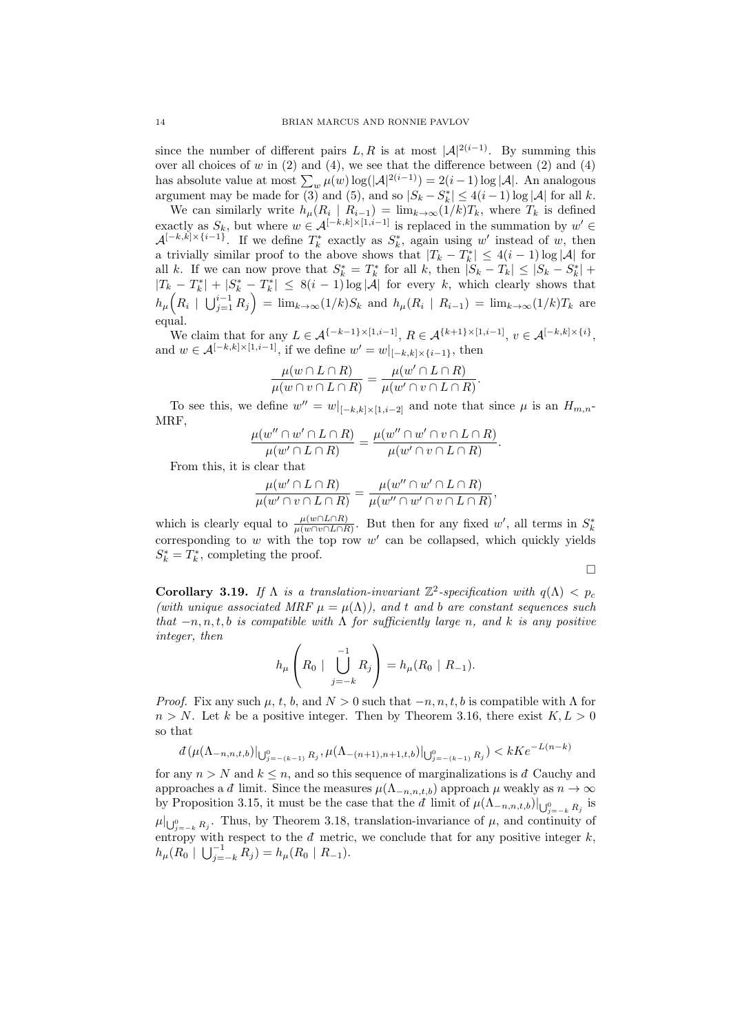since the number of different pairs $L, R$ is at most $|\mathcal{A}|^{2(i-1)}$. By summing this over all choices of $w$ in (2) and (4), we see that the difference between (2) and (4) has absolute value at most $\sum_w \mu(w) \log(|\mathcal{A}|^{2(i-1)}) = 2(i-1)\log|\mathcal{A}|$. An analogous argument may be made for (3) and (5), and so $|S_k - S_k^*| \leq 4(i-1)\log|\mathcal{A}|$ for all $k$.

We can similarly write $h_\mu(R_i \mid R_{i-1}) = \lim_{k\to\infty}(1/k)T_k$, where $T_k$ is defined exactly as $S_k$, but where $w \in \mathcal{A}^{[-k,k]\times[1,i-1]}$ is replaced in the summation by $w' \in \mathcal{A}^{[-k,k]\times\{i-1\}}$. If we define $T_k^*$ exactly as $S_k^*$, again using $w'$ instead of $w$, then a trivially similar proof to the above shows that $|T_k - T_k^*| \leq 4(i-1)\log|\mathcal{A}|$ for all $k$. If we can now prove that $S_k^* = T_k^*$ for all $k$, then $|S_k - T_k| \leq |S_k - S_k^*| + |T_k - T_k^*| + |S_k^* - T_k^*| \leq 8(i-1)\log|\mathcal{A}|$ for every $k$, which clearly shows that $h_\mu\Big(R_i \mid \bigcup_{j=1}^{i-1} R_j\Big) = \lim_{k\to\infty}(1/k)S_k$ and $h_\mu(R_i \mid R_{i-1}) = \lim_{k\to\infty}(1/k)T_k$ are equal.

We claim that for any $L \in \mathcal{A}^{\{-k-1\}\times[1,i-1]}$, $R \in \mathcal{A}^{\{k+1\}\times[1,i-1]}$, $v \in \mathcal{A}^{[-k,k]\times\{i\}}$, and $w \in \mathcal{A}^{[-k,k]\times[1,i-1]}$, if we define $w' = w|_{[-k,k]\times\{i-1\}}$, then

$$\frac{\mu(w \cap L \cap R)}{\mu(w \cap v \cap L \cap R)} = \frac{\mu(w' \cap L \cap R)}{\mu(w' \cap v \cap L \cap R)}.$$

To see this, we define $w'' = w|_{[-k,k]\times[1,i-2]}$ and note that since $\mu$ is an $H_{m,n}$-MRF,

$$\frac{\mu(w'' \cap w' \cap L \cap R)}{\mu(w' \cap L \cap R)} = \frac{\mu(w'' \cap w' \cap v \cap L \cap R)}{\mu(w' \cap v \cap L \cap R)}.$$

From this, it is clear that

$$\frac{\mu(w' \cap L \cap R)}{\mu(w' \cap v \cap L \cap R)} = \frac{\mu(w'' \cap w' \cap L \cap R)}{\mu(w'' \cap w' \cap v \cap L \cap R)},$$

which is clearly equal to $\frac{\mu(w \cap L \cap R)}{\mu(w \cap v \cap L \cap R)}$. But then for any fixed $w'$, all terms in $S_k^*$ corresponding to $w$ with the top row $w'$ can be collapsed, which quickly yields $S_k^* = T_k^*$, completing the proof.

∎

**Corollary 3.19.** *If $\Lambda$ is a translation-invariant $\mathbb{Z}^2$-specification with $q(\Lambda) < p_c$ (with unique associated MRF $\mu = \mu(\Lambda)$), and $t$ and $b$ are constant sequences such that $-n, n, t, b$ is compatible with $\Lambda$ for sufficiently large $n$, and $k$ is any positive integer, then*

$$h_\mu\left(R_0 \mid \bigcup_{j=-k}^{-1} R_j\right) = h_\mu(R_0 \mid R_{-1}).$$

*Proof.* Fix any such $\mu$, $t$, $b$, and $N > 0$ such that $-n, n, t, b$ is compatible with $\Lambda$ for $n > N$. Let $k$ be a positive integer. Then by Theorem 3.16, there exist $K, L > 0$ so that

$$\bar{d}\big(\mu(\Lambda_{-n,n,t,b})|_{\bigcup_{j=-(k-1)}^{0} R_j}, \mu(\Lambda_{-(n+1),n+1,t,b})|_{\bigcup_{j=-(k-1)}^{0} R_j}\big) < kKe^{-L(n-k)}$$

for any $n > N$ and $k \leq n$, and so this sequence of marginalizations is $\bar{d}$ Cauchy and approaches a $\bar{d}$ limit. Since the measures $\mu(\Lambda_{-n,n,t,b})$ approach $\mu$ weakly as $n \to \infty$ by Proposition 3.15, it must be the case that the $\bar{d}$ limit of $\mu(\Lambda_{-n,n,t,b})|_{\bigcup_{j=-k}^{0} R_j}$ is $\mu|_{\bigcup_{j=-k}^{0} R_j}$. Thus, by Theorem 3.18, translation-invariance of $\mu$, and continuity of entropy with respect to the $\bar{d}$ metric, we conclude that for any positive integer $k$, $h_\mu(R_0 \mid \bigcup_{j=-k}^{-1} R_j) = h_\mu(R_0 \mid R_{-1})$.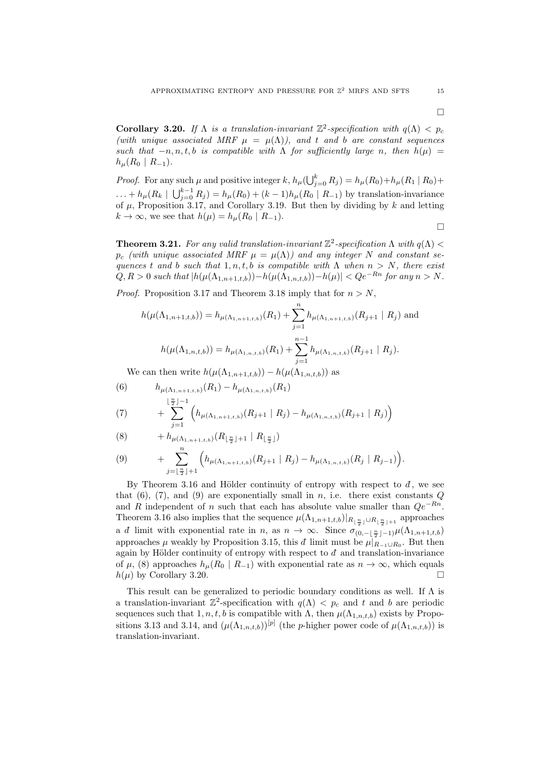□

**Corollary 3.20.** *If $\Lambda$ is a translation-invariant $\mathbb{Z}^2$-specification with $q(\Lambda) < p_c$ (with unique associated MRF $\mu = \mu(\Lambda)$), and $t$ and $b$ are constant sequences such that $-n, n, t, b$ is compatible with $\Lambda$ for sufficiently large $n$, then $h(\mu) = h_\mu(R_0 \mid R_{-1})$.*

*Proof.* For any such $\mu$ and positive integer $k$, $h_\mu(\bigcup_{j=0}^{k} R_j) = h_\mu(R_0) + h_\mu(R_1 \mid R_0) + \ldots + h_\mu(R_k \mid \bigcup_{j=0}^{k-1} R_j) = h_\mu(R_0) + (k-1)h_\mu(R_0 \mid R_{-1})$ by translation-invariance of $\mu$, Proposition 3.17, and Corollary 3.19. But then by dividing by $k$ and letting $k \to \infty$, we see that $h(\mu) = h_\mu(R_0 \mid R_{-1})$. □

**Theorem 3.21.** *For any valid translation-invariant $\mathbb{Z}^2$-specification $\Lambda$ with $q(\Lambda) < p_c$ (with unique associated MRF $\mu = \mu(\Lambda)$) and any integer $N$ and constant sequences $t$ and $b$ such that $1, n, t, b$ is compatible with $\Lambda$ when $n > N$, there exist $Q, R > 0$ such that $|h(\mu(\Lambda_{1,n+1,t,b})) - h(\mu(\Lambda_{1,n,t,b})) - h(\mu)| < Qe^{-Rn}$ for any $n > N$.*

*Proof.* Proposition 3.17 and Theorem 3.18 imply that for $n > N$,

$$h(\mu(\Lambda_{1,n+1,t,b})) = h_{\mu(\Lambda_{1,n+1,t,b})}(R_1) + \sum_{j=1}^{n} h_{\mu(\Lambda_{1,n+1,t,b})}(R_{j+1} \mid R_j) \text{ and}$$

$$h(\mu(\Lambda_{1,n,t,b})) = h_{\mu(\Lambda_{1,n,t,b})}(R_1) + \sum_{j=1}^{n-1} h_{\mu(\Lambda_{1,n,t,b})}(R_{j+1} \mid R_j).$$

We can then write $h(\mu(\Lambda_{1,n+1,t,b})) - h(\mu(\Lambda_{1,n,t,b}))$ as

$$h_{\mu(\Lambda_{1,n+1,t,b})}(R_1) - h_{\mu(\Lambda_{1,n,t,b})}(R_1) \tag{6}$$

$$+ \sum_{j=1}^{\lfloor \frac{n}{2} \rfloor - 1} \Big( h_{\mu(\Lambda_{1,n+1,t,b})}(R_{j+1} \mid R_j) - h_{\mu(\Lambda_{1,n,t,b})}(R_{j+1} \mid R_j) \Big) \tag{7}$$

$$+ h_{\mu(\Lambda_{1,n+1,t,b})}(R_{\lfloor \frac{n}{2} \rfloor + 1} \mid R_{\lfloor \frac{n}{2} \rfloor}) \tag{8}$$

$$+ \sum_{j=\lfloor \frac{n}{2} \rfloor + 1}^{n} \Big( h_{\mu(\Lambda_{1,n+1,t,b})}(R_{j+1} \mid R_j) - h_{\mu(\Lambda_{1,n,t,b})}(R_j \mid R_{j-1}) \Big). \tag{9}$$

By Theorem 3.16 and Hölder continuity of entropy with respect to $\bar{d}$, we see that (6), (7), and (9) are exponentially small in $n$, i.e. there exist constants $Q$ and $R$ independent of $n$ such that each has absolute value smaller than $Qe^{-Rn}$. Theorem 3.16 also implies that the sequence $\mu(\Lambda_{1,n+1,t,b})|_{R_{\lfloor \frac{n}{2} \rfloor} \cup R_{\lfloor \frac{n}{2} \rfloor + 1}}$ approaches a $\bar{d}$ limit with exponential rate in $n$, as $n \to \infty$. Since $\sigma_{(0, -\lfloor \frac{n}{2} \rfloor - 1)} \mu(\Lambda_{1,n+1,t,b})$ approaches $\mu$ weakly by Proposition 3.15, this $\bar{d}$ limit must be $\mu|_{R_{-1} \cup R_0}$. But then again by Hölder continuity of entropy with respect to $\bar{d}$ and translation-invariance of $\mu$, (8) approaches $h_\mu(R_0 \mid R_{-1})$ with exponential rate as $n \to \infty$, which equals $h(\mu)$ by Corollary 3.20. □

This result can be generalized to periodic boundary conditions as well. If $\Lambda$ is a translation-invariant $\mathbb{Z}^2$-specification with $q(\Lambda) < p_c$ and $t$ and $b$ are periodic sequences such that $1, n, t, b$ is compatible with $\Lambda$, then $\mu(\Lambda_{1,n,t,b})$ exists by Propositions 3.13 and 3.14, and $(\mu(\Lambda_{1,n,t,b}))^{[p]}$ (the $p$-higher power code of $\mu(\Lambda_{1,n,t,b})$) is translation-invariant.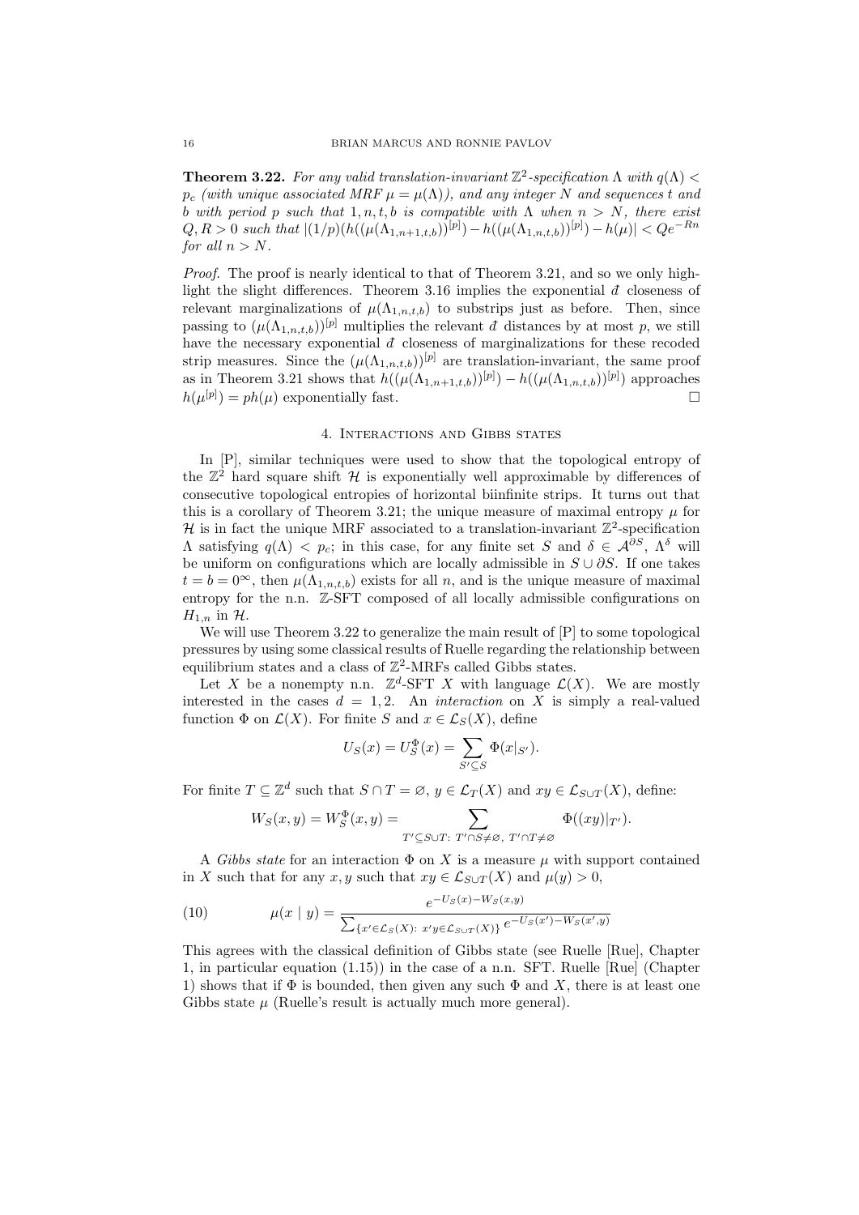**Theorem 3.22.** *For any valid translation-invariant $\mathbb{Z}^2$-specification $\Lambda$ with $q(\Lambda) < p_c$ (with unique associated MRF $\mu = \mu(\Lambda)$), and any integer $N$ and sequences $t$ and $b$ with period $p$ such that $1, n, t, b$ is compatible with $\Lambda$ when $n > N$, there exist $Q, R > 0$ such that $|(1/p)(h((\mu(\Lambda_{1,n+1,t,b}))^{[p]}) - h((\mu(\Lambda_{1,n,t,b}))^{[p]}) - h(\mu)| < Qe^{-Rn}$ for all $n > N$.*

*Proof.* The proof is nearly identical to that of Theorem 3.21, and so we only highlight the slight differences. Theorem 3.16 implies the exponential $\bar{d}$ closeness of relevant marginalizations of $\mu(\Lambda_{1,n,t,b})$ to substrips just as before. Then, since passing to $(\mu(\Lambda_{1,n,t,b}))^{[p]}$ multiplies the relevant $\bar{d}$ distances by at most $p$, we still have the necessary exponential $\bar{d}$ closeness of marginalizations for these recoded strip measures. Since the $(\mu(\Lambda_{1,n,t,b}))^{[p]}$ are translation-invariant, the same proof as in Theorem 3.21 shows that $h((\mu(\Lambda_{1,n+1,t,b}))^{[p]}) - h((\mu(\Lambda_{1,n,t,b}))^{[p]})$ approaches $h(\mu^{[p]}) = ph(\mu)$ exponentially fast. $\square$

## 4. Interactions and Gibbs states

In [P], similar techniques were used to show that the topological entropy of the $\mathbb{Z}^2$ hard square shift $\mathcal{H}$ is exponentially well approximable by differences of consecutive topological entropies of horizontal biinfinite strips. It turns out that this is a corollary of Theorem 3.21; the unique measure of maximal entropy $\mu$ for $\mathcal{H}$ is in fact the unique MRF associated to a translation-invariant $\mathbb{Z}^2$-specification $\Lambda$ satisfying $q(\Lambda) < p_c$; in this case, for any finite set $S$ and $\delta \in \mathcal{A}^{\partial S}$, $\Lambda^\delta$ will be uniform on configurations which are locally admissible in $S \cup \partial S$. If one takes $t = b = 0^\infty$, then $\mu(\Lambda_{1,n,t,b})$ exists for all $n$, and is the unique measure of maximal entropy for the n.n. $\mathbb{Z}$-SFT composed of all locally admissible configurations on $H_{1,n}$ in $\mathcal{H}$.

We will use Theorem 3.22 to generalize the main result of [P] to some topological pressures by using some classical results of Ruelle regarding the relationship between equilibrium states and a class of $\mathbb{Z}^2$-MRFs called Gibbs states.

Let $X$ be a nonempty n.n. $\mathbb{Z}^d$-SFT $X$ with language $\mathcal{L}(X)$. We are mostly interested in the cases $d = 1, 2$. An *interaction* on $X$ is simply a real-valued function $\Phi$ on $\mathcal{L}(X)$. For finite $S$ and $x \in \mathcal{L}_S(X)$, define

$$U_S(x) = U_S^\Phi(x) = \sum_{S' \subseteq S} \Phi(x|_{S'}).$$

For finite $T \subseteq \mathbb{Z}^d$ such that $S \cap T = \varnothing$, $y \in \mathcal{L}_T(X)$ and $xy \in \mathcal{L}_{S \cup T}(X)$, define:

$$W_S(x, y) = W_S^\Phi(x, y) = \sum_{T' \subseteq S \cup T:\ T' \cap S \neq \varnothing,\ T' \cap T \neq \varnothing} \Phi((xy)|_{T'}).$$

A *Gibbs state* for an interaction $\Phi$ on $X$ is a measure $\mu$ with support contained in $X$ such that for any $x, y$ such that $xy \in \mathcal{L}_{S \cup T}(X)$ and $\mu(y) > 0$,

$$\mu(x \mid y) = \frac{e^{-U_S(x) - W_S(x,y)}}{\sum_{\{x' \in \mathcal{L}_S(X):\ x'y \in \mathcal{L}_{S \cup T}(X)\}} e^{-U_S(x') - W_S(x',y)}} \tag{10}$$

This agrees with the classical definition of Gibbs state (see Ruelle [Rue], Chapter 1, in particular equation (1.15)) in the case of a n.n. SFT. Ruelle [Rue] (Chapter 1) shows that if $\Phi$ is bounded, then given any such $\Phi$ and $X$, there is at least one Gibbs state $\mu$ (Ruelle's result is actually much more general).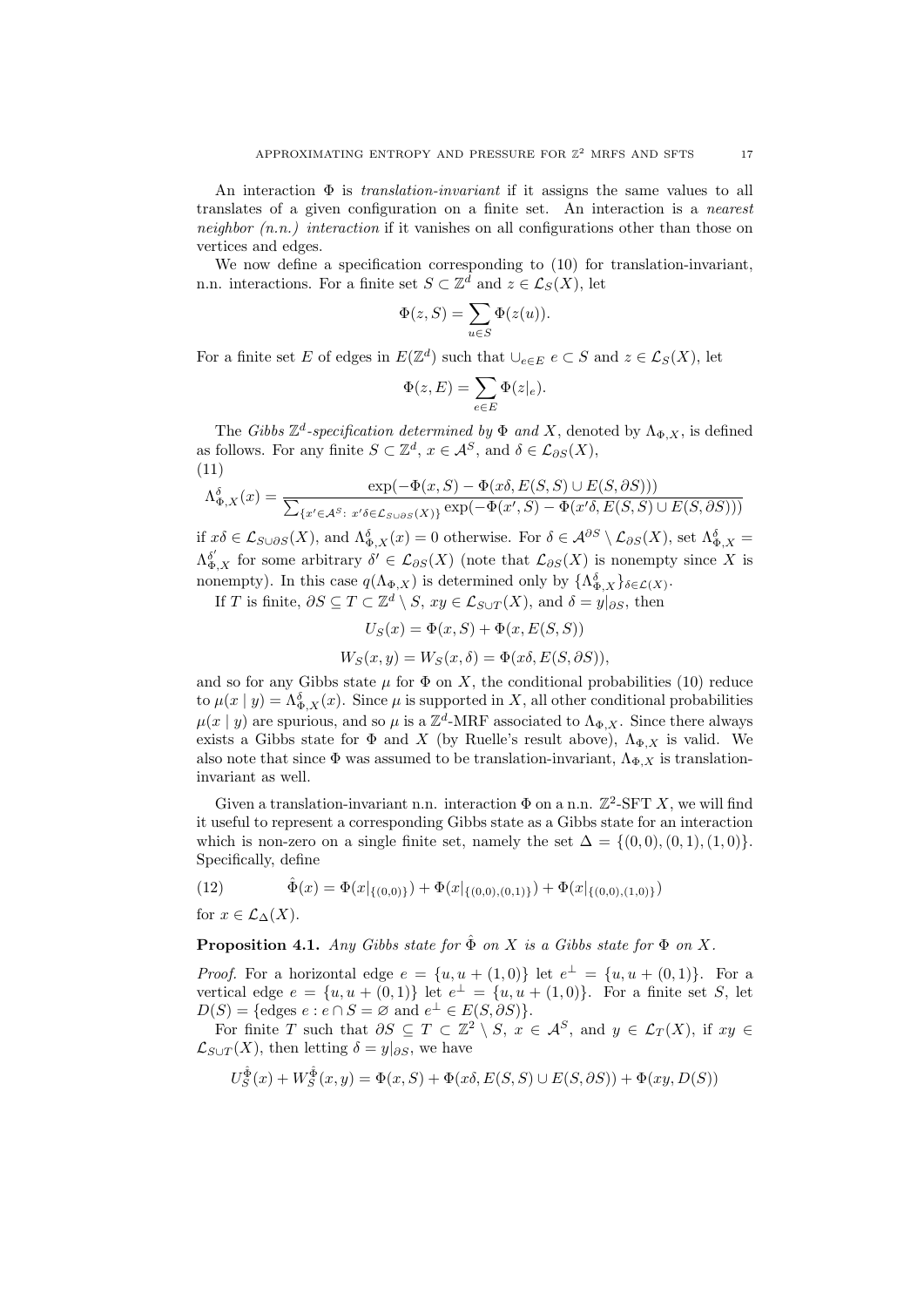An interaction $\Phi$ is *translation-invariant* if it assigns the same values to all translates of a given configuration on a finite set. An interaction is a *nearest neighbor (n.n.) interaction* if it vanishes on all configurations other than those on vertices and edges.

We now define a specification corresponding to (10) for translation-invariant, n.n. interactions. For a finite set $S \subset \mathbb{Z}^d$ and $z \in \mathcal{L}_S(X)$, let

$$\Phi(z, S) = \sum_{u \in S} \Phi(z(u)).$$

For a finite set $E$ of edges in $E(\mathbb{Z}^d)$ such that $\cup_{e \in E}\, e \subset S$ and $z \in \mathcal{L}_S(X)$, let

$$\Phi(z, E) = \sum_{e \in E} \Phi(z|_e).$$

The *Gibbs $\mathbb{Z}^d$-specification determined by $\Phi$ and $X$*, denoted by $\Lambda_{\Phi,X}$, is defined as follows. For any finite $S \subset \mathbb{Z}^d$, $x \in \mathcal{A}^S$, and $\delta \in \mathcal{L}_{\partial S}(X)$,

(11)
$$\Lambda^{\delta}_{\Phi,X}(x) = \frac{\exp(-\Phi(x,S) - \Phi(x\delta, E(S,S) \cup E(S,\partial S)))}{\sum_{\{x' \in \mathcal{A}^S:\ x'\delta \in \mathcal{L}_{S \cup \partial S}(X)\}} \exp(-\Phi(x',S) - \Phi(x'\delta, E(S,S) \cup E(S,\partial S)))}$$

if $x\delta \in \mathcal{L}_{S \cup \partial S}(X)$, and $\Lambda^{\delta}_{\Phi,X}(x) = 0$ otherwise. For $\delta \in \mathcal{A}^{\partial S} \setminus \mathcal{L}_{\partial S}(X)$, set $\Lambda^{\delta}_{\Phi,X} = \Lambda^{\delta'}_{\Phi,X}$ for some arbitrary $\delta' \in \mathcal{L}_{\partial S}(X)$ (note that $\mathcal{L}_{\partial S}(X)$ is nonempty since $X$ is nonempty). In this case $q(\Lambda_{\Phi,X})$ is determined only by $\{\Lambda^{\delta}_{\Phi,X}\}_{\delta \in \mathcal{L}(X)}$.

If $T$ is finite, $\partial S \subseteq T \subset \mathbb{Z}^d \setminus S$, $xy \in \mathcal{L}_{S \cup T}(X)$, and $\delta = y|_{\partial S}$, then

$$U_S(x) = \Phi(x, S) + \Phi(x, E(S,S))$$

$$W_S(x,y) = W_S(x,\delta) = \Phi(x\delta, E(S,\partial S)),$$

and so for any Gibbs state $\mu$ for $\Phi$ on $X$, the conditional probabilities (10) reduce to $\mu(x \mid y) = \Lambda^{\delta}_{\Phi,X}(x)$. Since $\mu$ is supported in $X$, all other conditional probabilities $\mu(x \mid y)$ are spurious, and so $\mu$ is a $\mathbb{Z}^d$-MRF associated to $\Lambda_{\Phi,X}$. Since there always exists a Gibbs state for $\Phi$ and $X$ (by Ruelle's result above), $\Lambda_{\Phi,X}$ is valid. We also note that since $\Phi$ was assumed to be translation-invariant, $\Lambda_{\Phi,X}$ is translation-invariant as well.

Given a translation-invariant n.n. interaction $\Phi$ on a n.n. $\mathbb{Z}^2$-SFT $X$, we will find it useful to represent a corresponding Gibbs state as a Gibbs state for an interaction which is non-zero on a single finite set, namely the set $\Delta = \{(0,0),(0,1),(1,0)\}$. Specifically, define

(12)
$$\hat{\Phi}(x) = \Phi(x|_{\{(0,0)\}}) + \Phi(x|_{\{(0,0),(0,1)\}}) + \Phi(x|_{\{(0,0),(1,0)\}})$$

for $x \in \mathcal{L}_{\Delta}(X)$.

**Proposition 4.1.** *Any Gibbs state for $\hat{\Phi}$ on $X$ is a Gibbs state for $\Phi$ on $X$.*

*Proof.* For a horizontal edge $e = \{u, u + (1,0)\}$ let $e^{\perp} = \{u, u + (0,1)\}$. For a vertical edge $e = \{u, u + (0,1)\}$ let $e^{\perp} = \{u, u + (1,0)\}$. For a finite set $S$, let $D(S) = \{\text{edges } e : e \cap S = \varnothing \text{ and } e^{\perp} \in E(S, \partial S)\}$.

For finite $T$ such that $\partial S \subseteq T \subset \mathbb{Z}^2 \setminus S$, $x \in \mathcal{A}^S$, and $y \in \mathcal{L}_T(X)$, if $xy \in \mathcal{L}_{S \cup T}(X)$, then letting $\delta = y|_{\partial S}$, we have

$$U^{\hat{\Phi}}_S(x) + W^{\hat{\Phi}}_S(x,y) = \Phi(x,S) + \Phi(x\delta, E(S,S) \cup E(S,\partial S)) + \Phi(xy, D(S))$$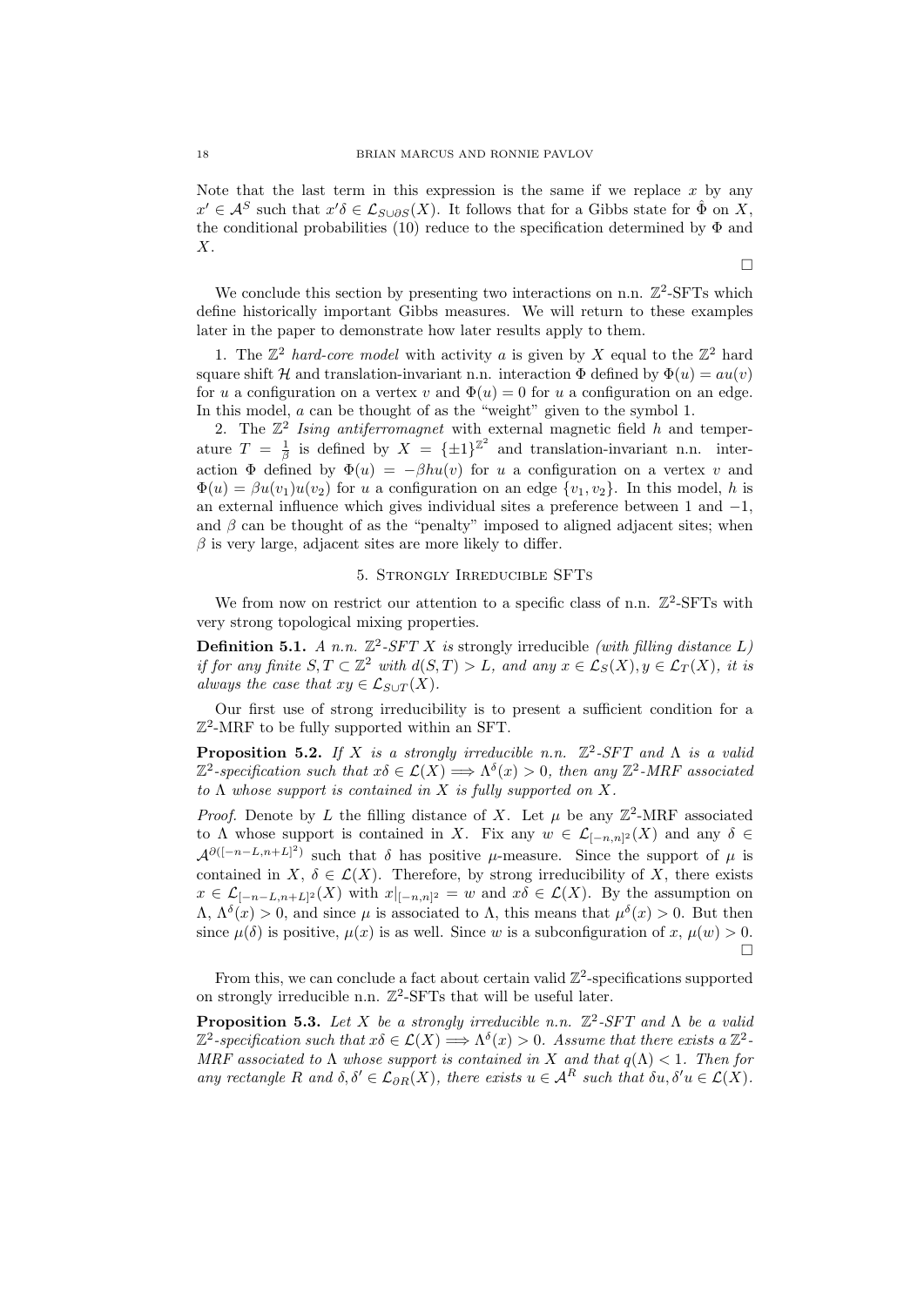Note that the last term in this expression is the same if we replace $x$ by any $x' \in \mathcal{A}^S$ such that $x'\delta \in \mathcal{L}_{S \cup \partial S}(X)$. It follows that for a Gibbs state for $\hat{\Phi}$ on $X$, the conditional probabilities (10) reduce to the specification determined by $\Phi$ and $X$.

$\square$

We conclude this section by presenting two interactions on n.n. $\mathbb{Z}^2$-SFTs which define historically important Gibbs measures. We will return to these examples later in the paper to demonstrate how later results apply to them.

1. The $\mathbb{Z}^2$ *hard-core model* with activity $a$ is given by $X$ equal to the $\mathbb{Z}^2$ hard square shift $\mathcal{H}$ and translation-invariant n.n. interaction $\Phi$ defined by $\Phi(u) = au(v)$ for $u$ a configuration on a vertex $v$ and $\Phi(u) = 0$ for $u$ a configuration on an edge. In this model, $a$ can be thought of as the "weight" given to the symbol 1.

2. The $\mathbb{Z}^2$ *Ising antiferromagnet* with external magnetic field $h$ and temperature $T = \frac{1}{\beta}$ is defined by $X = \{\pm 1\}^{\mathbb{Z}^2}$ and translation-invariant n.n. interaction $\Phi$ defined by $\Phi(u) = -\beta h u(v)$ for $u$ a configuration on a vertex $v$ and $\Phi(u) = \beta u(v_1)u(v_2)$ for $u$ a configuration on an edge $\{v_1, v_2\}$. In this model, $h$ is an external influence which gives individual sites a preference between 1 and $-1$, and $\beta$ can be thought of as the "penalty" imposed to aligned adjacent sites; when $\beta$ is very large, adjacent sites are more likely to differ.

## 5. Strongly Irreducible SFTs

We from now on restrict our attention to a specific class of n.n. $\mathbb{Z}^2$-SFTs with very strong topological mixing properties.

**Definition 5.1.** *A n.n. $\mathbb{Z}^2$-SFT $X$ is* strongly irreducible *(with filling distance $L$) if for any finite $S, T \subset \mathbb{Z}^2$ with $d(S,T) > L$, and any $x \in \mathcal{L}_S(X), y \in \mathcal{L}_T(X)$, it is always the case that $xy \in \mathcal{L}_{S \cup T}(X)$.*

Our first use of strong irreducibility is to present a sufficient condition for a $\mathbb{Z}^2$-MRF to be fully supported within an SFT.

**Proposition 5.2.** *If $X$ is a strongly irreducible n.n. $\mathbb{Z}^2$-SFT and $\Lambda$ is a valid $\mathbb{Z}^2$-specification such that $x\delta \in \mathcal{L}(X) \Longrightarrow \Lambda^\delta(x) > 0$, then any $\mathbb{Z}^2$-MRF associated to $\Lambda$ whose support is contained in $X$ is fully supported on $X$.*

*Proof.* Denote by $L$ the filling distance of $X$. Let $\mu$ be any $\mathbb{Z}^2$-MRF associated to $\Lambda$ whose support is contained in $X$. Fix any $w \in \mathcal{L}_{[-n,n]^2}(X)$ and any $\delta \in \mathcal{A}^{\partial([-n-L,n+L]^2)}$ such that $\delta$ has positive $\mu$-measure. Since the support of $\mu$ is contained in $X$, $\delta \in \mathcal{L}(X)$. Therefore, by strong irreducibility of $X$, there exists $x \in \mathcal{L}_{[-n-L,n+L]^2}(X)$ with $x|_{[-n,n]^2} = w$ and $x\delta \in \mathcal{L}(X)$. By the assumption on $\Lambda$, $\Lambda^\delta(x) > 0$, and since $\mu$ is associated to $\Lambda$, this means that $\mu^\delta(x) > 0$. But then since $\mu(\delta)$ is positive, $\mu(x)$ is as well. Since $w$ is a subconfiguration of $x$, $\mu(w) > 0$. $\square$

From this, we can conclude a fact about certain valid $\mathbb{Z}^2$-specifications supported on strongly irreducible n.n. $\mathbb{Z}^2$-SFTs that will be useful later.

**Proposition 5.3.** *Let $X$ be a strongly irreducible n.n. $\mathbb{Z}^2$-SFT and $\Lambda$ be a valid $\mathbb{Z}^2$-specification such that $x\delta \in \mathcal{L}(X) \Longrightarrow \Lambda^\delta(x) > 0$. Assume that there exists a $\mathbb{Z}^2$-MRF associated to $\Lambda$ whose support is contained in $X$ and that $q(\Lambda) < 1$. Then for any rectangle $R$ and $\delta, \delta' \in \mathcal{L}_{\partial R}(X)$, there exists $u \in \mathcal{A}^R$ such that $\delta u, \delta' u \in \mathcal{L}(X)$.*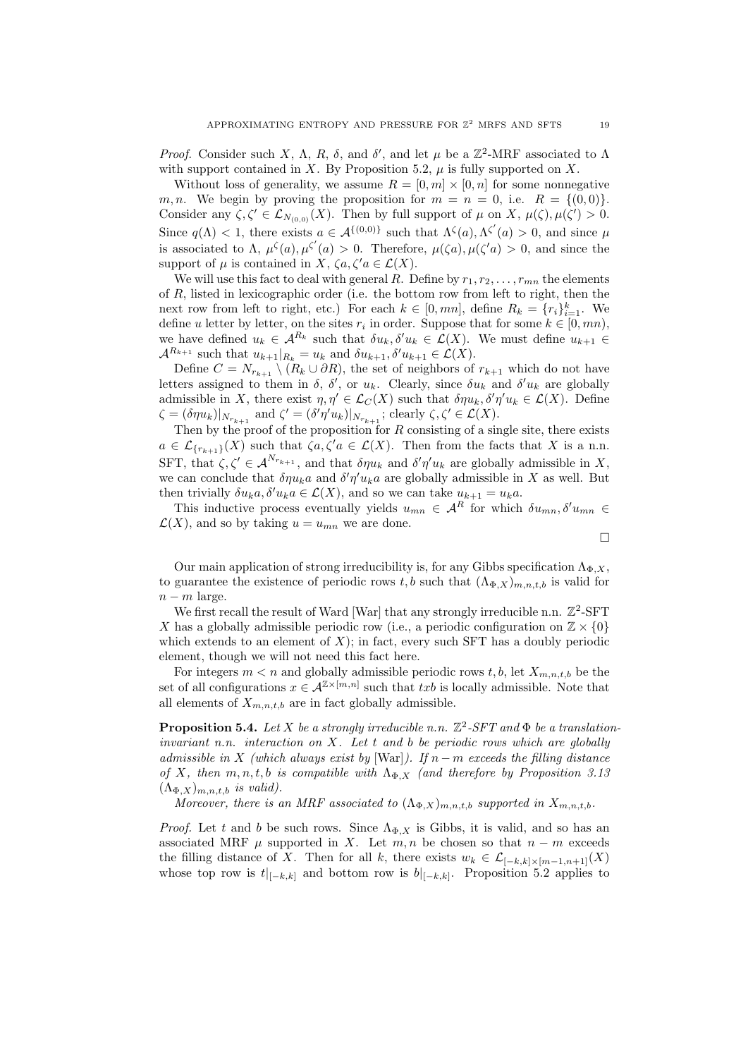*Proof.* Consider such $X$, $\Lambda$, $R$, $\delta$, and $\delta'$, and let $\mu$ be a $\mathbb{Z}^2$-MRF associated to $\Lambda$ with support contained in $X$. By Proposition 5.2, $\mu$ is fully supported on $X$.

Without loss of generality, we assume $R = [0, m] \times [0, n]$ for some nonnegative $m, n$. We begin by proving the proposition for $m = n = 0$, i.e. $R = \{(0, 0)\}$. Consider any $\zeta, \zeta' \in \mathcal{L}_{N_{(0,0)}}(X)$. Then by full support of $\mu$ on $X$, $\mu(\zeta), \mu(\zeta') > 0$. Since $q(\Lambda) < 1$, there exists $a \in \mathcal{A}^{\{(0,0)\}}$ such that $\Lambda^\zeta(a), \Lambda^{\zeta'}(a) > 0$, and since $\mu$ is associated to $\Lambda$, $\mu^\zeta(a), \mu^{\zeta'}(a) > 0$. Therefore, $\mu(\zeta a), \mu(\zeta' a) > 0$, and since the support of $\mu$ is contained in $X$, $\zeta a, \zeta' a \in \mathcal{L}(X)$.

We will use this fact to deal with general $R$. Define by $r_1, r_2, \ldots, r_{mn}$ the elements of $R$, listed in lexicographic order (i.e. the bottom row from left to right, then the next row from left to right, etc.) For each $k \in [0, mn]$, define $R_k = \{r_i\}_{i=1}^k$. We define $u$ letter by letter, on the sites $r_i$ in order. Suppose that for some $k \in [0, mn)$, we have defined $u_k \in \mathcal{A}^{R_k}$ such that $\delta u_k, \delta' u_k \in \mathcal{L}(X)$. We must define $u_{k+1} \in \mathcal{A}^{R_{k+1}}$ such that $u_{k+1}|_{R_k} = u_k$ and $\delta u_{k+1}, \delta' u_{k+1} \in \mathcal{L}(X)$.

Define $C = N_{r_{k+1}} \setminus (R_k \cup \partial R)$, the set of neighbors of $r_{k+1}$ which do not have letters assigned to them in $\delta$, $\delta'$, or $u_k$. Clearly, since $\delta u_k$ and $\delta' u_k$ are globally admissible in $X$, there exist $\eta, \eta' \in \mathcal{L}_C(X)$ such that $\delta \eta u_k, \delta' \eta' u_k \in \mathcal{L}(X)$. Define $\zeta = (\delta \eta u_k)|_{N_{r_{k+1}}}$ and $\zeta' = (\delta' \eta' u_k)|_{N_{r_{k+1}}}$; clearly $\zeta, \zeta' \in \mathcal{L}(X)$.

Then by the proof of the proposition for $R$ consisting of a single site, there exists $a \in \mathcal{L}_{\{r_{k+1}\}}(X)$ such that $\zeta a, \zeta' a \in \mathcal{L}(X)$. Then from the facts that $X$ is a n.n. SFT, that $\zeta, \zeta' \in \mathcal{A}^{N_{r_{k+1}}}$, and that $\delta \eta u_k$ and $\delta' \eta' u_k$ are globally admissible in $X$, we can conclude that $\delta \eta u_k a$ and $\delta' \eta' u_k a$ are globally admissible in $X$ as well. But then trivially $\delta u_k a, \delta' u_k a \in \mathcal{L}(X)$, and so we can take $u_{k+1} = u_k a$.

This inductive process eventually yields $u_{mn} \in \mathcal{A}^R$ for which $\delta u_{mn}, \delta' u_{mn} \in \mathcal{L}(X)$, and so by taking $u = u_{mn}$ we are done. $\square$

Our main application of strong irreducibility is, for any Gibbs specification $\Lambda_{\Phi,X}$, to guarantee the existence of periodic rows $t, b$ such that $(\Lambda_{\Phi,X})_{m,n,t,b}$ is valid for $n - m$ large.

We first recall the result of Ward [War] that any strongly irreducible n.n. $\mathbb{Z}^2$-SFT $X$ has a globally admissible periodic row (i.e., a periodic configuration on $\mathbb{Z} \times \{0\}$ which extends to an element of $X$); in fact, every such SFT has a doubly periodic element, though we will not need this fact here.

For integers $m < n$ and globally admissible periodic rows $t, b$, let $X_{m,n,t,b}$ be the set of all configurations $x \in \mathcal{A}^{\mathbb{Z} \times [m,n]}$ such that $txb$ is locally admissible. Note that all elements of $X_{m,n,t,b}$ are in fact globally admissible.

**Proposition 5.4.** *Let $X$ be a strongly irreducible n.n. $\mathbb{Z}^2$-SFT and $\Phi$ be a translation-invariant n.n. interaction on $X$. Let $t$ and $b$ be periodic rows which are globally admissible in $X$ (which always exist by* [War]*). If $n - m$ exceeds the filling distance of $X$, then $m, n, t, b$ is compatible with $\Lambda_{\Phi,X}$ (and therefore by Proposition 3.13 $(\Lambda_{\Phi,X})_{m,n,t,b}$ is valid).*

*Moreover, there is an MRF associated to $(\Lambda_{\Phi,X})_{m,n,t,b}$ supported in $X_{m,n,t,b}$.*

*Proof.* Let $t$ and $b$ be such rows. Since $\Lambda_{\Phi,X}$ is Gibbs, it is valid, and so has an associated MRF $\mu$ supported in $X$. Let $m, n$ be chosen so that $n - m$ exceeds the filling distance of $X$. Then for all $k$, there exists $w_k \in \mathcal{L}_{[-k,k] \times [m-1,n+1]}(X)$ whose top row is $t|_{[-k,k]}$ and bottom row is $b|_{[-k,k]}$. Proposition 5.2 applies to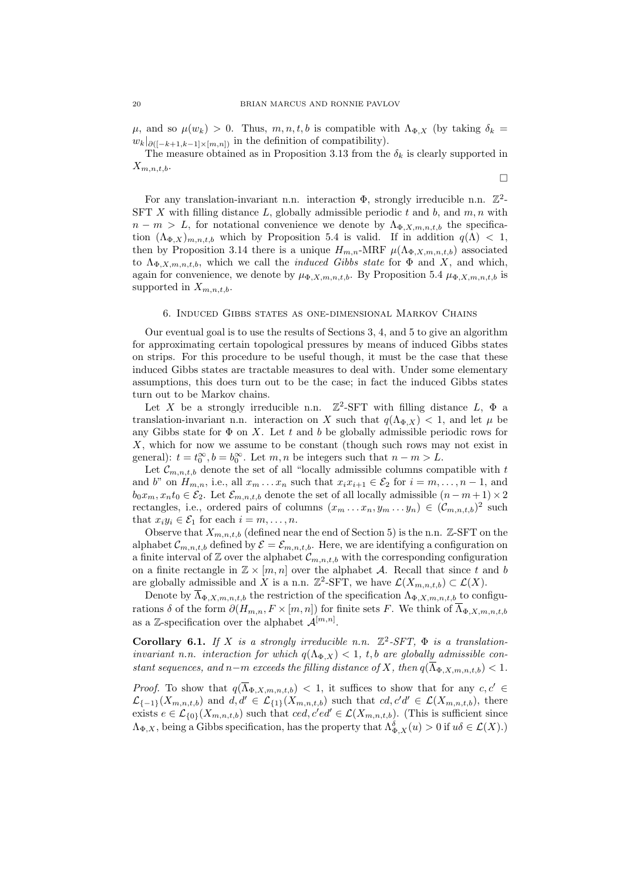$\mu$, and so $\mu(w_k) > 0$. Thus, $m, n, t, b$ is compatible with $\Lambda_{\Phi,X}$ (by taking $\delta_k = w_k|_{\partial([-k+1,k-1]\times[m,n])}$ in the definition of compatibility).

The measure obtained as in Proposition 3.13 from the $\delta_k$ is clearly supported in $X_{m,n,t,b}$.

$\square$

For any translation-invariant n.n. interaction $\Phi$, strongly irreducible n.n. $\mathbb{Z}^2$-SFT $X$ with filling distance $L$, globally admissible periodic $t$ and $b$, and $m, n$ with $n - m > L$, for notational convenience we denote by $\Lambda_{\Phi,X,m,n,t,b}$ the specification $(\Lambda_{\Phi,X})_{m,n,t,b}$ which by Proposition 5.4 is valid. If in addition $q(\Lambda) < 1$, then by Proposition 3.14 there is a unique $H_{m,n}$-MRF $\mu(\Lambda_{\Phi,X,m,n,t,b})$ associated to $\Lambda_{\Phi,X,m,n,t,b}$, which we call the *induced Gibbs state* for $\Phi$ and $X$, and which, again for convenience, we denote by $\mu_{\Phi,X,m,n,t,b}$. By Proposition 5.4 $\mu_{\Phi,X,m,n,t,b}$ is supported in $X_{m,n,t,b}$.

## 6. Induced Gibbs states as one-dimensional Markov Chains

Our eventual goal is to use the results of Sections 3, 4, and 5 to give an algorithm for approximating certain topological pressures by means of induced Gibbs states on strips. For this procedure to be useful though, it must be the case that these induced Gibbs states are tractable measures to deal with. Under some elementary assumptions, this does turn out to be the case; in fact the induced Gibbs states turn out to be Markov chains.

Let $X$ be a strongly irreducible n.n. $\mathbb{Z}^2$-SFT with filling distance $L$, $\Phi$ a translation-invariant n.n. interaction on $X$ such that $q(\Lambda_{\Phi,X}) < 1$, and let $\mu$ be any Gibbs state for $\Phi$ on $X$. Let $t$ and $b$ be globally admissible periodic rows for $X$, which for now we assume to be constant (though such rows may not exist in general): $t = t_0^\infty, b = b_0^\infty$. Let $m, n$ be integers such that $n - m > L$.

Let $\mathcal{C}_{m,n,t,b}$ denote the set of all "locally admissible columns compatible with $t$ and $b$" on $H_{m,n}$, i.e., all $x_m \ldots x_n$ such that $x_i x_{i+1} \in \mathcal{E}_2$ for $i = m, \ldots, n-1$, and $b_0 x_m, x_n t_0 \in \mathcal{E}_2$. Let $\mathcal{E}_{m,n,t,b}$ denote the set of all locally admissible $(n-m+1)\times 2$ rectangles, i.e., ordered pairs of columns $(x_m \ldots x_n, y_m \ldots y_n) \in (\mathcal{C}_{m,n,t,b})^2$ such that $x_i y_i \in \mathcal{E}_1$ for each $i = m, \ldots, n$.

Observe that $X_{m,n,t,b}$ (defined near the end of Section 5) is the n.n. $\mathbb{Z}$-SFT on the alphabet $\mathcal{C}_{m,n,t,b}$ defined by $\mathcal{E} = \mathcal{E}_{m,n,t,b}$. Here, we are identifying a configuration on a finite interval of $\mathbb{Z}$ over the alphabet $\mathcal{C}_{m,n,t,b}$ with the corresponding configuration on a finite rectangle in $\mathbb{Z}\times[m,n]$ over the alphabet $\mathcal{A}$. Recall that since $t$ and $b$ are globally admissible and $X$ is a n.n. $\mathbb{Z}^2$-SFT, we have $\mathcal{L}(X_{m,n,t,b}) \subset \mathcal{L}(X)$.

Denote by $\overline{\Lambda}_{\Phi,X,m,n,t,b}$ the restriction of the specification $\Lambda_{\Phi,X,m,n,t,b}$ to configurations $\delta$ of the form $\partial(H_{m,n}, F\times[m,n])$ for finite sets $F$. We think of $\overline{\Lambda}_{\Phi,X,m,n,t,b}$ as a $\mathbb{Z}$-specification over the alphabet $\mathcal{A}^{[m,n]}$.

**Corollary 6.1.** *If $X$ is a strongly irreducible n.n. $\mathbb{Z}^2$-SFT, $\Phi$ is a translation-invariant n.n. interaction for which $q(\Lambda_{\Phi,X}) < 1$, $t, b$ are globally admissible constant sequences, and $n-m$ exceeds the filling distance of $X$, then $q(\overline{\Lambda}_{\Phi,X,m,n,t,b}) < 1$.*

*Proof.* To show that $q(\overline{\Lambda}_{\Phi,X,m,n,t,b}) < 1$, it suffices to show that for any $c, c' \in \mathcal{L}_{\{-1\}}(X_{m,n,t,b})$ and $d, d' \in \mathcal{L}_{\{1\}}(X_{m,n,t,b})$ such that $cd, c'd' \in \mathcal{L}(X_{m,n,t,b})$, there exists $e \in \mathcal{L}_{\{0\}}(X_{m,n,t,b})$ such that $ced, c'ed' \in \mathcal{L}(X_{m,n,t,b})$. (This is sufficient since $\Lambda_{\Phi,X}$, being a Gibbs specification, has the property that $\Lambda^\delta_{\Phi,X}(u) > 0$ if $u\delta \in \mathcal{L}(X)$.)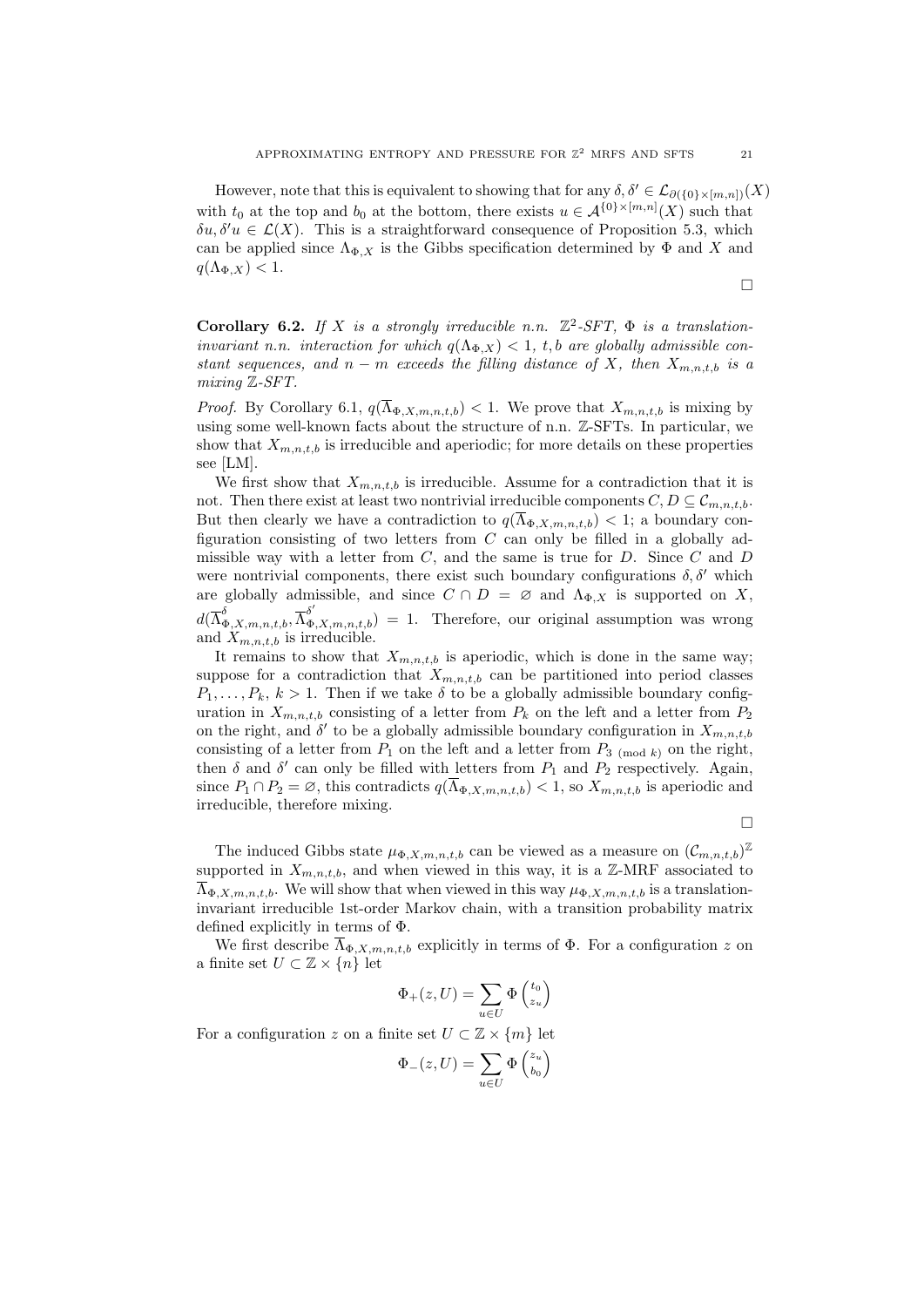However, note that this is equivalent to showing that for any $\delta, \delta' \in \mathcal{L}_{\partial(\{0\}\times[m,n])}(X)$ with $t_0$ at the top and $b_0$ at the bottom, there exists $u \in \mathcal{A}^{\{0\}\times[m,n]}(X)$ such that $\delta u, \delta' u \in \mathcal{L}(X)$. This is a straightforward consequence of Proposition 5.3, which can be applied since $\Lambda_{\Phi,X}$ is the Gibbs specification determined by $\Phi$ and $X$ and $q(\Lambda_{\Phi,X}) < 1$.

∎

**Corollary 6.2.** *If $X$ is a strongly irreducible n.n. $\mathbb{Z}^2$-SFT, $\Phi$ is a translation-invariant n.n. interaction for which $q(\Lambda_{\Phi,X}) < 1$, $t, b$ are globally admissible constant sequences, and $n - m$ exceeds the filling distance of $X$, then $X_{m,n,t,b}$ is a mixing $\mathbb{Z}$-SFT.*

*Proof.* By Corollary 6.1, $q(\overline{\Lambda}_{\Phi,X,m,n,t,b}) < 1$. We prove that $X_{m,n,t,b}$ is mixing by using some well-known facts about the structure of n.n. $\mathbb{Z}$-SFTs. In particular, we show that $X_{m,n,t,b}$ is irreducible and aperiodic; for more details on these properties see [LM].

We first show that $X_{m,n,t,b}$ is irreducible. Assume for a contradiction that it is not. Then there exist at least two nontrivial irreducible components $C, D \subseteq \mathcal{C}_{m,n,t,b}$. But then clearly we have a contradiction to $q(\overline{\Lambda}_{\Phi,X,m,n,t,b}) < 1$; a boundary configuration consisting of two letters from $C$ can only be filled in a globally admissible way with a letter from $C$, and the same is true for $D$. Since $C$ and $D$ were nontrivial components, there exist such boundary configurations $\delta, \delta'$ which are globally admissible, and since $C \cap D = \varnothing$ and $\Lambda_{\Phi,X}$ is supported on $X$, $d(\overline{\Lambda}^{\delta}_{\Phi,X,m,n,t,b}, \overline{\Lambda}^{\delta'}_{\Phi,X,m,n,t,b}) = 1$. Therefore, our original assumption was wrong and $X_{m,n,t,b}$ is irreducible.

It remains to show that $X_{m,n,t,b}$ is aperiodic, which is done in the same way; suppose for a contradiction that $X_{m,n,t,b}$ can be partitioned into period classes $P_1, \ldots, P_k$, $k > 1$. Then if we take $\delta$ to be a globally admissible boundary configuration in $X_{m,n,t,b}$ consisting of a letter from $P_k$ on the left and a letter from $P_2$ on the right, and $\delta'$ to be a globally admissible boundary configuration in $X_{m,n,t,b}$ consisting of a letter from $P_1$ on the left and a letter from $P_{3 \pmod{k}}$ on the right, then $\delta$ and $\delta'$ can only be filled with letters from $P_1$ and $P_2$ respectively. Again, since $P_1 \cap P_2 = \varnothing$, this contradicts $q(\overline{\Lambda}_{\Phi,X,m,n,t,b}) < 1$, so $X_{m,n,t,b}$ is aperiodic and irreducible, therefore mixing.

∎

The induced Gibbs state $\mu_{\Phi,X,m,n,t,b}$ can be viewed as a measure on $(\mathcal{C}_{m,n,t,b})^{\mathbb{Z}}$ supported in $X_{m,n,t,b}$, and when viewed in this way, it is a $\mathbb{Z}$-MRF associated to $\overline{\Lambda}_{\Phi,X,m,n,t,b}$. We will show that when viewed in this way $\mu_{\Phi,X,m,n,t,b}$ is a translation-invariant irreducible 1st-order Markov chain, with a transition probability matrix defined explicitly in terms of $\Phi$.

We first describe $\overline{\Lambda}_{\Phi,X,m,n,t,b}$ explicitly in terms of $\Phi$. For a configuration $z$ on a finite set $U \subset \mathbb{Z} \times \{n\}$ let

$$\Phi_+(z, U) = \sum_{u \in U} \Phi \binom{t_0}{z_u}$$

For a configuration $z$ on a finite set $U \subset \mathbb{Z} \times \{m\}$ let

$$\Phi_-(z, U) = \sum_{u \in U} \Phi \binom{z_u}{b_0}$$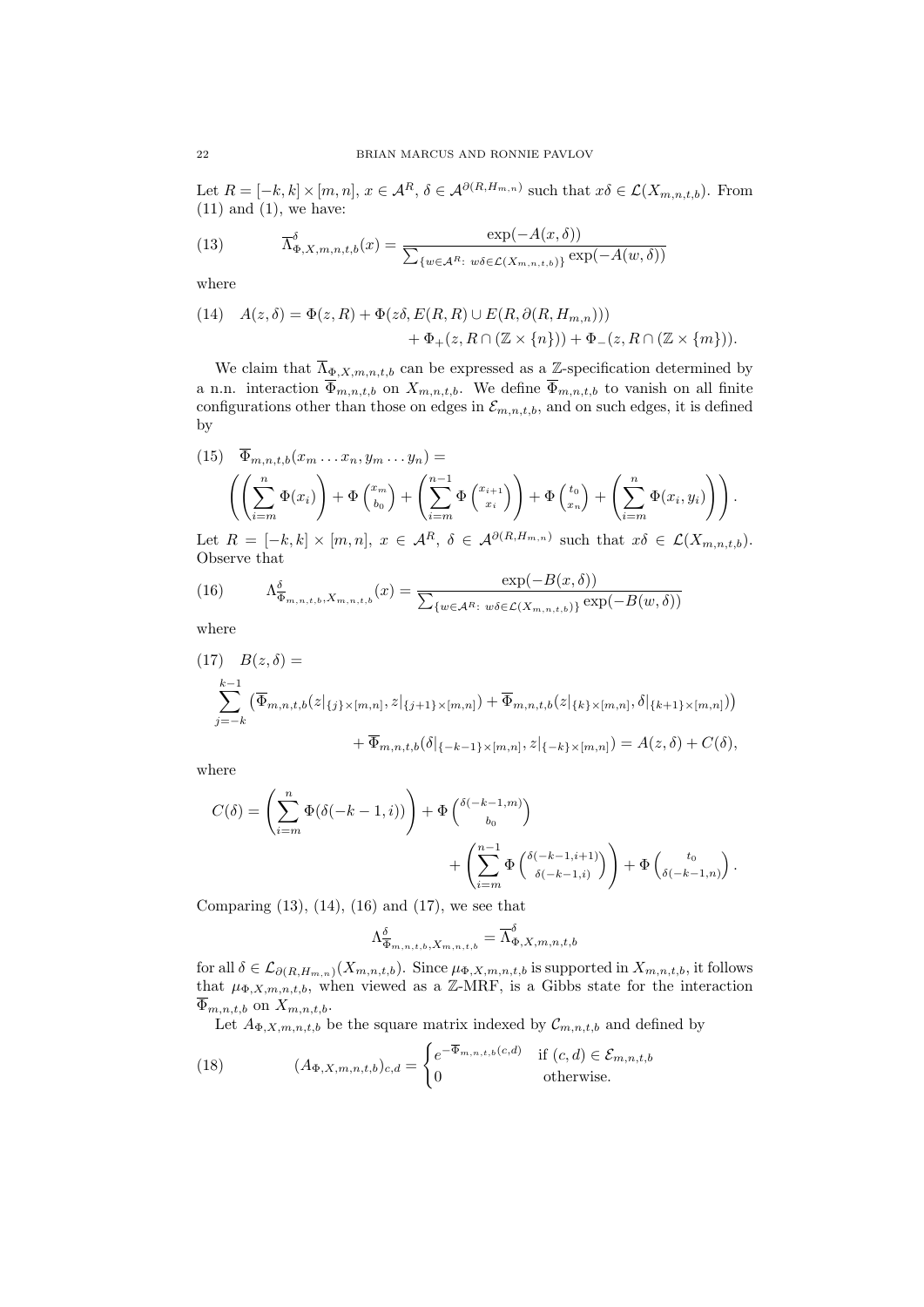Let $R = [-k,k] \times [m,n]$, $x \in \mathcal{A}^R$, $\delta \in \mathcal{A}^{\partial(R,H_{m,n})}$ such that $x\delta \in \mathcal{L}(X_{m,n,t,b})$. From (11) and (1), we have:

$$\overline{\Lambda}^{\delta}_{\Phi,X,m,n,t,b}(x) = \frac{\exp(-A(x,\delta))}{\sum_{\{w \in \mathcal{A}^R:\ w\delta \in \mathcal{L}(X_{m,n,t,b})\}} \exp(-A(w,\delta))} \tag{13}$$

where

$$\begin{aligned} A(z,\delta) = \Phi(z,R) &+ \Phi(z\delta, E(R,R) \cup E(R, \partial(R,H_{m,n}))) \\ &+ \Phi_+(z, R \cap (\mathbb{Z} \times \{n\})) + \Phi_-(z, R \cap (\mathbb{Z} \times \{m\})). \end{aligned} \tag{14}$$

We claim that $\overline{\Lambda}_{\Phi,X,m,n,t,b}$ can be expressed as a $\mathbb{Z}$-specification determined by a n.n. interaction $\overline{\Phi}_{m,n,t,b}$ on $X_{m,n,t,b}$. We define $\overline{\Phi}_{m,n,t,b}$ to vanish on all finite configurations other than those on edges in $\mathcal{E}_{m,n,t,b}$, and on such edges, it is defined by

$$\begin{aligned} &\overline{\Phi}_{m,n,t,b}(x_m \ldots x_n, y_m \ldots y_n) = \\ &\left( \left( \sum_{i=m}^{n} \Phi(x_i) \right) + \Phi\binom{x_m}{b_0} + \left( \sum_{i=m}^{n-1} \Phi\binom{x_{i+1}}{x_i} \right) + \Phi\binom{t_0}{x_n} + \left( \sum_{i=m}^{n} \Phi(x_i, y_i) \right) \right). \end{aligned} \tag{15}$$

Let $R = [-k,k] \times [m,n]$, $x \in \mathcal{A}^R$, $\delta \in \mathcal{A}^{\partial(R,H_{m,n})}$ such that $x\delta \in \mathcal{L}(X_{m,n,t,b})$. Observe that

$$\Lambda^{\delta}_{\overline{\Phi}_{m,n,t,b},X_{m,n,t,b}}(x) = \frac{\exp(-B(x,\delta))}{\sum_{\{w \in \mathcal{A}^R:\ w\delta \in \mathcal{L}(X_{m,n,t,b})\}} \exp(-B(w,\delta))} \tag{16}$$

where

$$\begin{aligned} &B(z,\delta) = \\ &\sum_{j=-k}^{k-1} \left( \overline{\Phi}_{m,n,t,b}(z|_{\{j\}\times[m,n]}, z|_{\{j+1\}\times[m,n]}) + \overline{\Phi}_{m,n,t,b}(z|_{\{k\}\times[m,n]}, \delta|_{\{k+1\}\times[m,n]}) \right) \\ &\qquad\qquad + \overline{\Phi}_{m,n,t,b}(\delta|_{\{-k-1\}\times[m,n]}, z|_{\{-k\}\times[m,n]}) = A(z,\delta) + C(\delta), \end{aligned} \tag{17}$$

where

$$\begin{aligned} C(\delta) = \left( \sum_{i=m}^{n} \Phi(\delta(-k-1,i)) \right) &+ \Phi\binom{\delta(-k-1,m)}{b_0} \\ &+ \left( \sum_{i=m}^{n-1} \Phi\binom{\delta(-k-1,i+1)}{\delta(-k-1,i)} \right) + \Phi\binom{t_0}{\delta(-k-1,n)}. \end{aligned}$$

Comparing (13), (14), (16) and (17), we see that

$$\Lambda^{\delta}_{\overline{\Phi}_{m,n,t,b},X_{m,n,t,b}} = \overline{\Lambda}^{\delta}_{\Phi,X,m,n,t,b}$$

for all $\delta \in \mathcal{L}_{\partial(R,H_{m,n})}(X_{m,n,t,b})$. Since $\mu_{\Phi,X,m,n,t,b}$ is supported in $X_{m,n,t,b}$, it follows that $\mu_{\Phi,X,m,n,t,b}$, when viewed as a $\mathbb{Z}$-MRF, is a Gibbs state for the interaction $\overline{\Phi}_{m,n,t,b}$ on $X_{m,n,t,b}$.

Let $A_{\Phi,X,m,n,t,b}$ be the square matrix indexed by $\mathcal{C}_{m,n,t,b}$ and defined by

$$(A_{\Phi,X,m,n,t,b})_{c,d} = \begin{cases} e^{-\overline{\Phi}_{m,n,t,b}(c,d)} & \text{if } (c,d) \in \mathcal{E}_{m,n,t,b} \\ 0 & \text{otherwise.} \end{cases} \tag{18}$$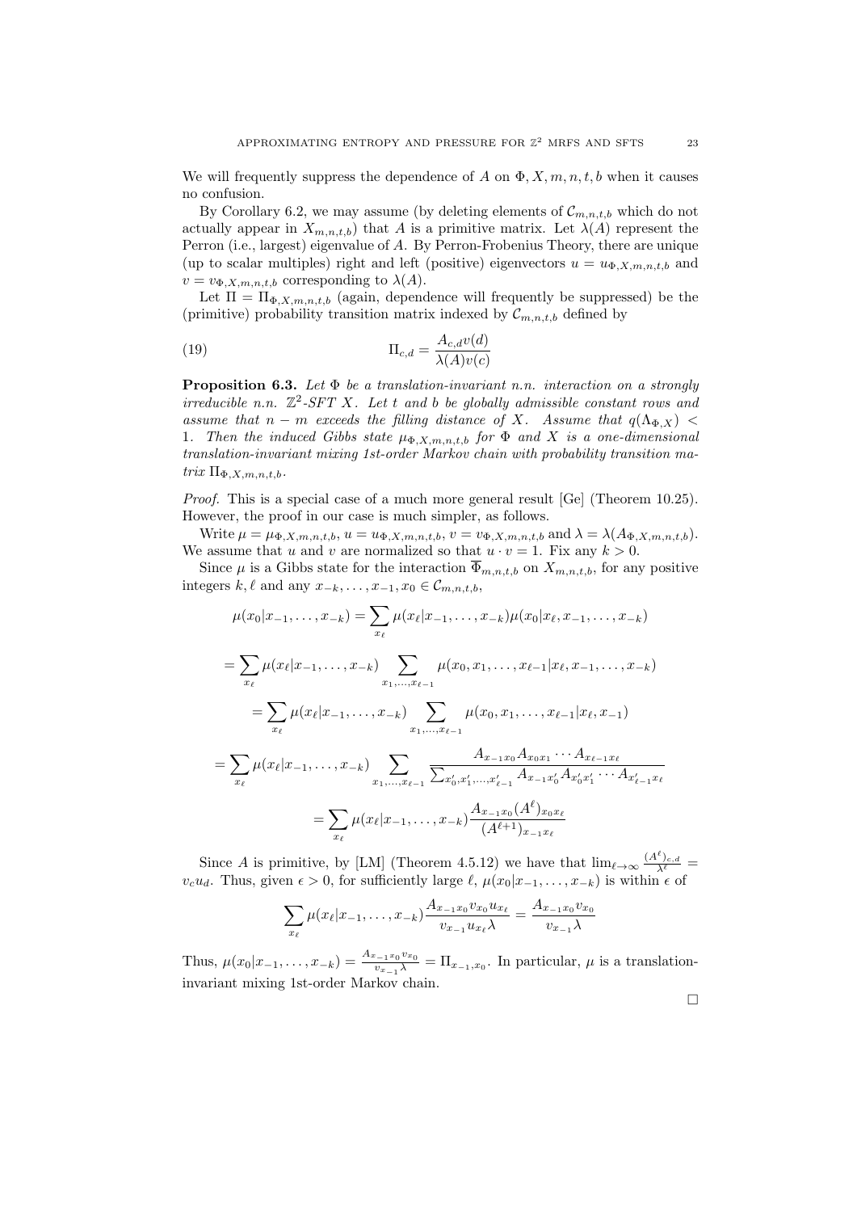We will frequently suppress the dependence of $A$ on $\Phi, X, m, n, t, b$ when it causes no confusion.

By Corollary 6.2, we may assume (by deleting elements of $\mathcal{C}_{m,n,t,b}$ which do not actually appear in $X_{m,n,t,b}$) that $A$ is a primitive matrix. Let $\lambda(A)$ represent the Perron (i.e., largest) eigenvalue of $A$. By Perron-Frobenius Theory, there are unique (up to scalar multiples) right and left (positive) eigenvectors $u = u_{\Phi,X,m,n,t,b}$ and $v = v_{\Phi,X,m,n,t,b}$ corresponding to $\lambda(A)$.

Let $\Pi = \Pi_{\Phi,X,m,n,t,b}$ (again, dependence will frequently be suppressed) be the (primitive) probability transition matrix indexed by $\mathcal{C}_{m,n,t,b}$ defined by

$$\Pi_{c,d} = \frac{A_{c,d}v(d)}{\lambda(A)v(c)} \tag{19}$$

**Proposition 6.3.** *Let $\Phi$ be a translation-invariant n.n. interaction on a strongly irreducible n.n. $\mathbb{Z}^2$-SFT $X$. Let $t$ and $b$ be globally admissible constant rows and assume that $n - m$ exceeds the filling distance of $X$. Assume that $q(\Lambda_{\Phi,X}) < 1$. Then the induced Gibbs state $\mu_{\Phi,X,m,n,t,b}$ for $\Phi$ and $X$ is a one-dimensional translation-invariant mixing 1st-order Markov chain with probability transition matrix $\Pi_{\Phi,X,m,n,t,b}$.*

*Proof.* This is a special case of a much more general result [Ge] (Theorem 10.25). However, the proof in our case is much simpler, as follows.

Write $\mu = \mu_{\Phi,X,m,n,t,b}$, $u = u_{\Phi,X,m,n,t,b}$, $v = v_{\Phi,X,m,n,t,b}$ and $\lambda = \lambda(A_{\Phi,X,m,n,t,b})$. We assume that $u$ and $v$ are normalized so that $u \cdot v = 1$. Fix any $k > 0$.

Since $\mu$ is a Gibbs state for the interaction $\overline{\Phi}_{m,n,t,b}$ on $X_{m,n,t,b}$, for any positive integers $k, \ell$ and any $x_{-k}, \ldots, x_{-1}, x_0 \in \mathcal{C}_{m,n,t,b}$,

$$\mu(x_0|x_{-1},\ldots,x_{-k}) = \sum_{x_\ell} \mu(x_\ell|x_{-1},\ldots,x_{-k})\mu(x_0|x_\ell,x_{-1},\ldots,x_{-k})$$

$$= \sum_{x_\ell} \mu(x_\ell|x_{-1},\ldots,x_{-k}) \sum_{x_1,\ldots,x_{\ell-1}} \mu(x_0,x_1,\ldots,x_{\ell-1}|x_\ell,x_{-1},\ldots,x_{-k})$$

$$= \sum_{x_\ell} \mu(x_\ell|x_{-1},\ldots,x_{-k}) \sum_{x_1,\ldots,x_{\ell-1}} \mu(x_0,x_1,\ldots,x_{\ell-1}|x_\ell,x_{-1})$$

$$= \sum_{x_\ell} \mu(x_\ell|x_{-1},\ldots,x_{-k}) \sum_{x_1,\ldots,x_{\ell-1}} \frac{A_{x_{-1}x_0}A_{x_0x_1}\cdots A_{x_{\ell-1}x_\ell}}{\sum_{x'_0,x'_1,\ldots,x'_{\ell-1}} A_{x_{-1}x'_0}A_{x'_0x'_1}\cdots A_{x'_{\ell-1}x_\ell}}$$

$$= \sum_{x_\ell} \mu(x_\ell|x_{-1},\ldots,x_{-k}) \frac{A_{x_{-1}x_0}(A^\ell)_{x_0x_\ell}}{(A^{\ell+1})_{x_{-1}x_\ell}}$$

Since $A$ is primitive, by [LM] (Theorem 4.5.12) we have that $\lim_{\ell\to\infty} \frac{(A^\ell)_{c,d}}{\lambda^\ell} = v_c u_d$. Thus, given $\epsilon > 0$, for sufficiently large $\ell$, $\mu(x_0|x_{-1},\ldots,x_{-k})$ is within $\epsilon$ of

$$\sum_{x_\ell} \mu(x_\ell|x_{-1},\ldots,x_{-k}) \frac{A_{x_{-1}x_0}v_{x_0}u_{x_\ell}}{v_{x_{-1}}u_{x_\ell}\lambda} = \frac{A_{x_{-1}x_0}v_{x_0}}{v_{x_{-1}}\lambda}$$

Thus, $\mu(x_0|x_{-1},\ldots,x_{-k}) = \frac{A_{x_{-1}x_0}v_{x_0}}{v_{x_{-1}}\lambda} = \Pi_{x_{-1},x_0}$. In particular, $\mu$ is a translation-invariant mixing 1st-order Markov chain.

□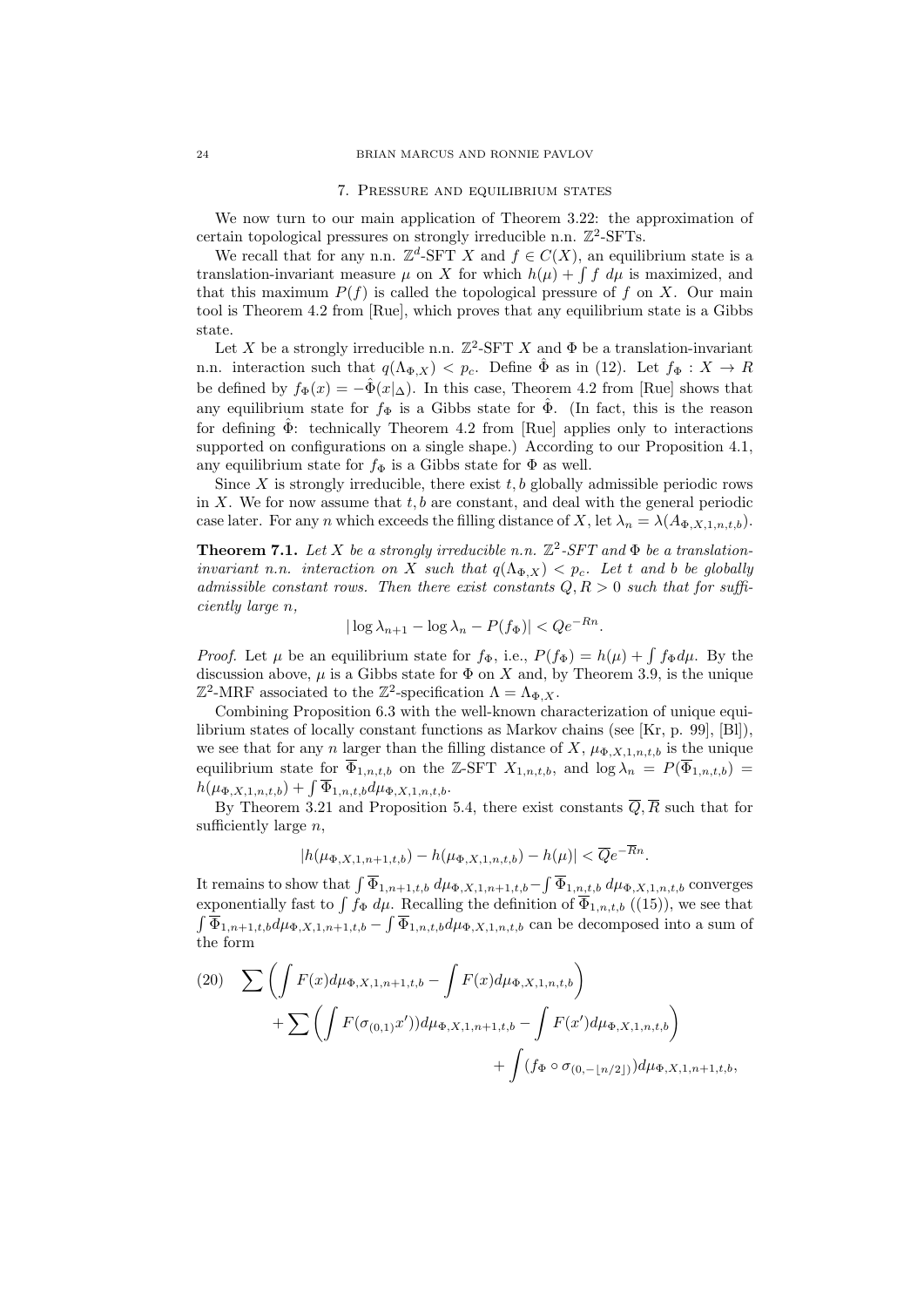## 7. Pressure and equilibrium states

We now turn to our main application of Theorem 3.22: the approximation of certain topological pressures on strongly irreducible n.n. $\mathbb{Z}^2$-SFTs.

We recall that for any n.n. $\mathbb{Z}^d$-SFT $X$ and $f \in C(X)$, an equilibrium state is a translation-invariant measure $\mu$ on $X$ for which $h(\mu) + \int f \, d\mu$ is maximized, and that this maximum $P(f)$ is called the topological pressure of $f$ on $X$. Our main tool is Theorem 4.2 from [Rue], which proves that any equilibrium state is a Gibbs state.

Let $X$ be a strongly irreducible n.n. $\mathbb{Z}^2$-SFT $X$ and $\Phi$ be a translation-invariant n.n. interaction such that $q(\Lambda_{\Phi,X}) < p_c$. Define $\hat{\Phi}$ as in (12). Let $f_\Phi : X \to R$ be defined by $f_\Phi(x) = -\hat{\Phi}(x|_\Delta)$. In this case, Theorem 4.2 from [Rue] shows that any equilibrium state for $f_\Phi$ is a Gibbs state for $\hat{\Phi}$. (In fact, this is the reason for defining $\hat{\Phi}$: technically Theorem 4.2 from [Rue] applies only to interactions supported on configurations on a single shape.) According to our Proposition 4.1, any equilibrium state for $f_\Phi$ is a Gibbs state for $\Phi$ as well.

Since $X$ is strongly irreducible, there exist $t, b$ globally admissible periodic rows in $X$. We for now assume that $t, b$ are constant, and deal with the general periodic case later. For any $n$ which exceeds the filling distance of $X$, let $\lambda_n = \lambda(A_{\Phi,X,1,n,t,b})$.

**Theorem 7.1.** *Let $X$ be a strongly irreducible n.n. $\mathbb{Z}^2$-SFT and $\Phi$ be a translation-invariant n.n. interaction on $X$ such that $q(\Lambda_{\Phi,X}) < p_c$. Let $t$ and $b$ be globally admissible constant rows. Then there exist constants $Q, R > 0$ such that for sufficiently large $n$,*

$$|\log \lambda_{n+1} - \log \lambda_n - P(f_\Phi)| < Qe^{-Rn}.$$

*Proof.* Let $\mu$ be an equilibrium state for $f_\Phi$, i.e., $P(f_\Phi) = h(\mu) + \int f_\Phi d\mu$. By the discussion above, $\mu$ is a Gibbs state for $\Phi$ on $X$ and, by Theorem 3.9, is the unique $\mathbb{Z}^2$-MRF associated to the $\mathbb{Z}^2$-specification $\Lambda = \Lambda_{\Phi,X}$.

Combining Proposition 6.3 with the well-known characterization of unique equilibrium states of locally constant functions as Markov chains (see [Kr, p. 99], [Bl]), we see that for any $n$ larger than the filling distance of $X$, $\mu_{\Phi,X,1,n,t,b}$ is the unique equilibrium state for $\overline{\Phi}_{1,n,t,b}$ on the $\mathbb{Z}$-SFT $X_{1,n,t,b}$, and $\log \lambda_n = P(\overline{\Phi}_{1,n,t,b}) = h(\mu_{\Phi,X,1,n,t,b}) + \int \overline{\Phi}_{1,n,t,b} d\mu_{\Phi,X,1,n,t,b}$.

By Theorem 3.21 and Proposition 5.4, there exist constants $\overline{Q}, \overline{R}$ such that for sufficiently large $n$,

$$|h(\mu_{\Phi,X,1,n+1,t,b}) - h(\mu_{\Phi,X,1,n,t,b}) - h(\mu)| < \overline{Q}e^{-\overline{R}n}.$$

It remains to show that $\int \overline{\Phi}_{1,n+1,t,b} \, d\mu_{\Phi,X,1,n+1,t,b} - \int \overline{\Phi}_{1,n,t,b} \, d\mu_{\Phi,X,1,n,t,b}$ converges exponentially fast to $\int f_\Phi \, d\mu$. Recalling the definition of $\overline{\Phi}_{1,n,t,b}$ ((15)), we see that $\int \overline{\Phi}_{1,n+1,t,b} d\mu_{\Phi,X,1,n+1,t,b} - \int \overline{\Phi}_{1,n,t,b} d\mu_{\Phi,X,1,n,t,b}$ can be decomposed into a sum of the form

$$\sum \left( \int F(x) d\mu_{\Phi,X,1,n+1,t,b} - \int F(x) d\mu_{\Phi,X,1,n,t,b} \right) \\ + \sum \left( \int F(\sigma_{(0,1)} x')) d\mu_{\Phi,X,1,n+1,t,b} - \int F(x') d\mu_{\Phi,X,1,n,t,b} \right) \\ + \int (f_\Phi \circ \sigma_{(0,-\lfloor n/2 \rfloor)}) d\mu_{\Phi,X,1,n+1,t,b}, \tag{20}$$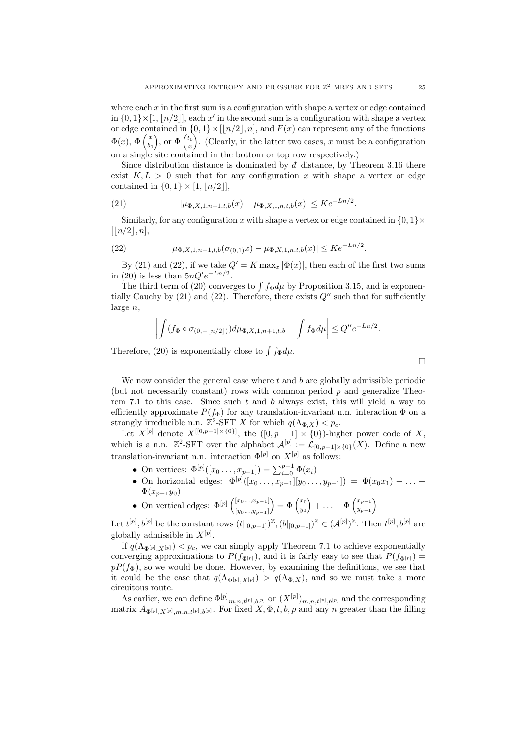where each $x$ in the first sum is a configuration with shape a vertex or edge contained in $\{0,1\} \times [1, \lfloor n/2 \rfloor]$, each $x'$ in the second sum is a configuration with shape a vertex or edge contained in $\{0,1\} \times [\lfloor n/2 \rfloor, n]$, and $F(x)$ can represent any of the functions $\Phi(x)$, $\Phi\binom{x}{b_0}$, or $\Phi\binom{t_0}{x}$. (Clearly, in the latter two cases, $x$ must be a configuration on a single site contained in the bottom or top row respectively.)

Since distribution distance is dominated by $\bar{d}$ distance, by Theorem 3.16 there exist $K, L > 0$ such that for any configuration $x$ with shape a vertex or edge contained in $\{0,1\} \times [1, \lfloor n/2 \rfloor]$,

$$|\mu_{\Phi,X,1,n+1,t,b}(x) - \mu_{\Phi,X,1,n,t,b}(x)| \leq K e^{-Ln/2}. \tag{21}$$

Similarly, for any configuration $x$ with shape a vertex or edge contained in $\{0,1\} \times [\lfloor n/2 \rfloor, n]$,

$$|\mu_{\Phi,X,1,n+1,t,b}(\sigma_{(0,1)}x) - \mu_{\Phi,X,1,n,t,b}(x)| \leq K e^{-Ln/2}. \tag{22}$$

By (21) and (22), if we take $Q' = K \max_x |\Phi(x)|$, then each of the first two sums in (20) is less than $5nQ'e^{-Ln/2}$.

The third term of (20) converges to $\int f_\Phi d\mu$ by Proposition 3.15, and is exponentially Cauchy by (21) and (22). Therefore, there exists $Q''$ such that for sufficiently large $n$,

$$\left| \int (f_\Phi \circ \sigma_{(0,-\lfloor n/2 \rfloor)}) d\mu_{\Phi,X,1,n+1,t,b} - \int f_\Phi d\mu \right| \leq Q'' e^{-Ln/2}.$$

Therefore, (20) is exponentially close to $\int f_\Phi d\mu$. □

We now consider the general case where $t$ and $b$ are globally admissible periodic (but not necessarily constant) rows with common period $p$ and generalize Theorem 7.1 to this case. Since such $t$ and $b$ always exist, this will yield a way to efficiently approximate $P(f_\Phi)$ for any translation-invariant n.n. interaction $\Phi$ on a strongly irreducible n.n. $\mathbb{Z}^2$-SFT $X$ for which $q(\Lambda_{\Phi,X}) < p_c$.

Let $X^{[p]}$ denote $X^{[[0,p-1] \times \{0\}]}$, the $([0,p-1] \times \{0\})$-higher power code of $X$, which is a n.n. $\mathbb{Z}^2$-SFT over the alphabet $\mathcal{A}^{[p]} := \mathcal{L}_{[0,p-1] \times \{0\}}(X)$. Define a new translation-invariant n.n. interaction $\Phi^{[p]}$ on $X^{[p]}$ as follows:

- On vertices: $\Phi^{[p]}([x_0 \ldots, x_{p-1}]) = \sum_{i=0}^{p-1} \Phi(x_i)$
- On horizontal edges: $\Phi^{[p]}([x_0 \ldots, x_{p-1}][y_0 \ldots, y_{p-1}]) = \Phi(x_0 x_1) + \ldots + \Phi(x_{p-1} y_0)$
- On vertical edges: $\Phi^{[p]}\binom{[x_0 \ldots, x_{p-1}]}{[y_0 \ldots, y_{p-1}]} = \Phi\binom{x_0}{y_0} + \ldots + \Phi\binom{x_{p-1}}{y_{p-1}}$

Let $t^{[p]}, b^{[p]}$ be the constant rows $(t|_{[0,p-1]})^{\mathbb{Z}}, (b|_{[0,p-1]})^{\mathbb{Z}} \in (\mathcal{A}^{[p]})^{\mathbb{Z}}$. Then $t^{[p]}, b^{[p]}$ are globally admissible in $X^{[p]}$.

If $q(\Lambda_{\Phi^{[p]},X^{[p]}}) < p_c$, we can simply apply Theorem 7.1 to achieve exponentially converging approximations to $P(f_{\Phi^{[p]}})$, and it is fairly easy to see that $P(f_{\Phi^{[p]}}) = pP(f_\Phi)$, so we would be done. However, by examining the definitions, we see that it could be the case that $q(\Lambda_{\Phi^{[p]},X^{[p]}}) > q(\Lambda_{\Phi,X})$, and so we must take a more circuitous route.

As earlier, we can define $\overline{\Phi^{[p]}}_{m,n,t^{[p]},b^{[p]}}$ on $(X^{[p]})_{m,n,t^{[p]},b^{[p]}}$ and the corresponding matrix $A_{\Phi^{[p]},X^{[p]},m,n,t^{[p]},b^{[p]}}$. For fixed $X, \Phi, t, b, p$ and any $n$ greater than the filling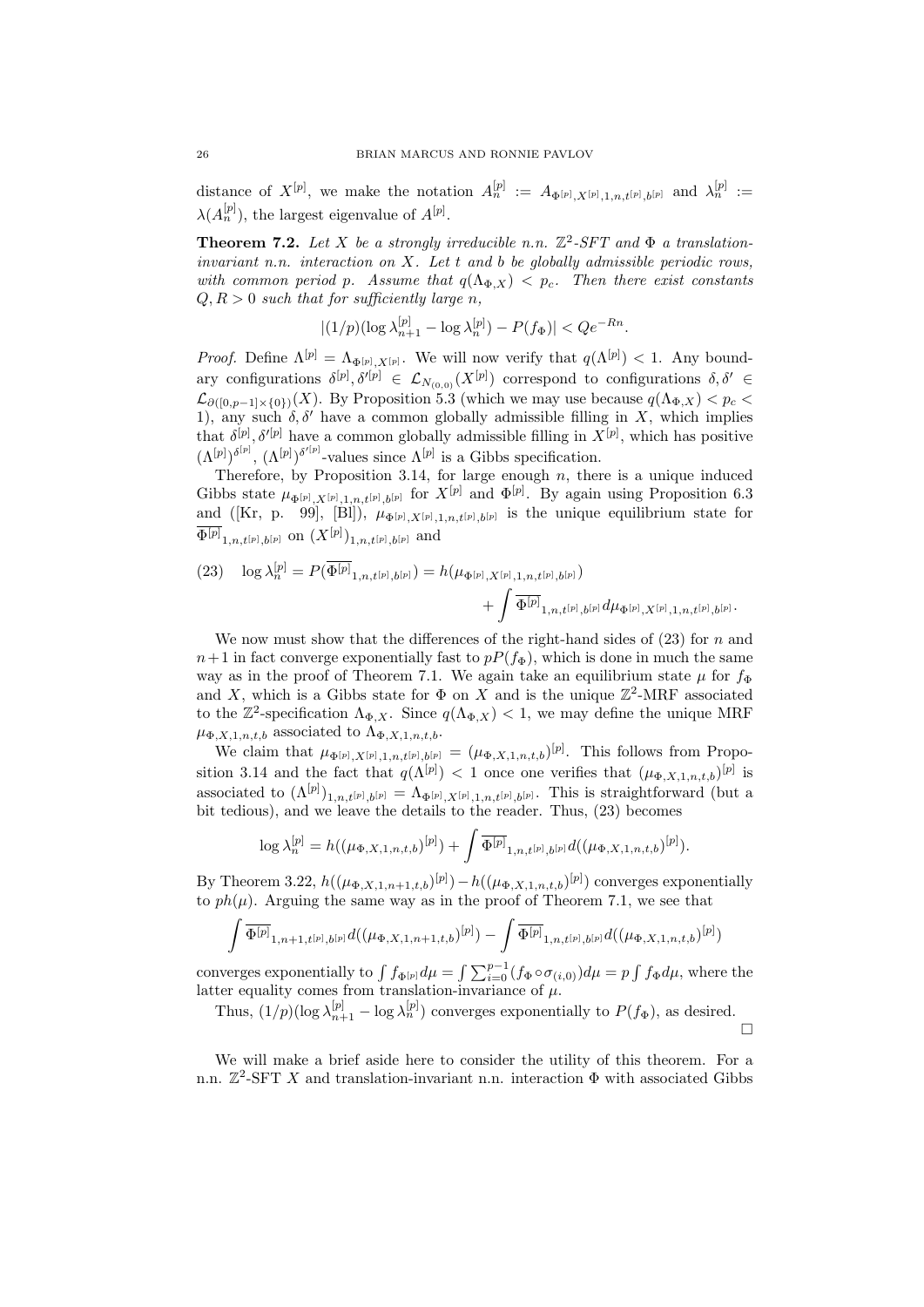distance of $X^{[p]}$, we make the notation $A^{[p]}_n := A_{\Phi^{[p]},X^{[p]},1,n,t^{[p]},b^{[p]}}$ and $\lambda^{[p]}_n := \lambda(A^{[p]}_n)$, the largest eigenvalue of $A^{[p]}$.

**Theorem 7.2.** *Let $X$ be a strongly irreducible n.n. $\mathbb{Z}^2$-SFT and $\Phi$ a translation-invariant n.n. interaction on $X$. Let $t$ and $b$ be globally admissible periodic rows, with common period $p$. Assume that $q(\Lambda_{\Phi,X}) < p_c$. Then there exist constants $Q, R > 0$ such that for sufficiently large $n$,*

$$|(1/p)(\log \lambda^{[p]}_{n+1} - \log \lambda^{[p]}_n) - P(f_\Phi)| < Qe^{-Rn}.$$

*Proof.* Define $\Lambda^{[p]} = \Lambda_{\Phi^{[p]},X^{[p]}}$. We will now verify that $q(\Lambda^{[p]}) < 1$. Any boundary configurations $\delta^{[p]}, \delta'^{[p]} \in \mathcal{L}_{N_{(0,0)}}(X^{[p]})$ correspond to configurations $\delta, \delta' \in \mathcal{L}_{\partial([0,p-1]\times\{0\})}(X)$. By Proposition 5.3 (which we may use because $q(\Lambda_{\Phi,X}) < p_c < 1$), any such $\delta, \delta'$ have a common globally admissible filling in $X$, which implies that $\delta^{[p]}, \delta'^{[p]}$ have a common globally admissible filling in $X^{[p]}$, which has positive $(\Lambda^{[p]})^{\delta^{[p]}}$, $(\Lambda^{[p]})^{\delta'^{[p]}}$-values since $\Lambda^{[p]}$ is a Gibbs specification.

Therefore, by Proposition 3.14, for large enough $n$, there is a unique induced Gibbs state $\mu_{\Phi^{[p]},X^{[p]},1,n,t^{[p]},b^{[p]}}$ for $X^{[p]}$ and $\Phi^{[p]}$. By again using Proposition 6.3 and ([Kr, p. 99], [Bl]), $\mu_{\Phi^{[p]},X^{[p]},1,n,t^{[p]},b^{[p]}}$ is the unique equilibrium state for $\overline{\Phi^{[p]}}_{1,n,t^{[p]},b^{[p]}}$ on $(X^{[p]})_{1,n,t^{[p]},b^{[p]}}$ and

$$\log \lambda^{[p]}_n = P(\overline{\Phi^{[p]}}_{1,n,t^{[p]},b^{[p]}}) = h(\mu_{\Phi^{[p]},X^{[p]},1,n,t^{[p]},b^{[p]}}) + \int \overline{\Phi^{[p]}}_{1,n,t^{[p]},b^{[p]}} d\mu_{\Phi^{[p]},X^{[p]},1,n,t^{[p]},b^{[p]}}. \tag{23}$$

We now must show that the differences of the right-hand sides of (23) for $n$ and $n+1$ in fact converge exponentially fast to $pP(f_\Phi)$, which is done in much the same way as in the proof of Theorem 7.1. We again take an equilibrium state $\mu$ for $f_\Phi$ and $X$, which is a Gibbs state for $\Phi$ on $X$ and is the unique $\mathbb{Z}^2$-MRF associated to the $\mathbb{Z}^2$-specification $\Lambda_{\Phi,X}$. Since $q(\Lambda_{\Phi,X}) < 1$, we may define the unique MRF $\mu_{\Phi,X,1,n,t,b}$ associated to $\Lambda_{\Phi,X,1,n,t,b}$.

We claim that $\mu_{\Phi^{[p]},X^{[p]},1,n,t^{[p]},b^{[p]}} = (\mu_{\Phi,X,1,n,t,b})^{[p]}$. This follows from Proposition 3.14 and the fact that $q(\Lambda^{[p]}) < 1$ once one verifies that $(\mu_{\Phi,X,1,n,t,b})^{[p]}$ is associated to $(\Lambda^{[p]})_{1,n,t^{[p]},b^{[p]}} = \Lambda_{\Phi^{[p]},X^{[p]},1,n,t^{[p]},b^{[p]}}$. This is straightforward (but a bit tedious), and we leave the details to the reader. Thus, (23) becomes

$$\log \lambda^{[p]}_n = h((\mu_{\Phi,X,1,n,t,b})^{[p]}) + \int \overline{\Phi^{[p]}}_{1,n,t^{[p]},b^{[p]}} d((\mu_{\Phi,X,1,n,t,b})^{[p]}).$$

By Theorem 3.22, $h((\mu_{\Phi,X,1,n+1,t,b})^{[p]}) - h((\mu_{\Phi,X,1,n,t,b})^{[p]})$ converges exponentially to $ph(\mu)$. Arguing the same way as in the proof of Theorem 7.1, we see that

$$\int \overline{\Phi^{[p]}}_{1,n+1,t^{[p]},b^{[p]}} d((\mu_{\Phi,X,1,n+1,t,b})^{[p]}) - \int \overline{\Phi^{[p]}}_{1,n,t^{[p]},b^{[p]}} d((\mu_{\Phi,X,1,n,t,b})^{[p]})$$

converges exponentially to $\int f_{\Phi^{[p]}} d\mu = \int \sum_{i=0}^{p-1} (f_\Phi \circ \sigma_{(i,0)}) d\mu = p \int f_\Phi d\mu$, where the latter equality comes from translation-invariance of $\mu$.

Thus, $(1/p)(\log \lambda^{[p]}_{n+1} - \log \lambda^{[p]}_n)$ converges exponentially to $P(f_\Phi)$, as desired. ∎

We will make a brief aside here to consider the utility of this theorem. For a n.n. $\mathbb{Z}^2$-SFT $X$ and translation-invariant n.n. interaction $\Phi$ with associated Gibbs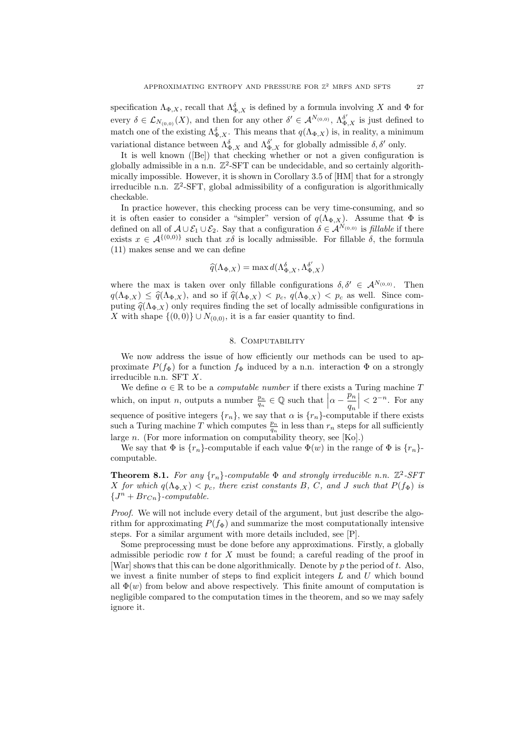specification $\Lambda_{\Phi,X}$, recall that $\Lambda^{\delta}_{\Phi,X}$ is defined by a formula involving $X$ and $\Phi$ for every $\delta \in \mathcal{L}_{N_{(0,0)}}(X)$, and then for any other $\delta' \in \mathcal{A}^{N_{(0,0)}}$, $\Lambda^{\delta'}_{\Phi,X}$ is just defined to match one of the existing $\Lambda^{\delta}_{\Phi,X}$. This means that $q(\Lambda_{\Phi,X})$ is, in reality, a minimum variational distance between $\Lambda^{\delta}_{\Phi,X}$ and $\Lambda^{\delta'}_{\Phi,X}$ for globally admissible $\delta, \delta'$ only.

It is well known ([Be]) that checking whether or not a given configuration is globally admissible in a n.n. $\mathbb{Z}^2$-SFT can be undecidable, and so certainly algorithmically impossible. However, it is shown in Corollary 3.5 of [HM] that for a strongly irreducible n.n. $\mathbb{Z}^2$-SFT, global admissibility of a configuration is algorithmically checkable.

In practice however, this checking process can be very time-consuming, and so it is often easier to consider a "simpler" version of $q(\Lambda_{\Phi,X})$. Assume that $\Phi$ is defined on all of $\mathcal{A} \cup \mathcal{E}_1 \cup \mathcal{E}_2$. Say that a configuration $\delta \in \mathcal{A}^{N_{(0,0)}}$ is *fillable* if there exists $x \in \mathcal{A}^{\{(0,0)\}}$ such that $x\delta$ is locally admissible. For fillable $\delta$, the formula (11) makes sense and we can define

$$\widehat{q}(\Lambda_{\Phi,X}) = \max d(\Lambda^{\delta}_{\Phi,X}, \Lambda^{\delta'}_{\Phi,X})$$

where the max is taken over only fillable configurations $\delta, \delta' \in \mathcal{A}^{N_{(0,0)}}$. Then $q(\Lambda_{\Phi,X}) \leq \widehat{q}(\Lambda_{\Phi,X})$, and so if $\widehat{q}(\Lambda_{\Phi,X}) < p_c$, $q(\Lambda_{\Phi,X}) < p_c$ as well. Since computing $\widehat{q}(\Lambda_{\Phi,X})$ only requires finding the set of locally admissible configurations in $X$ with shape $\{(0,0)\} \cup N_{(0,0)}$, it is a far easier quantity to find.

## 8. Computability

We now address the issue of how efficiently our methods can be used to approximate $P(f_\Phi)$ for a function $f_\Phi$ induced by a n.n. interaction $\Phi$ on a strongly irreducible n.n. SFT $X$.

We define $\alpha \in \mathbb{R}$ to be a *computable number* if there exists a Turing machine $T$ which, on input $n$, outputs a number $\frac{p_n}{q_n} \in \mathbb{Q}$ such that $\left|\alpha - \dfrac{p_n}{q_n}\right| < 2^{-n}$. For any sequence of positive integers $\{r_n\}$, we say that $\alpha$ is $\{r_n\}$-computable if there exists such a Turing machine $T$ which computes $\frac{p_n}{q_n}$ in less than $r_n$ steps for all sufficiently large $n$. (For more information on computability theory, see [Ko].)

We say that $\Phi$ is $\{r_n\}$-computable if each value $\Phi(w)$ in the range of $\Phi$ is $\{r_n\}$-computable.

**Theorem 8.1.** *For any $\{r_n\}$-computable $\Phi$ and strongly irreducible n.n. $\mathbb{Z}^2$-SFT $X$ for which $q(\Lambda_{\Phi,X}) < p_c$, there exist constants $B$, $C$, and $J$ such that $P(f_\Phi)$ is $\{J^n + Br_{Cn}\}$-computable.*

*Proof.* We will not include every detail of the argument, but just describe the algorithm for approximating $P(f_\Phi)$ and summarize the most computationally intensive steps. For a similar argument with more details included, see [P].

Some preprocessing must be done before any approximations. Firstly, a globally admissible periodic row $t$ for $X$ must be found; a careful reading of the proof in [War] shows that this can be done algorithmically. Denote by $p$ the period of $t$. Also, we invest a finite number of steps to find explicit integers $L$ and $U$ which bound all $\Phi(w)$ from below and above respectively. This finite amount of computation is negligible compared to the computation times in the theorem, and so we may safely ignore it.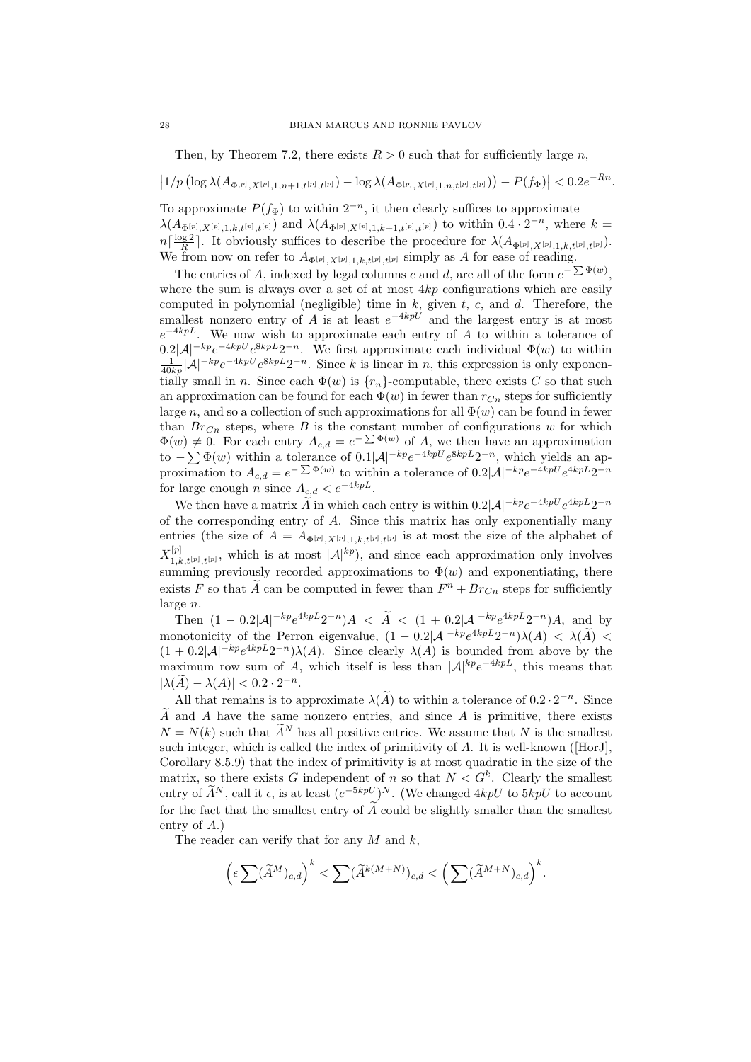Then, by Theorem 7.2, there exists $R > 0$ such that for sufficiently large $n$,

$$\left|1/p\left(\log \lambda(A_{\Phi^{[p]},X^{[p]},1,n+1,t^{[p]},t^{[p]}}) - \log \lambda(A_{\Phi^{[p]},X^{[p]},1,n,t^{[p]},t^{[p]}})\right) - P(f_\Phi)\right| < 0.2e^{-Rn}.$$

To approximate $P(f_\Phi)$ to within $2^{-n}$, it then clearly suffices to approximate $\lambda(A_{\Phi^{[p]},X^{[p]},1,k,t^{[p]},t^{[p]}})$ and $\lambda(A_{\Phi^{[p]},X^{[p]},1,k+1,t^{[p]},t^{[p]}})$ to within $0.4 \cdot 2^{-n}$, where $k = n\lceil \frac{\log 2}{R} \rceil$. It obviously suffices to describe the procedure for $\lambda(A_{\Phi^{[p]},X^{[p]},1,k,t^{[p]},t^{[p]}})$. We from now on refer to $A_{\Phi^{[p]},X^{[p]},1,k,t^{[p]},t^{[p]}}$ simply as $A$ for ease of reading.

The entries of $A$, indexed by legal columns $c$ and $d$, are all of the form $e^{-\sum \Phi(w)}$, where the sum is always over a set of at most $4kp$ configurations which are easily computed in polynomial (negligible) time in $k$, given $t$, $c$, and $d$. Therefore, the smallest nonzero entry of $A$ is at least $e^{-4kpU}$ and the largest entry is at most $e^{-4kpL}$. We now wish to approximate each entry of $A$ to within a tolerance of $0.2|\mathcal{A}|^{-kp}e^{-4kpU}e^{8kpL}2^{-n}$. We first approximate each individual $\Phi(w)$ to within $\frac{1}{40kp}|\mathcal{A}|^{-kp}e^{-4kpU}e^{8kpL}2^{-n}$. Since $k$ is linear in $n$, this expression is only exponentially small in $n$. Since each $\Phi(w)$ is $\{r_n\}$-computable, there exists $C$ so that such an approximation can be found for each $\Phi(w)$ in fewer than $r_{Cn}$ steps for sufficiently large $n$, and so a collection of such approximations for all $\Phi(w)$ can be found in fewer than $Br_{Cn}$ steps, where $B$ is the constant number of configurations $w$ for which $\Phi(w) \neq 0$. For each entry $A_{c,d} = e^{-\sum \Phi(w)}$ of $A$, we then have an approximation to $-\sum \Phi(w)$ within a tolerance of $0.1|\mathcal{A}|^{-kp}e^{-4kpU}e^{8kpL}2^{-n}$, which yields an approximation to $A_{c,d} = e^{-\sum \Phi(w)}$ to within a tolerance of $0.2|\mathcal{A}|^{-kp}e^{-4kpU}e^{4kpL}2^{-n}$ for large enough $n$ since $A_{c,d} < e^{-4kpL}$.

We then have a matrix $\widetilde{A}$ in which each entry is within $0.2|\mathcal{A}|^{-kp}e^{-4kpU}e^{4kpL}2^{-n}$ of the corresponding entry of $A$. Since this matrix has only exponentially many entries (the size of $A = A_{\Phi^{[p]},X^{[p]},1,k,t^{[p]},t^{[p]}}$ is at most the size of the alphabet of $X^{[p]}_{1,k,t^{[p]},t^{[p]}}$, which is at most $|\mathcal{A}|^{kp}$), and since each approximation only involves summing previously recorded approximations to $\Phi(w)$ and exponentiating, there exists $F$ so that $\widetilde{A}$ can be computed in fewer than $F^n + Br_{Cn}$ steps for sufficiently large $n$.

Then $(1 - 0.2|\mathcal{A}|^{-kp}e^{4kpL}2^{-n})A < \widetilde{A} < (1 + 0.2|\mathcal{A}|^{-kp}e^{4kpL}2^{-n})A$, and by monotonicity of the Perron eigenvalue, $(1 - 0.2|\mathcal{A}|^{-kp}e^{4kpL}2^{-n})\lambda(A) < \lambda(\widetilde{A}) < (1 + 0.2|\mathcal{A}|^{-kp}e^{4kpL}2^{-n})\lambda(A)$. Since clearly $\lambda(A)$ is bounded from above by the maximum row sum of $A$, which itself is less than $|\mathcal{A}|^{kp}e^{-4kpL}$, this means that $|\lambda(\widetilde{A}) - \lambda(A)| < 0.2 \cdot 2^{-n}$.

All that remains is to approximate $\lambda(\widetilde{A})$ to within a tolerance of $0.2 \cdot 2^{-n}$. Since $\widetilde{A}$ and $A$ have the same nonzero entries, and since $A$ is primitive, there exists $N = N(k)$ such that $\widetilde{A}^N$ has all positive entries. We assume that $N$ is the smallest such integer, which is called the index of primitivity of $A$. It is well-known ([HorJ], Corollary 8.5.9) that the index of primitivity is at most quadratic in the size of the matrix, so there exists $G$ independent of $n$ so that $N < G^k$. Clearly the smallest entry of $\widetilde{A}^N$, call it $\epsilon$, is at least $(e^{-5kpU})^N$. (We changed $4kpU$ to $5kpU$ to account for the fact that the smallest entry of $\widetilde{A}$ could be slightly smaller than the smallest entry of $A$.)

The reader can verify that for any $M$ and $k$,

$$\left(\epsilon \sum (\widetilde{A}^M)_{c,d}\right)^k < \sum (\widetilde{A}^{k(M+N)})_{c,d} < \left(\sum (\widetilde{A}^{M+N})_{c,d}\right)^k.$$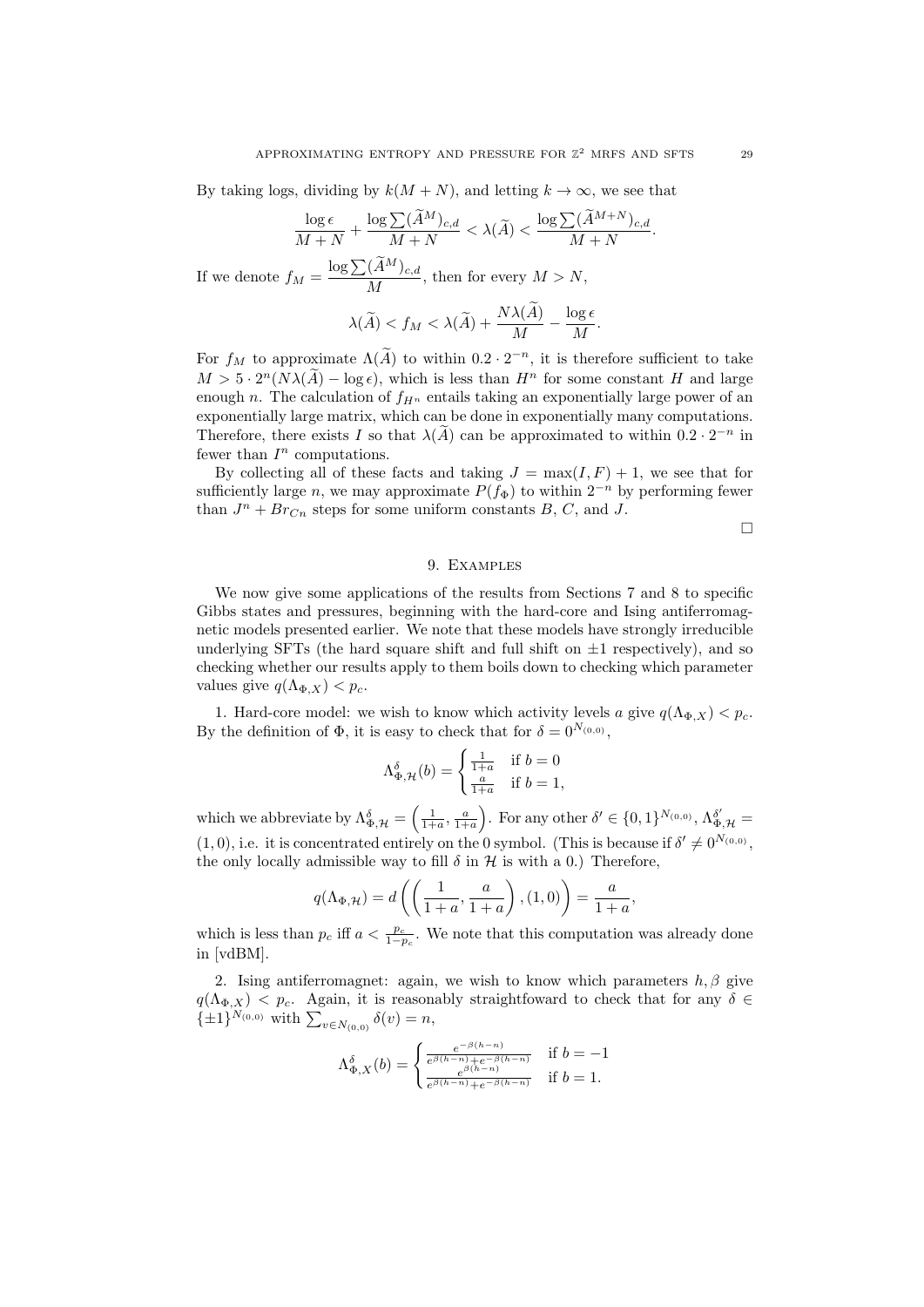By taking logs, dividing by $k(M+N)$, and letting $k \to \infty$, we see that

$$\frac{\log \epsilon}{M+N} + \frac{\log \sum (\widetilde{A}^M)_{c,d}}{M+N} < \lambda(\widetilde{A}) < \frac{\log \sum (\widetilde{A}^{M+N})_{c,d}}{M+N}.$$

If we denote $f_M = \dfrac{\log \sum (\widetilde{A}^M)_{c,d}}{M}$, then for every $M > N$,

$$\lambda(\widetilde{A}) < f_M < \lambda(\widetilde{A}) + \frac{N\lambda(\widetilde{A})}{M} - \frac{\log \epsilon}{M}.$$

For $f_M$ to approximate $\Lambda(\widetilde{A})$ to within $0.2 \cdot 2^{-n}$, it is therefore sufficient to take $M > 5 \cdot 2^n (N\lambda(\widetilde{A}) - \log \epsilon)$, which is less than $H^n$ for some constant $H$ and large enough $n$. The calculation of $f_{H^n}$ entails taking an exponentially large power of an exponentially large matrix, which can be done in exponentially many computations. Therefore, there exists $I$ so that $\lambda(\widetilde{A})$ can be approximated to within $0.2 \cdot 2^{-n}$ in fewer than $I^n$ computations.

By collecting all of these facts and taking $J = \max(I, F) + 1$, we see that for sufficiently large $n$, we may approximate $P(f_\Phi)$ to within $2^{-n}$ by performing fewer than $J^n + Br_{Cn}$ steps for some uniform constants $B$, $C$, and $J$.

□

## 9. Examples

We now give some applications of the results from Sections 7 and 8 to specific Gibbs states and pressures, beginning with the hard-core and Ising antiferromagnetic models presented earlier. We note that these models have strongly irreducible underlying SFTs (the hard square shift and full shift on $\pm 1$ respectively), and so checking whether our results apply to them boils down to checking which parameter values give $q(\Lambda_{\Phi,X}) < p_c$.

1. Hard-core model: we wish to know which activity levels $a$ give $q(\Lambda_{\Phi,X}) < p_c$. By the definition of $\Phi$, it is easy to check that for $\delta = 0^{N_{(0,0)}}$,

$$\Lambda^\delta_{\Phi,\mathcal{H}}(b) = \begin{cases} \frac{1}{1+a} & \text{if } b = 0 \\ \frac{a}{1+a} & \text{if } b = 1, \end{cases}$$

which we abbreviate by $\Lambda^\delta_{\Phi,\mathcal{H}} = \left(\frac{1}{1+a}, \frac{a}{1+a}\right)$. For any other $\delta' \in \{0,1\}^{N_{(0,0)}}$, $\Lambda^{\delta'}_{\Phi,\mathcal{H}} = (1,0)$, i.e. it is concentrated entirely on the 0 symbol. (This is because if $\delta' \neq 0^{N_{(0,0)}}$, the only locally admissible way to fill $\delta$ in $\mathcal{H}$ is with a 0.) Therefore,

$$q(\Lambda_{\Phi,\mathcal{H}}) = d\left(\left(\frac{1}{1+a}, \frac{a}{1+a}\right), (1,0)\right) = \frac{a}{1+a},$$

which is less than $p_c$ iff $a < \frac{p_c}{1-p_c}$. We note that this computation was already done in [vdBM].

2. Ising antiferromagnet: again, we wish to know which parameters $h, \beta$ give $q(\Lambda_{\Phi,X}) < p_c$. Again, it is reasonably straightfoward to check that for any $\delta \in \{\pm 1\}^{N_{(0,0)}}$ with $\sum_{v \in N_{(0,0)}} \delta(v) = n$,

$$\Lambda^\delta_{\Phi,X}(b) = \begin{cases} \frac{e^{-\beta(h-n)}}{e^{\beta(h-n)} + e^{-\beta(h-n)}} & \text{if } b = -1 \\ \frac{e^{\beta(h-n)}}{e^{\beta(h-n)} + e^{-\beta(h-n)}} & \text{if } b = 1. \end{cases}$$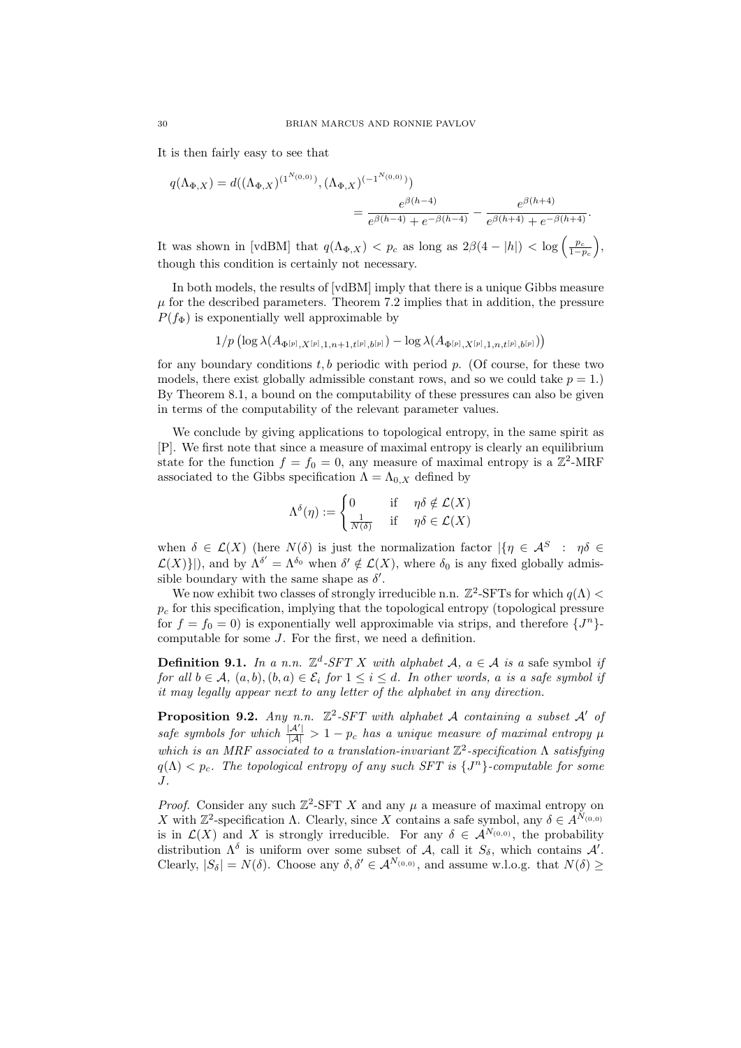It is then fairly easy to see that

$$q(\Lambda_{\Phi,X}) = d((\Lambda_{\Phi,X})^{(1^{N_{(0,0)}})}, (\Lambda_{\Phi,X})^{(-1^{N_{(0,0)}})})$$
$$= \frac{e^{\beta(h-4)}}{e^{\beta(h-4)} + e^{-\beta(h-4)}} - \frac{e^{\beta(h+4)}}{e^{\beta(h+4)} + e^{-\beta(h+4)}}.$$

It was shown in [vdBM] that $q(\Lambda_{\Phi,X}) < p_c$ as long as $2\beta(4 - |h|) < \log\left(\frac{p_c}{1-p_c}\right)$, though this condition is certainly not necessary.

In both models, the results of [vdBM] imply that there is a unique Gibbs measure $\mu$ for the described parameters. Theorem 7.2 implies that in addition, the pressure $P(f_\Phi)$ is exponentially well approximable by

$$1/p \left(\log \lambda(A_{\Phi^{[p]},X^{[p]},1,n+1,t^{[p]},b^{[p]}}) - \log \lambda(A_{\Phi^{[p]},X^{[p]},1,n,t^{[p]},b^{[p]}})\right)$$

for any boundary conditions $t, b$ periodic with period $p$. (Of course, for these two models, there exist globally admissible constant rows, and so we could take $p = 1$.) By Theorem 8.1, a bound on the computability of these pressures can also be given in terms of the computability of the relevant parameter values.

We conclude by giving applications to topological entropy, in the same spirit as [P]. We first note that since a measure of maximal entropy is clearly an equilibrium state for the function $f = f_0 = 0$, any measure of maximal entropy is a $\mathbb{Z}^2$-MRF associated to the Gibbs specification $\Lambda = \Lambda_{0,X}$ defined by

$$\Lambda^\delta(\eta) := \begin{cases} 0 & \text{if} \quad \eta\delta \notin \mathcal{L}(X) \\ \frac{1}{N(\delta)} & \text{if} \quad \eta\delta \in \mathcal{L}(X) \end{cases}$$

when $\delta \in \mathcal{L}(X)$ (here $N(\delta)$ is just the normalization factor $|\{\eta \in \mathcal{A}^S \ : \ \eta\delta \in \mathcal{L}(X)\}|$), and by $\Lambda^{\delta'} = \Lambda^{\delta_0}$ when $\delta' \notin \mathcal{L}(X)$, where $\delta_0$ is any fixed globally admissible boundary with the same shape as $\delta'$.

We now exhibit two classes of strongly irreducible n.n. $\mathbb{Z}^2$-SFTs for which $q(\Lambda) < p_c$ for this specification, implying that the topological entropy (topological pressure for $f = f_0 = 0$) is exponentially well approximable via strips, and therefore $\{J^n\}$-computable for some $J$. For the first, we need a definition.

**Definition 9.1.** *In a n.n. $\mathbb{Z}^d$-SFT $X$ with alphabet $\mathcal{A}$, $a \in \mathcal{A}$ is a* safe symbol *if for all $b \in \mathcal{A}$, $(a, b), (b, a) \in \mathcal{E}_i$ for $1 \leq i \leq d$. In other words, $a$ is a safe symbol if it may legally appear next to any letter of the alphabet in any direction.*

**Proposition 9.2.** *Any n.n. $\mathbb{Z}^2$-SFT with alphabet $\mathcal{A}$ containing a subset $\mathcal{A}'$ of safe symbols for which $\frac{|\mathcal{A}'|}{|\mathcal{A}|} > 1 - p_c$ has a unique measure of maximal entropy $\mu$ which is an MRF associated to a translation-invariant $\mathbb{Z}^2$-specification $\Lambda$ satisfying $q(\Lambda) < p_c$. The topological entropy of any such SFT is $\{J^n\}$-computable for some $J$.*

*Proof.* Consider any such $\mathbb{Z}^2$-SFT $X$ and any $\mu$ a measure of maximal entropy on $X$ with $\mathbb{Z}^2$-specification $\Lambda$. Clearly, since $X$ contains a safe symbol, any $\delta \in \mathcal{A}^{N_{(0,0)}}$ is in $\mathcal{L}(X)$ and $X$ is strongly irreducible. For any $\delta \in \mathcal{A}^{N_{(0,0)}}$, the probability distribution $\Lambda^\delta$ is uniform over some subset of $\mathcal{A}$, call it $S_\delta$, which contains $\mathcal{A}'$. Clearly, $|S_\delta| = N(\delta)$. Choose any $\delta, \delta' \in \mathcal{A}^{N_{(0,0)}}$, and assume w.l.o.g. that $N(\delta) \geq$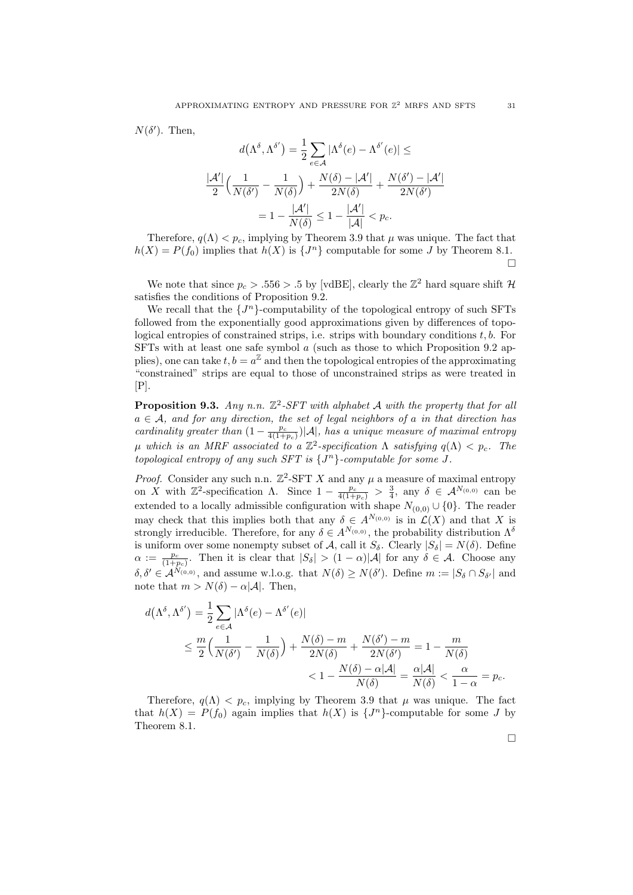$N(\delta')$. Then,

$$d\big(\Lambda^{\delta}, \Lambda^{\delta'}\big) = \frac{1}{2} \sum_{e \in \mathcal{A}} |\Lambda^{\delta}(e) - \Lambda^{\delta'}(e)| \leq$$

$$\frac{|\mathcal{A}'|}{2}\Big(\frac{1}{N(\delta')} - \frac{1}{N(\delta)}\Big) + \frac{N(\delta) - |\mathcal{A}'|}{2N(\delta)} + \frac{N(\delta') - |\mathcal{A}'|}{2N(\delta')}$$

$$= 1 - \frac{|\mathcal{A}'|}{N(\delta)} \leq 1 - \frac{|\mathcal{A}'|}{|\mathcal{A}|} < p_c.$$

Therefore, $q(\Lambda) < p_c$, implying by Theorem 3.9 that $\mu$ was unique. The fact that $h(X) = P(f_0)$ implies that $h(X)$ is $\{J^n\}$ computable for some $J$ by Theorem 8.1. □

We note that since $p_c > .556 > .5$ by [vdBE], clearly the $\mathbb{Z}^2$ hard square shift $\mathcal{H}$ satisfies the conditions of Proposition 9.2.

We recall that the $\{J^n\}$-computability of the topological entropy of such SFTs followed from the exponentially good approximations given by differences of topological entropies of constrained strips, i.e. strips with boundary conditions $t, b$. For SFTs with at least one safe symbol $a$ (such as those to which Proposition 9.2 applies), one can take $t, b = a^{\mathbb{Z}}$ and then the topological entropies of the approximating "constrained" strips are equal to those of unconstrained strips as were treated in [P].

**Proposition 9.3.** *Any n.n. $\mathbb{Z}^2$-SFT with alphabet $\mathcal{A}$ with the property that for all $a \in \mathcal{A}$, and for any direction, the set of legal neighbors of $a$ in that direction has cardinality greater than $(1 - \frac{p_c}{4(1+p_c)})|\mathcal{A}|$, has a unique measure of maximal entropy $\mu$ which is an MRF associated to a $\mathbb{Z}^2$-specification $\Lambda$ satisfying $q(\Lambda) < p_c$. The topological entropy of any such SFT is $\{J^n\}$-computable for some $J$.*

*Proof.* Consider any such n.n. $\mathbb{Z}^2$-SFT $X$ and any $\mu$ a measure of maximal entropy on $X$ with $\mathbb{Z}^2$-specification $\Lambda$. Since $1 - \frac{p_c}{4(1+p_c)} > \frac{3}{4}$, any $\delta \in \mathcal{A}^{N_{(0,0)}}$ can be extended to a locally admissible configuration with shape $N_{(0,0)} \cup \{0\}$. The reader may check that this implies both that any $\delta \in A^{N_{(0,0)}}$ is in $\mathcal{L}(X)$ and that $X$ is strongly irreducible. Therefore, for any $\delta \in A^{N_{(0,0)}}$, the probability distribution $\Lambda^{\delta}$ is uniform over some nonempty subset of $\mathcal{A}$, call it $S_{\delta}$. Clearly $|S_{\delta}| = N(\delta)$. Define $\alpha := \frac{p_c}{(1+p_c)}$. Then it is clear that $|S_{\delta}| > (1-\alpha)|\mathcal{A}|$ for any $\delta \in \mathcal{A}$. Choose any $\delta, \delta' \in \mathcal{A}^{N_{(0,0)}}$, and assume w.l.o.g. that $N(\delta) \geq N(\delta')$. Define $m := |S_{\delta} \cap S_{\delta'}|$ and note that $m > N(\delta) - \alpha|\mathcal{A}|$. Then,

$$\begin{aligned}
d\big(\Lambda^{\delta}, \Lambda^{\delta'}\big) &= \frac{1}{2} \sum_{e \in \mathcal{A}} |\Lambda^{\delta}(e) - \Lambda^{\delta'}(e)| \\
&\leq \frac{m}{2}\Big(\frac{1}{N(\delta')} - \frac{1}{N(\delta)}\Big) + \frac{N(\delta) - m}{2N(\delta)} + \frac{N(\delta') - m}{2N(\delta')} = 1 - \frac{m}{N(\delta)} \\
&< 1 - \frac{N(\delta) - \alpha|\mathcal{A}|}{N(\delta)} = \frac{\alpha|\mathcal{A}|}{N(\delta)} < \frac{\alpha}{1-\alpha} = p_c.
\end{aligned}$$

Therefore, $q(\Lambda) < p_c$, implying by Theorem 3.9 that $\mu$ was unique. The fact that $h(X) = P(f_0)$ again implies that $h(X)$ is $\{J^n\}$-computable for some $J$ by Theorem 8.1.

□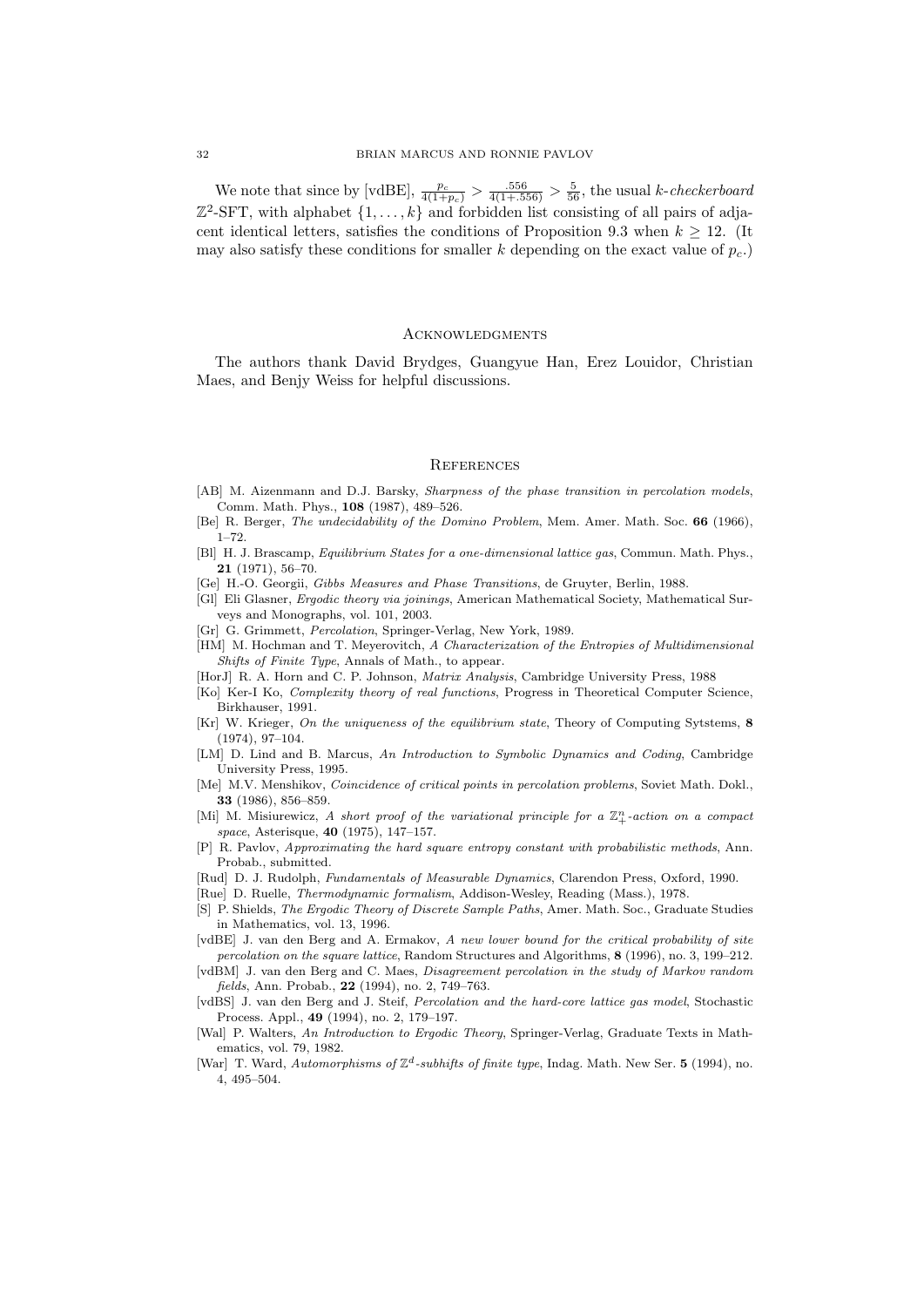We note that since by [vdBE], $\frac{p_c}{4(1+p_c)} > \frac{.556}{4(1+.556)} > \frac{5}{56}$, the usual *k-checkerboard* $\mathbb{Z}^2$-SFT, with alphabet $\{1, \ldots, k\}$ and forbidden list consisting of all pairs of adjacent identical letters, satisfies the conditions of Proposition 9.3 when $k \geq 12$. (It may also satisfy these conditions for smaller $k$ depending on the exact value of $p_c$.)

## Acknowledgments

The authors thank David Brydges, Guangyue Han, Erez Louidor, Christian Maes, and Benjy Weiss for helpful discussions.

## References

[AB] M. Aizenmann and D.J. Barsky, *Sharpness of the phase transition in percolation models*, Comm. Math. Phys., **108** (1987), 489–526.

[Be] R. Berger, *The undecidability of the Domino Problem*, Mem. Amer. Math. Soc. **66** (1966), 1–72.

[Bl] H. J. Brascamp, *Equilibrium States for a one-dimensional lattice gas*, Commun. Math. Phys., **21** (1971), 56–70.

[Ge] H.-O. Georgii, *Gibbs Measures and Phase Transitions*, de Gruyter, Berlin, 1988.

[Gl] Eli Glasner, *Ergodic theory via joinings*, American Mathematical Society, Mathematical Surveys and Monographs, vol. 101, 2003.

[Gr] G. Grimmett, *Percolation*, Springer-Verlag, New York, 1989.

[HM] M. Hochman and T. Meyerovitch, *A Characterization of the Entropies of Multidimensional Shifts of Finite Type*, Annals of Math., to appear.

[HorJ] R. A. Horn and C. P. Johnson, *Matrix Analysis*, Cambridge University Press, 1988

[Ko] Ker-I Ko, *Complexity theory of real functions*, Progress in Theoretical Computer Science, Birkhauser, 1991.

[Kr] W. Krieger, *On the uniqueness of the equilibrium state*, Theory of Computing Sytstems, **8** (1974), 97–104.

[LM] D. Lind and B. Marcus, *An Introduction to Symbolic Dynamics and Coding*, Cambridge University Press, 1995.

[Me] M.V. Menshikov, *Coincidence of critical points in percolation problems*, Soviet Math. Dokl., **33** (1986), 856–859.

[Mi] M. Misiurewicz, *A short proof of the variational principle for a $\mathbb{Z}^n_+$-action on a compact space*, Asterisque, **40** (1975), 147–157.

[P] R. Pavlov, *Approximating the hard square entropy constant with probabilistic methods*, Ann. Probab., submitted.

[Rud] D. J. Rudolph, *Fundamentals of Measurable Dynamics*, Clarendon Press, Oxford, 1990.

[Rue] D. Ruelle, *Thermodynamic formalism*, Addison-Wesley, Reading (Mass.), 1978.

[S] P. Shields, *The Ergodic Theory of Discrete Sample Paths*, Amer. Math. Soc., Graduate Studies in Mathematics, vol. 13, 1996.

[vdBE] J. van den Berg and A. Ermakov, *A new lower bound for the critical probability of site percolation on the square lattice*, Random Structures and Algorithms, **8** (1996), no. 3, 199–212.

[vdBM] J. van den Berg and C. Maes, *Disagreement percolation in the study of Markov random fields*, Ann. Probab., **22** (1994), no. 2, 749–763.

[vdBS] J. van den Berg and J. Steif, *Percolation and the hard-core lattice gas model*, Stochastic Process. Appl., **49** (1994), no. 2, 179–197.

[Wal] P. Walters, *An Introduction to Ergodic Theory*, Springer-Verlag, Graduate Texts in Mathematics, vol. 79, 1982.

[War] T. Ward, *Automorphisms of $\mathbb{Z}^d$-subhifts of finite type*, Indag. Math. New Ser. **5** (1994), no. 4, 495–504.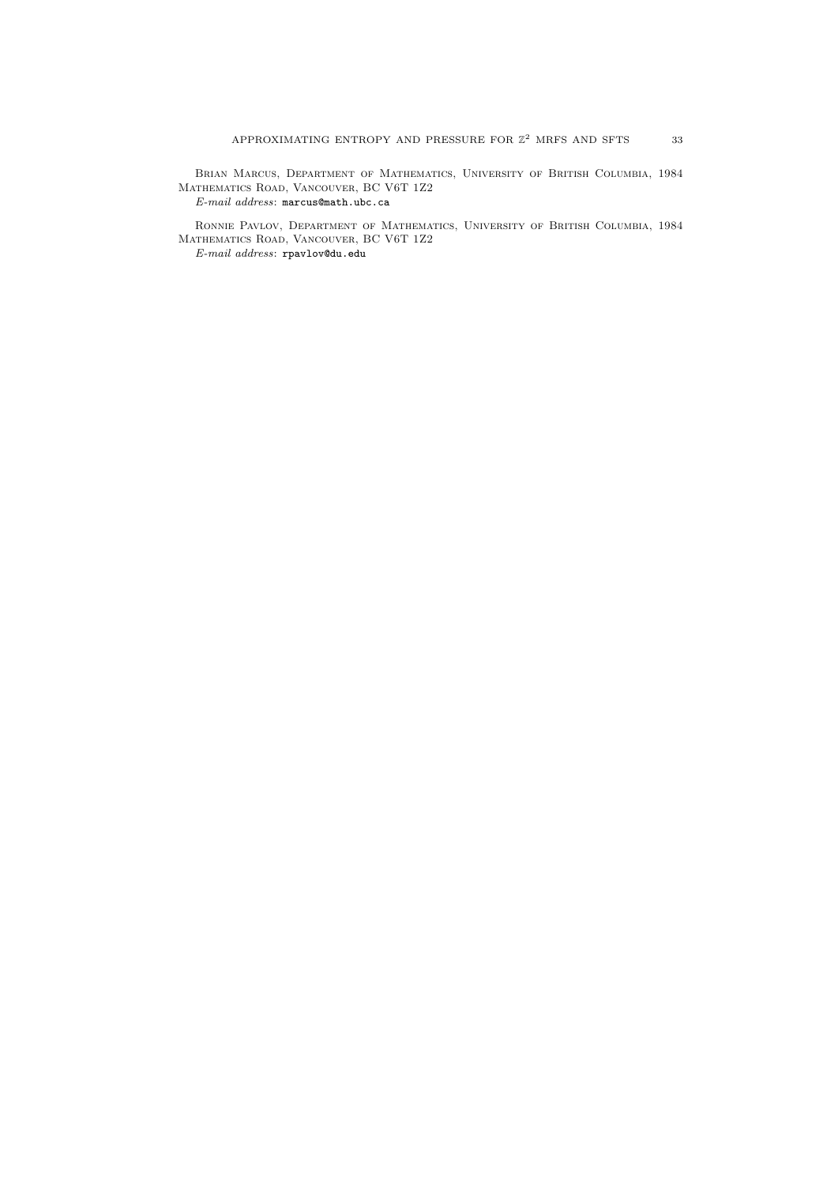Brian Marcus, Department of Mathematics, University of British Columbia, 1984 Mathematics Road, Vancouver, BC V6T 1Z2

*E-mail address*: marcus@math.ubc.ca

Ronnie Pavlov, Department of Mathematics, University of British Columbia, 1984 Mathematics Road, Vancouver, BC V6T 1Z2

*E-mail address*: rpavlov@du.edu